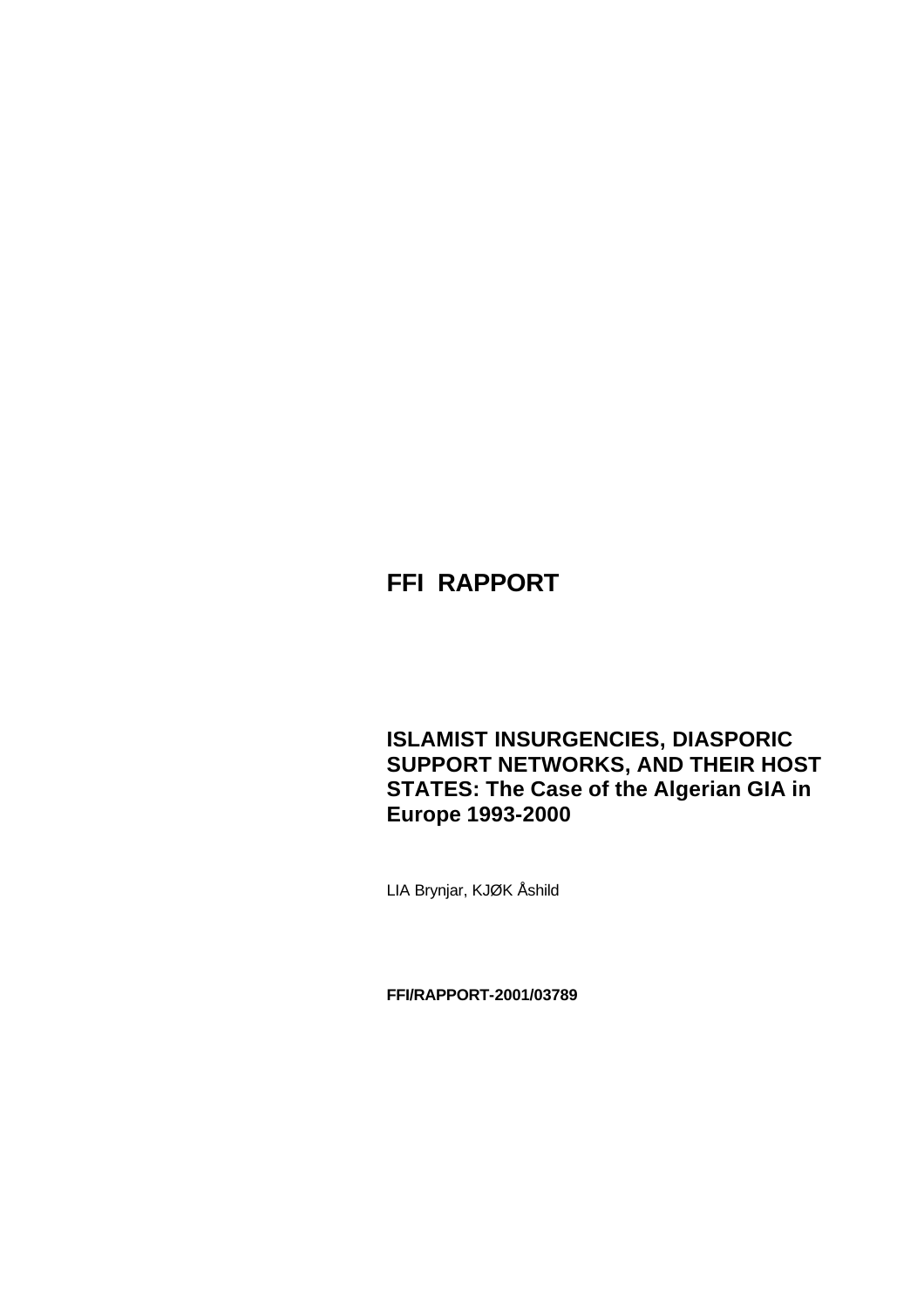# FFI RAPPORT

## ISLAMIST INSURGENCIES, DIASPORIC SUPPORT NETWORKS, AND THEIR HOST STATES: The Case of the Algerian GIA in Europe 1993-2000

LIA Brynjar, KJØK Åshild

**FFI/RAPPORT-2001/03789**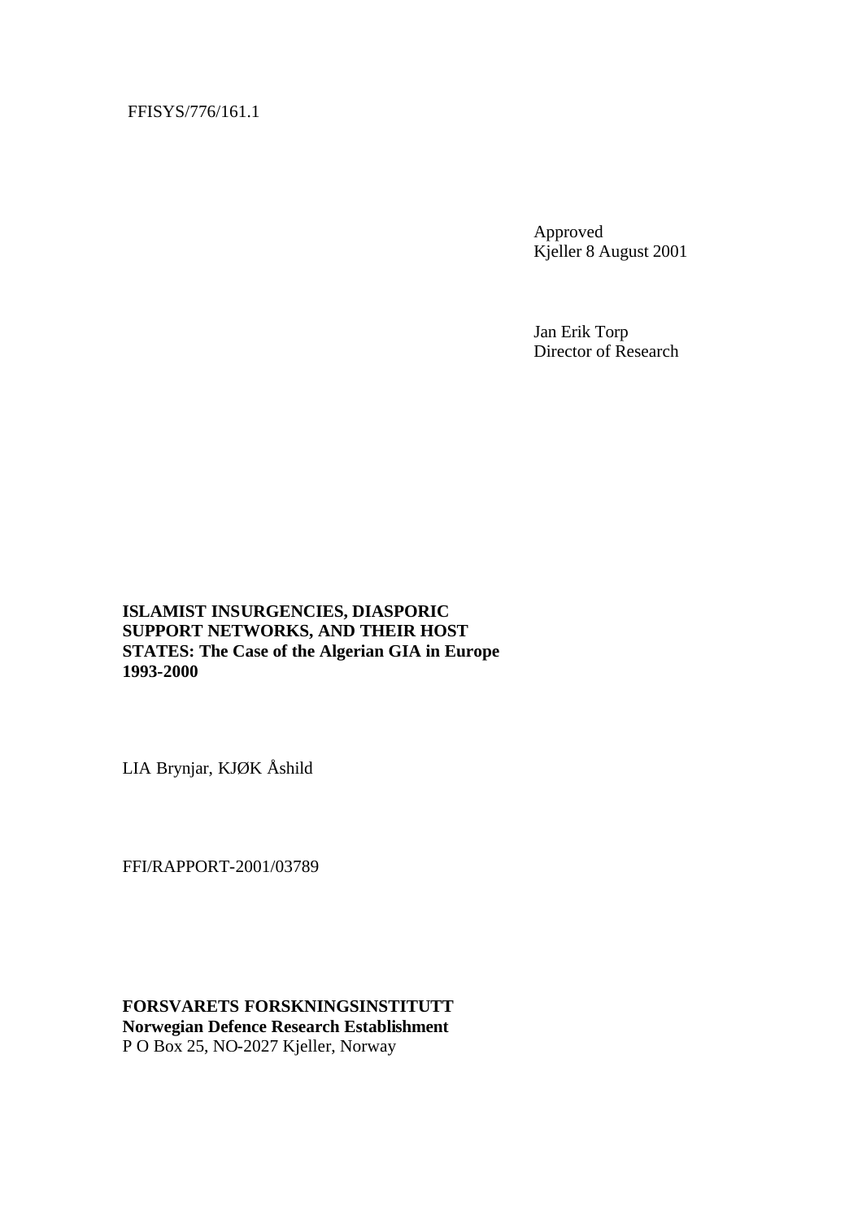FFISYS/776/161.1

Approved
Kjeller 8 August 2001

Jan Erik Torp
Director of Research

**ISLAMIST INSURGENCIES, DIASPORIC SUPPORT NETWORKS, AND THEIR HOST STATES: The Case of the Algerian GIA in Europe 1993-2000**

LIA Brynjar, KJØK Åshild

FFI/RAPPORT-2001/03789

**FORSVARETS FORSKNINGSINSTITUTT**
**Norwegian Defence Research Establishment**
P O Box 25, NO-2027 Kjeller, Norway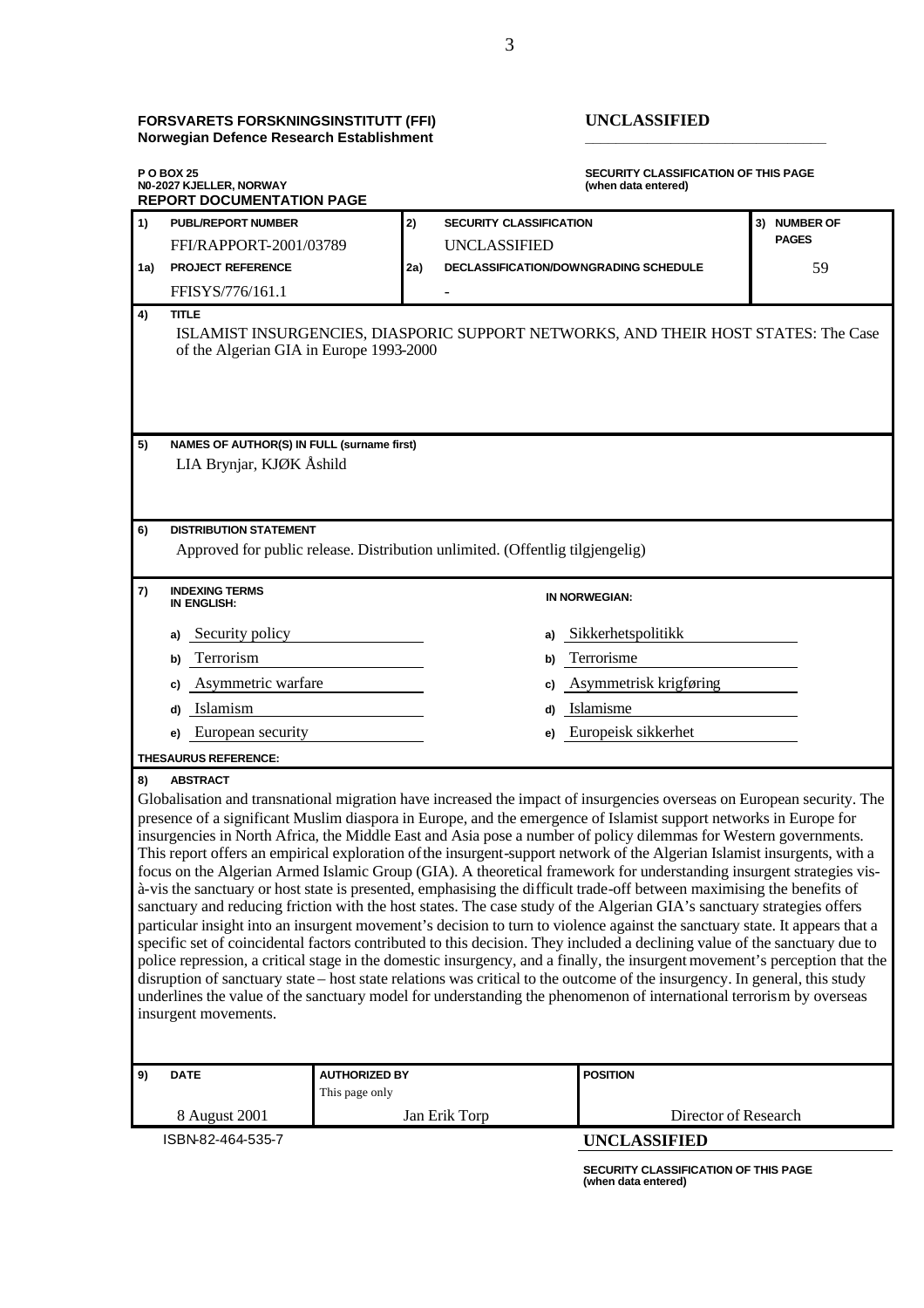**FORSVARETS FORSKNINGSINSTITUTT (FFI)**
**Norwegian Defence Research Establishment**

**UNCLASSIFIED**

**P O BOX 25**
**N0-2027 KJELLER, NORWAY**

**SECURITY CLASSIFICATION OF THIS PAGE**
**(when data entered)**

**REPORT DOCUMENTATION PAGE**

| | | | | |
|---|---|---|---|---|
| **1) PUBL/REPORT NUMBER** FFI/RAPPORT-2001/03789 | **2) SECURITY CLASSIFICATION** UNCLASSIFIED | | **3) NUMBER OF PAGES** | |
| **1a) PROJECT REFERENCE** FFISYS/776/161.1 | **2a) DECLASSIFICATION/DOWNGRADING SCHEDULE** - | | 59 | |

**4) TITLE**
ISLAMIST INSURGENCIES, DIASPORIC SUPPORT NETWORKS, AND THEIR HOST STATES: The Case of the Algerian GIA in Europe 1993-2000

**5) NAMES OF AUTHOR(S) IN FULL (surname first)**
LIA Brynjar, KJØK Åshild

**6) DISTRIBUTION STATEMENT**
Approved for public release. Distribution unlimited. (Offentlig tilgjengelig)

**7) INDEXING TERMS**

| IN ENGLISH: | IN NORWEGIAN: |
|---|---|
| a) Security policy | a) Sikkerhetspolitikk |
| b) Terrorism | b) Terrorisme |
| c) Asymmetric warfare | c) Asymmetrisk krigføring |
| d) Islamism | d) Islamisme |
| e) European security | e) Europeisk sikkerhet |

**THESAURUS REFERENCE:**

**8) ABSTRACT**

Globalisation and transnational migration have increased the impact of insurgencies overseas on European security. The presence of a significant Muslim diaspora in Europe, and the emergence of Islamist support networks in Europe for insurgencies in North Africa, the Middle East and Asia pose a number of policy dilemmas for Western governments. This report offers an empirical exploration of the insurgent-support network of the Algerian Islamist insurgents, with a focus on the Algerian Armed Islamic Group (GIA). A theoretical framework for understanding insurgent strategies vis-à-vis the sanctuary or host state is presented, emphasising the difficult trade-off between maximising the benefits of sanctuary and reducing friction with the host states. The case study of the Algerian GIA's sanctuary strategies offers particular insight into an insurgent movement's decision to turn to violence against the sanctuary state. It appears that a specific set of coincidental factors contributed to this decision. They included a declining value of the sanctuary due to police repression, a critical stage in the domestic insurgency, and a finally, the insurgent movement's perception that the disruption of sanctuary state – host state relations was critical to the outcome of the insurgency. In general, this study underlines the value of the sanctuary model for understanding the phenomenon of international terrorism by overseas insurgent movements.

| **9) DATE** | **AUTHORIZED BY** This page only | **POSITION** |
|---|---|---|
| 8 August 2001 | Jan Erik Torp | Director of Research |

ISBN-82-464-535-7

**UNCLASSIFIED**

**SECURITY CLASSIFICATION OF THIS PAGE**
**(when data entered)**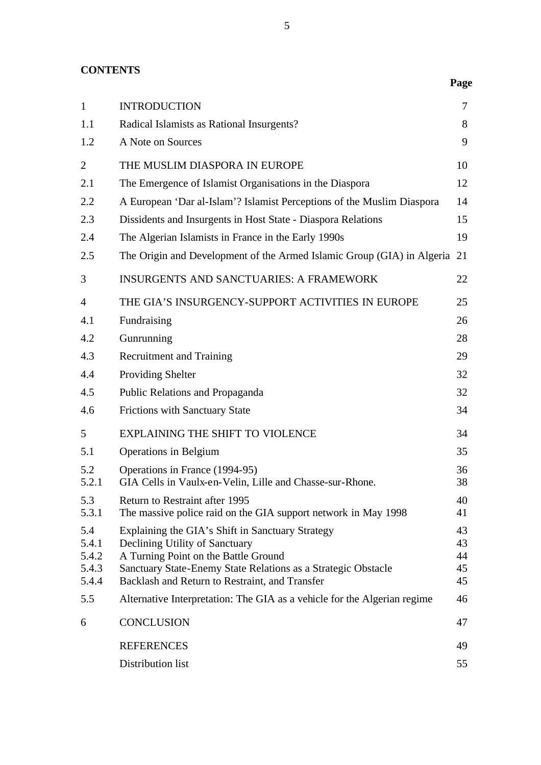**CONTENTS**

| | | Page |
|---|---|---|
| 1 | INTRODUCTION | 7 |
| 1.1 | Radical Islamists as Rational Insurgents? | 8 |
| 1.2 | A Note on Sources | 9 |
| 2 | THE MUSLIM DIASPORA IN EUROPE | 10 |
| 2.1 | The Emergence of Islamist Organisations in the Diaspora | 12 |
| 2.2 | A European 'Dar al-Islam'? Islamist Perceptions of the Muslim Diaspora | 14 |
| 2.3 | Dissidents and Insurgents in Host State - Diaspora Relations | 15 |
| 2.4 | The Algerian Islamists in France in the Early 1990s | 19 |
| 2.5 | The Origin and Development of the Armed Islamic Group (GIA) in Algeria | 21 |
| 3 | INSURGENTS AND SANCTUARIES: A FRAMEWORK | 22 |
| 4 | THE GIA'S INSURGENCY-SUPPORT ACTIVITIES IN EUROPE | 25 |
| 4.1 | Fundraising | 26 |
| 4.2 | Gunrunning | 28 |
| 4.3 | Recruitment and Training | 29 |
| 4.4 | Providing Shelter | 32 |
| 4.5 | Public Relations and Propaganda | 32 |
| 4.6 | Frictions with Sanctuary State | 34 |
| 5 | EXPLAINING THE SHIFT TO VIOLENCE | 34 |
| 5.1 | Operations in Belgium | 35 |
| 5.2 | Operations in France (1994-95) | 36 |
| 5.2.1 | GIA Cells in Vaulx-en-Velin, Lille and Chasse-sur-Rhone. | 38 |
| 5.3 | Return to Restraint after 1995 | 40 |
| 5.3.1 | The massive police raid on the GIA support network in May 1998 | 41 |
| 5.4 | Explaining the GIA's Shift in Sanctuary Strategy | 43 |
| 5.4.1 | Declining Utility of Sanctuary | 43 |
| 5.4.2 | A Turning Point on the Battle Ground | 44 |
| 5.4.3 | Sanctuary State-Enemy State Relations as a Strategic Obstacle | 45 |
| 5.4.4 | Backlash and Return to Restraint, and Transfer | 45 |
| 5.5 | Alternative Interpretation: The GIA as a vehicle for the Algerian regime | 46 |
| 6 | CONCLUSION | 47 |
| | REFERENCES | 49 |
| | Distribution list | 55 |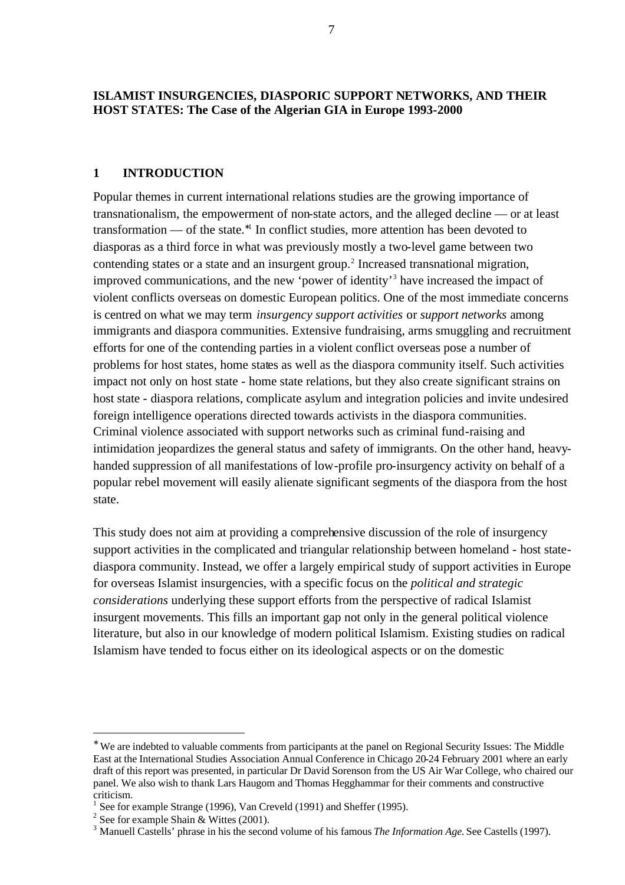**ISLAMIST INSURGENCIES, DIASPORIC SUPPORT NETWORKS, AND THEIR HOST STATES: The Case of the Algerian GIA in Europe 1993-2000**

## 1 INTRODUCTION

Popular themes in current international relations studies are the growing importance of transnationalism, the empowerment of non-state actors, and the alleged decline — or at least transformation — of the state.*[1] In conflict studies, more attention has been devoted to diasporas as a third force in what was previously mostly a two-level game between two contending states or a state and an insurgent group.[2] Increased transnational migration, improved communications, and the new 'power of identity'[3] have increased the impact of violent conflicts overseas on domestic European politics. One of the most immediate concerns is centred on what we may term *insurgency support activities* or *support networks* among immigrants and diaspora communities. Extensive fundraising, arms smuggling and recruitment efforts for one of the contending parties in a violent conflict overseas pose a number of problems for host states, home states as well as the diaspora community itself. Such activities impact not only on host state - home state relations, but they also create significant strains on host state - diaspora relations, complicate asylum and integration policies and invite undesired foreign intelligence operations directed towards activists in the diaspora communities. Criminal violence associated with support networks such as criminal fund-raising and intimidation jeopardizes the general status and safety of immigrants. On the other hand, heavy-handed suppression of all manifestations of low-profile pro-insurgency activity on behalf of a popular rebel movement will easily alienate significant segments of the diaspora from the host state.

This study does not aim at providing a comprehensive discussion of the role of insurgency support activities in the complicated and triangular relationship between homeland - host state-diaspora community. Instead, we offer a largely empirical study of support activities in Europe for overseas Islamist insurgencies, with a specific focus on the *political and strategic considerations* underlying these support efforts from the perspective of radical Islamist insurgent movements. This fills an important gap not only in the general political violence literature, but also in our knowledge of modern political Islamism. Existing studies on radical Islamism have tended to focus either on its ideological aspects or on the domestic

---

* We are indebted to valuable comments from participants at the panel on Regional Security Issues: The Middle East at the International Studies Association Annual Conference in Chicago 20-24 February 2001 where an early draft of this report was presented, in particular Dr David Sorenson from the US Air War College, who chaired our panel. We also wish to thank Lars Haugom and Thomas Hegghammar for their comments and constructive criticism.

[1] See for example Strange (1996), Van Creveld (1991) and Sheffer (1995).

[2] See for example Shain & Wittes (2001).

[3] Manuell Castells' phrase in his the second volume of his famous *The Information Age.* See Castells (1997).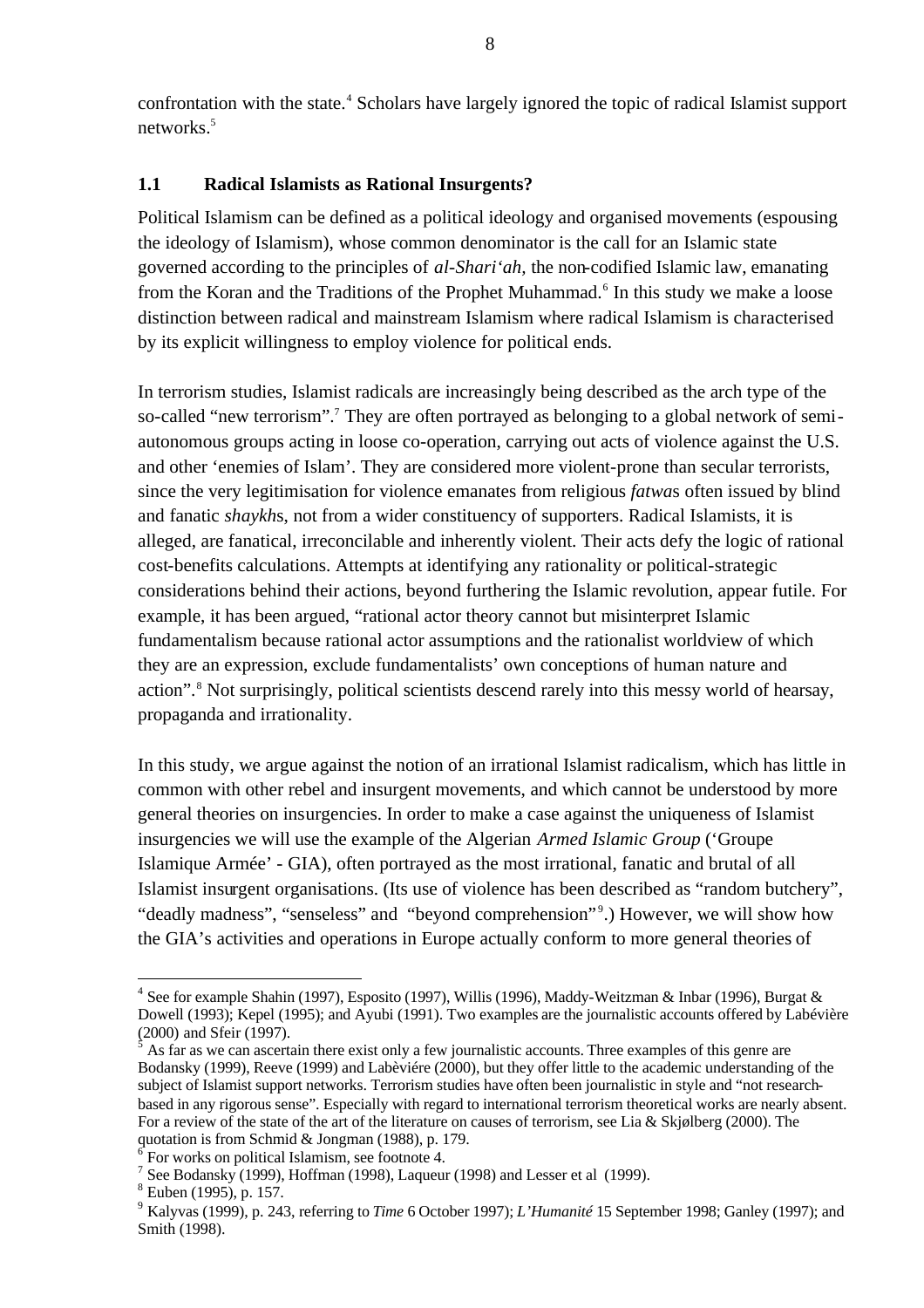confrontation with the state.[4] Scholars have largely ignored the topic of radical Islamist support networks.[5]

### 1.1 Radical Islamists as Rational Insurgents?

Political Islamism can be defined as a political ideology and organised movements (espousing the ideology of Islamism), whose common denominator is the call for an Islamic state governed according to the principles of *al-Shari'ah,* the non-codified Islamic law, emanating from the Koran and the Traditions of the Prophet Muhammad.[6] In this study we make a loose distinction between radical and mainstream Islamism where radical Islamism is characterised by its explicit willingness to employ violence for political ends.

In terrorism studies, Islamist radicals are increasingly being described as the arch type of the so-called "new terrorism".[7] They are often portrayed as belonging to a global network of semi-autonomous groups acting in loose co-operation, carrying out acts of violence against the U.S. and other 'enemies of Islam'. They are considered more violent-prone than secular terrorists, since the very legitimisation for violence emanates from religious *fatwa*s often issued by blind and fanatic *shaykh*s, not from a wider constituency of supporters. Radical Islamists, it is alleged, are fanatical, irreconcilable and inherently violent. Their acts defy the logic of rational cost-benefits calculations. Attempts at identifying any rationality or political-strategic considerations behind their actions, beyond furthering the Islamic revolution, appear futile. For example, it has been argued, "rational actor theory cannot but misinterpret Islamic fundamentalism because rational actor assumptions and the rationalist worldview of which they are an expression, exclude fundamentalists' own conceptions of human nature and action".[8] Not surprisingly, political scientists descend rarely into this messy world of hearsay, propaganda and irrationality.

In this study, we argue against the notion of an irrational Islamist radicalism, which has little in common with other rebel and insurgent movements, and which cannot be understood by more general theories on insurgencies. In order to make a case against the uniqueness of Islamist insurgencies we will use the example of the Algerian *Armed Islamic Group* ('Groupe Islamique Armée' - GIA), often portrayed as the most irrational, fanatic and brutal of all Islamist insurgent organisations. (Its use of violence has been described as "random butchery", "deadly madness", "senseless" and "beyond comprehension"[9].) However, we will show how the GIA's activities and operations in Europe actually conform to more general theories of

---

[4] See for example Shahin (1997), Esposito (1997), Willis (1996), Maddy-Weitzman & Inbar (1996), Burgat & Dowell (1993); Kepel (1995); and Ayubi (1991). Two examples are the journalistic accounts offered by Labévière (2000) and Sfeir (1997).

[5] As far as we can ascertain there exist only a few journalistic accounts. Three examples of this genre are Bodansky (1999), Reeve (1999) and Labèviére (2000), but they offer little to the academic understanding of the subject of Islamist support networks. Terrorism studies have often been journalistic in style and "not research-based in any rigorous sense". Especially with regard to international terrorism theoretical works are nearly absent. For a review of the state of the art of the literature on causes of terrorism, see Lia & Skjølberg (2000). The quotation is from Schmid & Jongman (1988), p. 179.

[6] For works on political Islamism, see footnote 4.

[7] See Bodansky (1999), Hoffman (1998), Laqueur (1998) and Lesser et al (1999).

[8] Euben (1995), p. 157.

[9] Kalyvas (1999), p. 243, referring to *Time* 6 October 1997); *L'Humanité* 15 September 1998; Ganley (1997); and Smith (1998).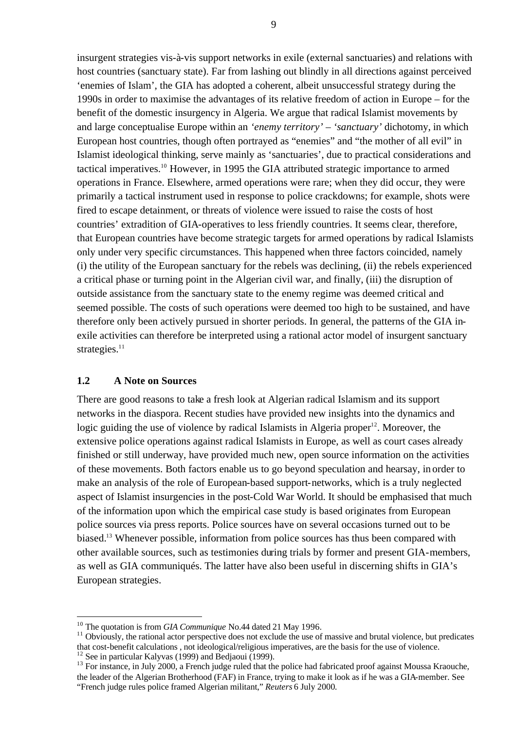insurgent strategies vis-à-vis support networks in exile (external sanctuaries) and relations with host countries (sanctuary state). Far from lashing out blindly in all directions against perceived 'enemies of Islam', the GIA has adopted a coherent, albeit unsuccessful strategy during the 1990s in order to maximise the advantages of its relative freedom of action in Europe – for the benefit of the domestic insurgency in Algeria. We argue that radical Islamist movements by and large conceptualise Europe within an *'enemy territory'* – *'sanctuary'* dichotomy, in which European host countries, though often portrayed as "enemies" and "the mother of all evil" in Islamist ideological thinking, serve mainly as 'sanctuaries', due to practical considerations and tactical imperatives.[10] However, in 1995 the GIA attributed strategic importance to armed operations in France. Elsewhere, armed operations were rare; when they did occur, they were primarily a tactical instrument used in response to police crackdowns; for example, shots were fired to escape detainment, or threats of violence were issued to raise the costs of host countries' extradition of GIA-operatives to less friendly countries. It seems clear, therefore, that European countries have become strategic targets for armed operations by radical Islamists only under very specific circumstances. This happened when three factors coincided, namely (i) the utility of the European sanctuary for the rebels was declining, (ii) the rebels experienced a critical phase or turning point in the Algerian civil war, and finally, (iii) the disruption of outside assistance from the sanctuary state to the enemy regime was deemed critical and seemed possible. The costs of such operations were deemed too high to be sustained, and have therefore only been actively pursued in shorter periods. In general, the patterns of the GIA in-exile activities can therefore be interpreted using a rational actor model of insurgent sanctuary strategies.[11]

## 1.2 A Note on Sources

There are good reasons to take a fresh look at Algerian radical Islamism and its support networks in the diaspora. Recent studies have provided new insights into the dynamics and logic guiding the use of violence by radical Islamists in Algeria proper[12]. Moreover, the extensive police operations against radical Islamists in Europe, as well as court cases already finished or still underway, have provided much new, open source information on the activities of these movements. Both factors enable us to go beyond speculation and hearsay, in order to make an analysis of the role of European-based support-networks, which is a truly neglected aspect of Islamist insurgencies in the post-Cold War World. It should be emphasised that much of the information upon which the empirical case study is based originates from European police sources via press reports. Police sources have on several occasions turned out to be biased.[13] Whenever possible, information from police sources has thus been compared with other available sources, such as testimonies during trials by former and present GIA-members, as well as GIA communiqués. The latter have also been useful in discerning shifts in GIA's European strategies.

---

[10] The quotation is from *GIA Communique* No.44 dated 21 May 1996.

[11] Obviously, the rational actor perspective does not exclude the use of massive and brutal violence, but predicates that cost-benefit calculations , not ideological/religious imperatives, are the basis for the use of violence.

[12] See in particular Kalyvas (1999) and Bedjaoui (1999).

[13] For instance, in July 2000, a French judge ruled that the police had fabricated proof against Moussa Kraouche, the leader of the Algerian Brotherhood (FAF) in France, trying to make it look as if he was a GIA-member. See "French judge rules police framed Algerian militant," *Reuters* 6 July 2000.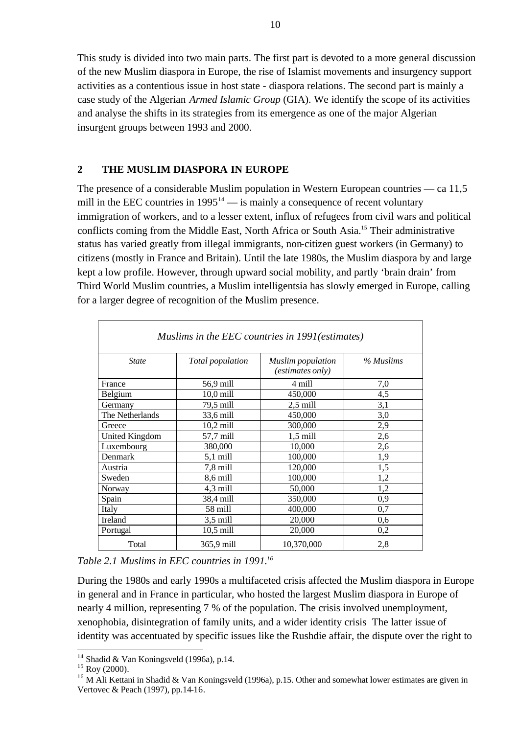This study is divided into two main parts. The first part is devoted to a more general discussion of the new Muslim diaspora in Europe, the rise of Islamist movements and insurgency support activities as a contentious issue in host state - diaspora relations. The second part is mainly a case study of the Algerian *Armed Islamic Group* (GIA). We identify the scope of its activities and analyse the shifts in its strategies from its emergence as one of the major Algerian insurgent groups between 1993 and 2000.

## 2 THE MUSLIM DIASPORA IN EUROPE

The presence of a considerable Muslim population in Western European countries — ca 11,5 mill in the EEC countries in 1995[14] — is mainly a consequence of recent voluntary immigration of workers, and to a lesser extent, influx of refugees from civil wars and political conflicts coming from the Middle East, North Africa or South Asia.[15] Their administrative status has varied greatly from illegal immigrants, non-citizen guest workers (in Germany) to citizens (mostly in France and Britain). Until the late 1980s, the Muslim diaspora by and large kept a low profile. However, through upward social mobility, and partly 'brain drain' from Third World Muslim countries, a Muslim intelligentsia has slowly emerged in Europe, calling for a larger degree of recognition of the Muslim presence.

| *Muslims in the EEC countries in 1991(estimates)* | | | |
|---|---|---|---|
| *State* | *Total population* | *Muslim population (estimates only)* | *% Muslims* |
| France | 56,9 mill | 4 mill | 7,0 |
| Belgium | 10,0 mill | 450,000 | 4,5 |
| Germany | 79,5 mill | 2,5 mill | 3,1 |
| The Netherlands | 33,6 mill | 450,000 | 3,0 |
| Greece | 10,2 mill | 300,000 | 2,9 |
| United Kingdom | 57,7 mill | 1,5 mill | 2,6 |
| Luxembourg | 380,000 | 10,000 | 2,6 |
| Denmark | 5,1 mill | 100,000 | 1,9 |
| Austria | 7,8 mill | 120,000 | 1,5 |
| Sweden | 8,6 mill | 100,000 | 1,2 |
| Norway | 4,3 mill | 50,000 | 1,2 |
| Spain | 38,4 mill | 350,000 | 0,9 |
| Italy | 58 mill | 400,000 | 0,7 |
| Ireland | 3,5 mill | 20,000 | 0,6 |
| Portugal | 10,5 mill | 20,000 | 0,2 |
| Total | 365,9 mill | 10,370,000 | 2,8 |

*Table 2.1 Muslims in EEC countries in 1991.[16]*

During the 1980s and early 1990s a multifaceted crisis affected the Muslim diaspora in Europe in general and in France in particular, who hosted the largest Muslim diaspora in Europe of nearly 4 million, representing 7 % of the population. The crisis involved unemployment, xenophobia, disintegration of family units, and a wider identity crisis The latter issue of identity was accentuated by specific issues like the Rushdie affair, the dispute over the right to

[14] Shadid & Van Koningsveld (1996a), p.14.

[15] Roy (2000).

[16] M Ali Kettani in Shadid & Van Koningsveld (1996a), p.15. Other and somewhat lower estimates are given in Vertovec & Peach (1997), pp.14-16.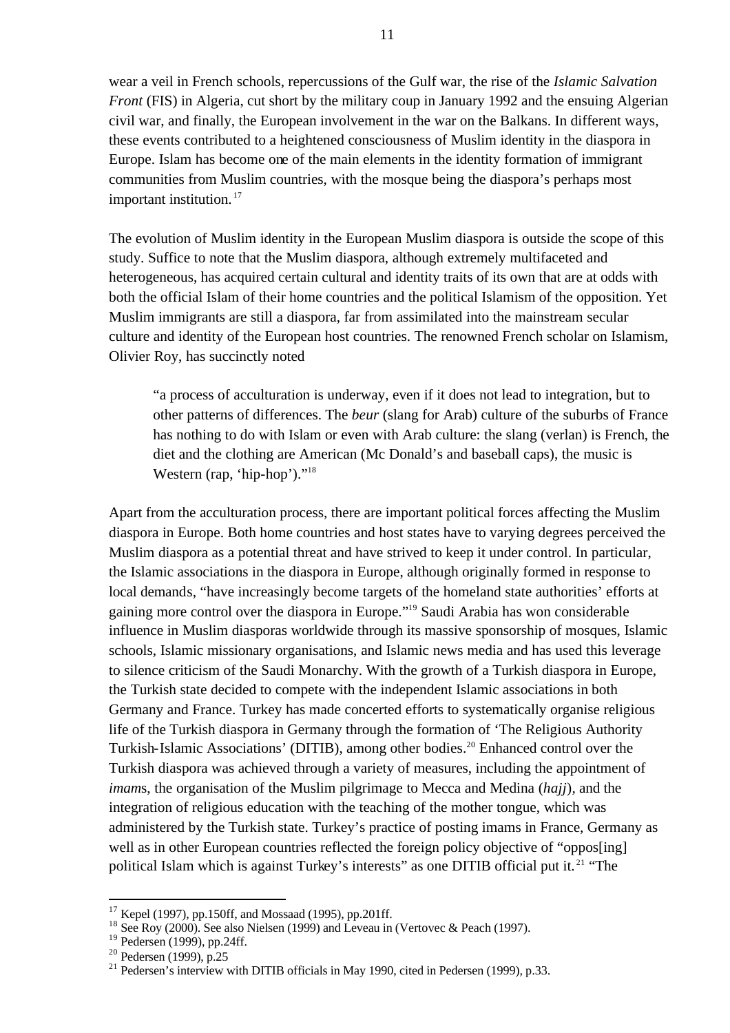wear a veil in French schools, repercussions of the Gulf war, the rise of the *Islamic Salvation Front* (FIS) in Algeria, cut short by the military coup in January 1992 and the ensuing Algerian civil war, and finally, the European involvement in the war on the Balkans. In different ways, these events contributed to a heightened consciousness of Muslim identity in the diaspora in Europe. Islam has become one of the main elements in the identity formation of immigrant communities from Muslim countries, with the mosque being the diaspora's perhaps most important institution.[17]

The evolution of Muslim identity in the European Muslim diaspora is outside the scope of this study. Suffice to note that the Muslim diaspora, although extremely multifaceted and heterogeneous, has acquired certain cultural and identity traits of its own that are at odds with both the official Islam of their home countries and the political Islamism of the opposition. Yet Muslim immigrants are still a diaspora, far from assimilated into the mainstream secular culture and identity of the European host countries. The renowned French scholar on Islamism, Olivier Roy, has succinctly noted

> "a process of acculturation is underway, even if it does not lead to integration, but to other patterns of differences. The *beur* (slang for Arab) culture of the suburbs of France has nothing to do with Islam or even with Arab culture: the slang (verlan) is French, the diet and the clothing are American (Mc Donald's and baseball caps), the music is Western (rap, 'hip-hop')."[18]

Apart from the acculturation process, there are important political forces affecting the Muslim diaspora in Europe. Both home countries and host states have to varying degrees perceived the Muslim diaspora as a potential threat and have strived to keep it under control. In particular, the Islamic associations in the diaspora in Europe, although originally formed in response to local demands, "have increasingly become targets of the homeland state authorities' efforts at gaining more control over the diaspora in Europe."[19] Saudi Arabia has won considerable influence in Muslim diasporas worldwide through its massive sponsorship of mosques, Islamic schools, Islamic missionary organisations, and Islamic news media and has used this leverage to silence criticism of the Saudi Monarchy. With the growth of a Turkish diaspora in Europe, the Turkish state decided to compete with the independent Islamic associations in both Germany and France. Turkey has made concerted efforts to systematically organise religious life of the Turkish diaspora in Germany through the formation of 'The Religious Authority Turkish-Islamic Associations' (DITIB), among other bodies.[20] Enhanced control over the Turkish diaspora was achieved through a variety of measures, including the appointment of *imam*s, the organisation of the Muslim pilgrimage to Mecca and Medina (*hajj*), and the integration of religious education with the teaching of the mother tongue, which was administered by the Turkish state. Turkey's practice of posting imams in France, Germany as well as in other European countries reflected the foreign policy objective of "oppos[ing] political Islam which is against Turkey's interests" as one DITIB official put it.[21] "The

---

[17] Kepel (1997), pp.150ff, and Mossaad (1995), pp.201ff.

[18] See Roy (2000). See also Nielsen (1999) and Leveau in (Vertovec & Peach (1997).

[19] Pedersen (1999), pp.24ff.

[20] Pedersen (1999), p.25

[21] Pedersen's interview with DITIB officials in May 1990, cited in Pedersen (1999), p.33.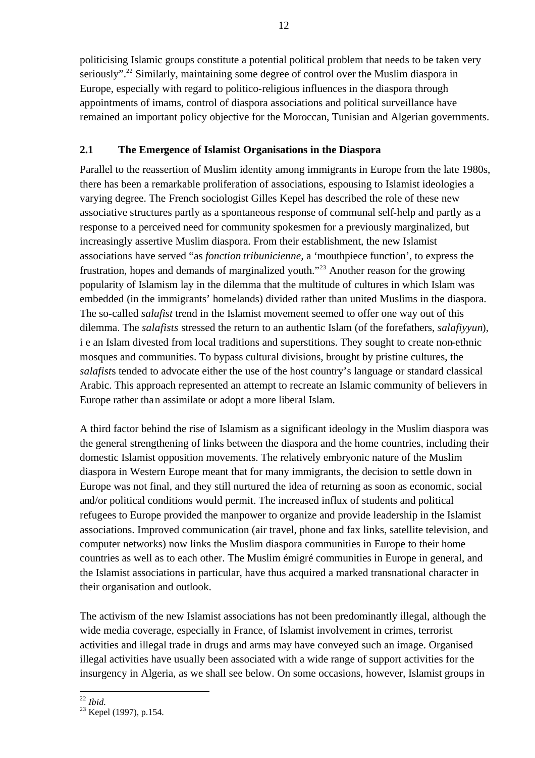politicising Islamic groups constitute a potential political problem that needs to be taken very seriously".[22] Similarly, maintaining some degree of control over the Muslim diaspora in Europe, especially with regard to politico-religious influences in the diaspora through appointments of imams, control of diaspora associations and political surveillance have remained an important policy objective for the Moroccan, Tunisian and Algerian governments.

## 2.1 The Emergence of Islamist Organisations in the Diaspora

Parallel to the reassertion of Muslim identity among immigrants in Europe from the late 1980s, there has been a remarkable proliferation of associations, espousing to Islamist ideologies a varying degree. The French sociologist Gilles Kepel has described the role of these new associative structures partly as a spontaneous response of communal self-help and partly as a response to a perceived need for community spokesmen for a previously marginalized, but increasingly assertive Muslim diaspora. From their establishment, the new Islamist associations have served "as *fonction tribunicienne*, a 'mouthpiece function', to express the frustration, hopes and demands of marginalized youth."[23] Another reason for the growing popularity of Islamism lay in the dilemma that the multitude of cultures in which Islam was embedded (in the immigrants' homelands) divided rather than united Muslims in the diaspora. The so-called *salafist* trend in the Islamist movement seemed to offer one way out of this dilemma. The *salafists* stressed the return to an authentic Islam (of the forefathers, *salafiyyun*), i e an Islam divested from local traditions and superstitions. They sought to create non-ethnic mosques and communities. To bypass cultural divisions, brought by pristine cultures, the *salafist*s tended to advocate either the use of the host country's language or standard classical Arabic. This approach represented an attempt to recreate an Islamic community of believers in Europe rather than assimilate or adopt a more liberal Islam.

A third factor behind the rise of Islamism as a significant ideology in the Muslim diaspora was the general strengthening of links between the diaspora and the home countries, including their domestic Islamist opposition movements. The relatively embryonic nature of the Muslim diaspora in Western Europe meant that for many immigrants, the decision to settle down in Europe was not final, and they still nurtured the idea of returning as soon as economic, social and/or political conditions would permit. The increased influx of students and political refugees to Europe provided the manpower to organize and provide leadership in the Islamist associations. Improved communication (air travel, phone and fax links, satellite television, and computer networks) now links the Muslim diaspora communities in Europe to their home countries as well as to each other. The Muslim émigré communities in Europe in general, and the Islamist associations in particular, have thus acquired a marked transnational character in their organisation and outlook.

The activism of the new Islamist associations has not been predominantly illegal, although the wide media coverage, especially in France, of Islamist involvement in crimes, terrorist activities and illegal trade in drugs and arms may have conveyed such an image. Organised illegal activities have usually been associated with a wide range of support activities for the insurgency in Algeria, as we shall see below. On some occasions, however, Islamist groups in

---

[22] *Ibid.*

[23] Kepel (1997), p.154.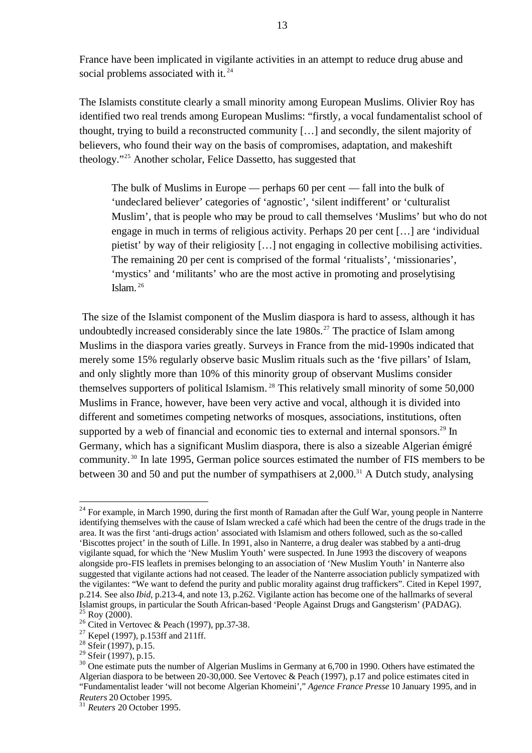France have been implicated in vigilante activities in an attempt to reduce drug abuse and social problems associated with it.[24]

The Islamists constitute clearly a small minority among European Muslims. Olivier Roy has identified two real trends among European Muslims: "firstly, a vocal fundamentalist school of thought, trying to build a reconstructed community […] and secondly, the silent majority of believers, who found their way on the basis of compromises, adaptation, and makeshift theology."[25] Another scholar, Felice Dassetto, has suggested that

> The bulk of Muslims in Europe — perhaps 60 per cent — fall into the bulk of 'undeclared believer' categories of 'agnostic', 'silent indifferent' or 'culturalist Muslim', that is people who may be proud to call themselves 'Muslims' but who do not engage in much in terms of religious activity. Perhaps 20 per cent […] are 'individual pietist' by way of their religiosity […] not engaging in collective mobilising activities. The remaining 20 per cent is comprised of the formal 'ritualists', 'missionaries', 'mystics' and 'militants' who are the most active in promoting and proselytising Islam.[26]

The size of the Islamist component of the Muslim diaspora is hard to assess, although it has undoubtedly increased considerably since the late 1980s.[27] The practice of Islam among Muslims in the diaspora varies greatly. Surveys in France from the mid-1990s indicated that merely some 15% regularly observe basic Muslim rituals such as the 'five pillars' of Islam, and only slightly more than 10% of this minority group of observant Muslims consider themselves supporters of political Islamism.[28] This relatively small minority of some 50,000 Muslims in France, however, have been very active and vocal, although it is divided into different and sometimes competing networks of mosques, associations, institutions, often supported by a web of financial and economic ties to external and internal sponsors.[29] In Germany, which has a significant Muslim diaspora, there is also a sizeable Algerian émigré community.[30] In late 1995, German police sources estimated the number of FIS members to be between 30 and 50 and put the number of sympathisers at 2,000.[31] A Dutch study, analysing

---

[24] For example, in March 1990, during the first month of Ramadan after the Gulf War, young people in Nanterre identifying themselves with the cause of Islam wrecked a café which had been the centre of the drugs trade in the area. It was the first 'anti-drugs action' associated with Islamism and others followed, such as the so-called 'Biscottes project' in the south of Lille. In 1991, also in Nanterre, a drug dealer was stabbed by a anti-drug vigilante squad, for which the 'New Muslim Youth' were suspected. In June 1993 the discovery of weapons alongside pro-FIS leaflets in premises belonging to an association of 'New Muslim Youth' in Nanterre also suggested that vigilante actions had not ceased. The leader of the Nanterre association publicly sympatized with the vigilantes: "We want to defend the purity and public morality against drug traffickers". Cited in Kepel 1997, p.214. See also *Ibid*, p.213-4, and note 13, p.262. Vigilante action has become one of the hallmarks of several Islamist groups, in particular the South African-based 'People Against Drugs and Gangsterism' (PADAG).

[25] Roy (2000).

[26] Cited in Vertovec & Peach (1997), pp.37-38.

[27] Kepel (1997), p.153ff and 211ff.

[28] Sfeir (1997), p.15.

[29] Sfeir (1997), p.15.

[30] One estimate puts the number of Algerian Muslims in Germany at 6,700 in 1990. Others have estimated the Algerian diaspora to be between 20-30,000. See Vertovec & Peach (1997), p.17 and police estimates cited in "Fundamentalist leader 'will not become Algerian Khomeini'," *Agence France Presse* 10 January 1995, and in *Reuters* 20 October 1995.

[31] *Reuters* 20 October 1995.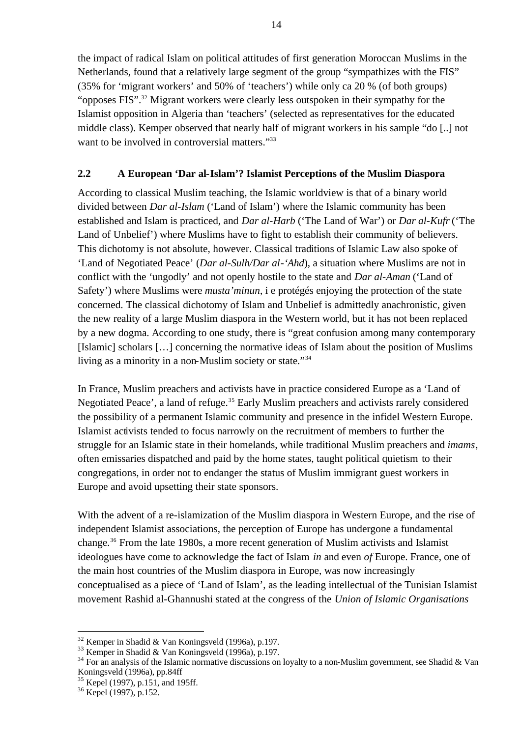the impact of radical Islam on political attitudes of first generation Moroccan Muslims in the Netherlands, found that a relatively large segment of the group "sympathizes with the FIS" (35% for 'migrant workers' and 50% of 'teachers') while only ca 20 % (of both groups) "opposes FIS".[32] Migrant workers were clearly less outspoken in their sympathy for the Islamist opposition in Algeria than 'teachers' (selected as representatives for the educated middle class). Kemper observed that nearly half of migrant workers in his sample "do [..] not want to be involved in controversial matters."[33]

## 2.2 A European 'Dar al-Islam'? Islamist Perceptions of the Muslim Diaspora

According to classical Muslim teaching, the Islamic worldview is that of a binary world divided between *Dar al-Islam* ('Land of Islam') where the Islamic community has been established and Islam is practiced, and *Dar al-Harb* ('The Land of War') or *Dar al-Kufr* ('The Land of Unbelief') where Muslims have to fight to establish their community of believers. This dichotomy is not absolute, however. Classical traditions of Islamic Law also spoke of 'Land of Negotiated Peace' (*Dar al-Sulh/Dar al-'Ahd*), a situation where Muslims are not in conflict with the 'ungodly' and not openly hostile to the state and *Dar al-Aman* ('Land of Safety') where Muslims were *musta'minun*, i e protégés enjoying the protection of the state concerned. The classical dichotomy of Islam and Unbelief is admittedly anachronistic, given the new reality of a large Muslim diaspora in the Western world, but it has not been replaced by a new dogma. According to one study, there is "great confusion among many contemporary [Islamic] scholars […] concerning the normative ideas of Islam about the position of Muslims living as a minority in a non-Muslim society or state."[34]

In France, Muslim preachers and activists have in practice considered Europe as a 'Land of Negotiated Peace', a land of refuge.[35] Early Muslim preachers and activists rarely considered the possibility of a permanent Islamic community and presence in the infidel Western Europe. Islamist activists tended to focus narrowly on the recruitment of members to further the struggle for an Islamic state in their homelands, while traditional Muslim preachers and *imams*, often emissaries dispatched and paid by the home states, taught political quietism to their congregations, in order not to endanger the status of Muslim immigrant guest workers in Europe and avoid upsetting their state sponsors.

With the advent of a re-islamization of the Muslim diaspora in Western Europe, and the rise of independent Islamist associations, the perception of Europe has undergone a fundamental change.[36] From the late 1980s, a more recent generation of Muslim activists and Islamist ideologues have come to acknowledge the fact of Islam *in* and even *of* Europe. France, one of the main host countries of the Muslim diaspora in Europe, was now increasingly conceptualised as a piece of 'Land of Islam', as the leading intellectual of the Tunisian Islamist movement Rashid al-Ghannushi stated at the congress of the *Union of Islamic Organisations*

---

[32] Kemper in Shadid & Van Koningsveld (1996a), p.197.

[33] Kemper in Shadid & Van Koningsveld (1996a), p.197.

[34] For an analysis of the Islamic normative discussions on loyalty to a non-Muslim government, see Shadid & Van Koningsveld (1996a), pp.84ff

[35] Kepel (1997), p.151, and 195ff.

[36] Kepel (1997), p.152.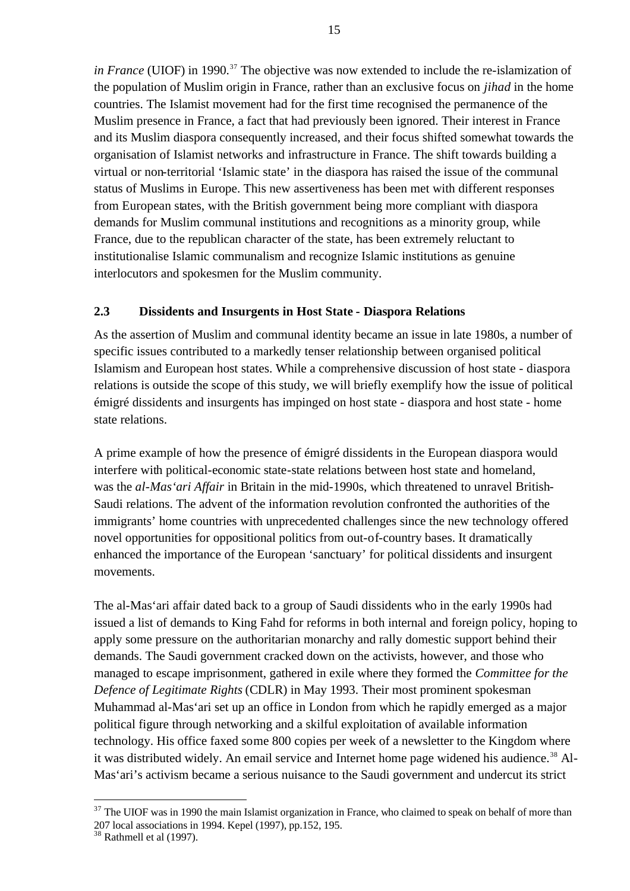*in France* (UIOF) in 1990.[37] The objective was now extended to include the re-islamization of the population of Muslim origin in France, rather than an exclusive focus on *jihad* in the home countries. The Islamist movement had for the first time recognised the permanence of the Muslim presence in France, a fact that had previously been ignored. Their interest in France and its Muslim diaspora consequently increased, and their focus shifted somewhat towards the organisation of Islamist networks and infrastructure in France. The shift towards building a virtual or non-territorial 'Islamic state' in the diaspora has raised the issue of the communal status of Muslims in Europe. This new assertiveness has been met with different responses from European states, with the British government being more compliant with diaspora demands for Muslim communal institutions and recognitions as a minority group, while France, due to the republican character of the state, has been extremely reluctant to institutionalise Islamic communalism and recognize Islamic institutions as genuine interlocutors and spokesmen for the Muslim community.

### 2.3 Dissidents and Insurgents in Host State - Diaspora Relations

As the assertion of Muslim and communal identity became an issue in late 1980s, a number of specific issues contributed to a markedly tenser relationship between organised political Islamism and European host states. While a comprehensive discussion of host state - diaspora relations is outside the scope of this study, we will briefly exemplify how the issue of political émigré dissidents and insurgents has impinged on host state - diaspora and host state - home state relations.

A prime example of how the presence of émigré dissidents in the European diaspora would interfere with political-economic state-state relations between host state and homeland, was the *al-Mas'ari Affair* in Britain in the mid-1990s, which threatened to unravel British-Saudi relations. The advent of the information revolution confronted the authorities of the immigrants' home countries with unprecedented challenges since the new technology offered novel opportunities for oppositional politics from out-of-country bases. It dramatically enhanced the importance of the European 'sanctuary' for political dissidents and insurgent movements.

The al-Mas'ari affair dated back to a group of Saudi dissidents who in the early 1990s had issued a list of demands to King Fahd for reforms in both internal and foreign policy, hoping to apply some pressure on the authoritarian monarchy and rally domestic support behind their demands. The Saudi government cracked down on the activists, however, and those who managed to escape imprisonment, gathered in exile where they formed the *Committee for the Defence of Legitimate Rights* (CDLR) in May 1993. Their most prominent spokesman Muhammad al-Mas'ari set up an office in London from which he rapidly emerged as a major political figure through networking and a skilful exploitation of available information technology. His office faxed some 800 copies per week of a newsletter to the Kingdom where it was distributed widely. An email service and Internet home page widened his audience.[38] Al-Mas'ari's activism became a serious nuisance to the Saudi government and undercut its strict

[37] The UIOF was in 1990 the main Islamist organization in France, who claimed to speak on behalf of more than 207 local associations in 1994. Kepel (1997), pp.152, 195.

[38] Rathmell et al (1997).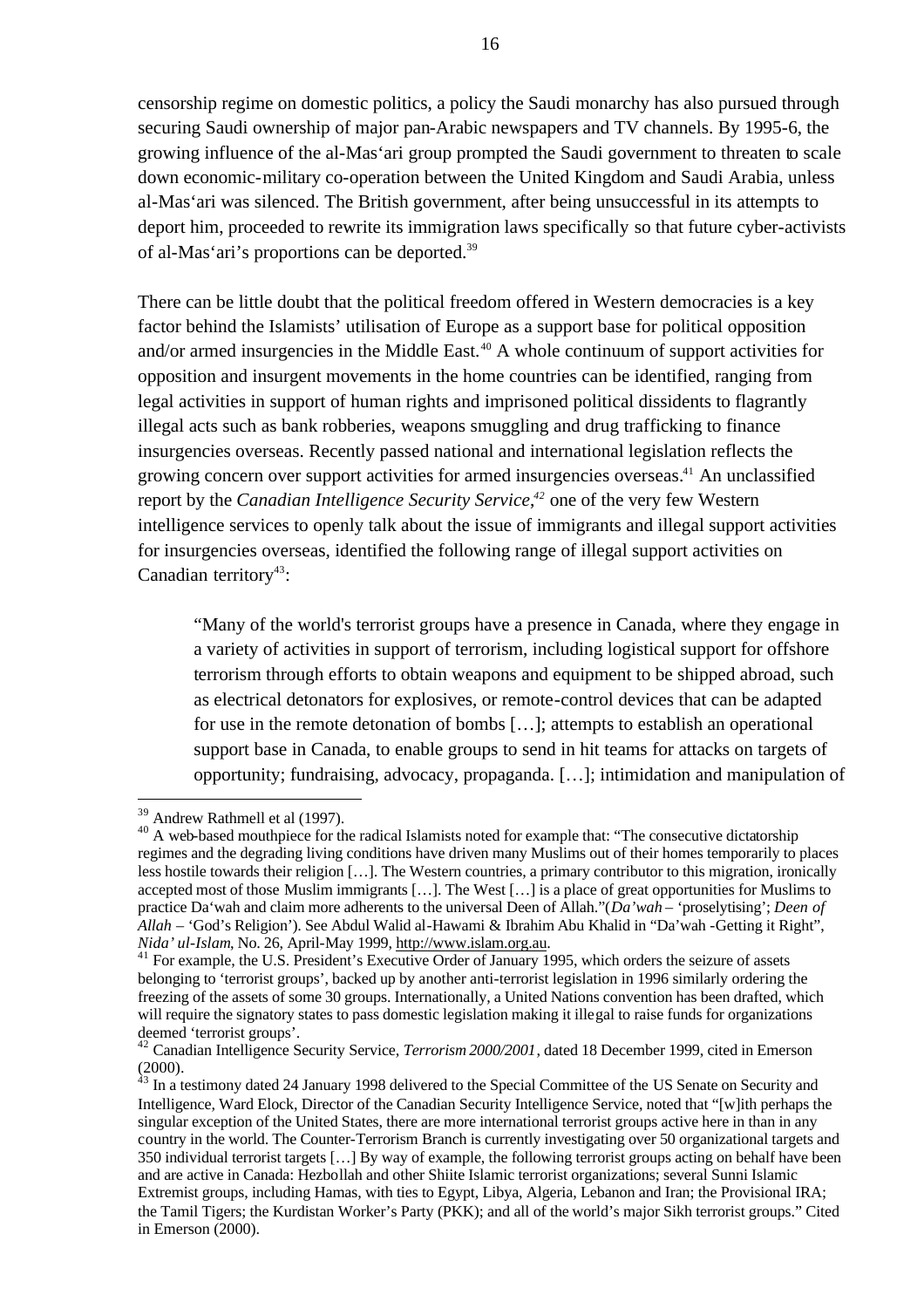censorship regime on domestic politics, a policy the Saudi monarchy has also pursued through securing Saudi ownership of major pan-Arabic newspapers and TV channels. By 1995-6, the growing influence of the al-Mas'ari group prompted the Saudi government to threaten to scale down economic-military co-operation between the United Kingdom and Saudi Arabia, unless al-Mas'ari was silenced. The British government, after being unsuccessful in its attempts to deport him, proceeded to rewrite its immigration laws specifically so that future cyber-activists of al-Mas'ari's proportions can be deported.[39]

There can be little doubt that the political freedom offered in Western democracies is a key factor behind the Islamists' utilisation of Europe as a support base for political opposition and/or armed insurgencies in the Middle East.[40] A whole continuum of support activities for opposition and insurgent movements in the home countries can be identified, ranging from legal activities in support of human rights and imprisoned political dissidents to flagrantly illegal acts such as bank robberies, weapons smuggling and drug trafficking to finance insurgencies overseas. Recently passed national and international legislation reflects the growing concern over support activities for armed insurgencies overseas.[41] An unclassified report by the *Canadian Intelligence Security Service*,[42] one of the very few Western intelligence services to openly talk about the issue of immigrants and illegal support activities for insurgencies overseas, identified the following range of illegal support activities on Canadian territory[43]:

> "Many of the world's terrorist groups have a presence in Canada, where they engage in a variety of activities in support of terrorism, including logistical support for offshore terrorism through efforts to obtain weapons and equipment to be shipped abroad, such as electrical detonators for explosives, or remote-control devices that can be adapted for use in the remote detonation of bombs […]; attempts to establish an operational support base in Canada, to enable groups to send in hit teams for attacks on targets of opportunity; fundraising, advocacy, propaganda. […]; intimidation and manipulation of

---

[39] Andrew Rathmell et al (1997).

[40] A web-based mouthpiece for the radical Islamists noted for example that: "The consecutive dictatorship regimes and the degrading living conditions have driven many Muslims out of their homes temporarily to places less hostile towards their religion […]. The Western countries, a primary contributor to this migration, ironically accepted most of those Muslim immigrants […]. The West […] is a place of great opportunities for Muslims to practice Da'wah and claim more adherents to the universal Deen of Allah."(*Da'wah* – 'proselytising'; *Deen of Allah* – 'God's Religion'). See Abdul Walid al-Hawami & Ibrahim Abu Khalid in "Da'wah -Getting it Right", *Nida' ul-Islam*, No. 26, April-May 1999, http://www.islam.org.au.

[41] For example, the U.S. President's Executive Order of January 1995, which orders the seizure of assets belonging to 'terrorist groups', backed up by another anti-terrorist legislation in 1996 similarly ordering the freezing of the assets of some 30 groups. Internationally, a United Nations convention has been drafted, which will require the signatory states to pass domestic legislation making it illegal to raise funds for organizations deemed 'terrorist groups'.

[42] Canadian Intelligence Security Service, *Terrorism 2000/2001*, dated 18 December 1999, cited in Emerson (2000).

[43] In a testimony dated 24 January 1998 delivered to the Special Committee of the US Senate on Security and Intelligence, Ward Elock, Director of the Canadian Security Intelligence Service, noted that "[w]ith perhaps the singular exception of the United States, there are more international terrorist groups active here in than in any country in the world. The Counter-Terrorism Branch is currently investigating over 50 organizational targets and 350 individual terrorist targets […] By way of example, the following terrorist groups acting on behalf have been and are active in Canada: Hezbollah and other Shiite Islamic terrorist organizations; several Sunni Islamic Extremist groups, including Hamas, with ties to Egypt, Libya, Algeria, Lebanon and Iran; the Provisional IRA; the Tamil Tigers; the Kurdistan Worker's Party (PKK); and all of the world's major Sikh terrorist groups." Cited in Emerson (2000).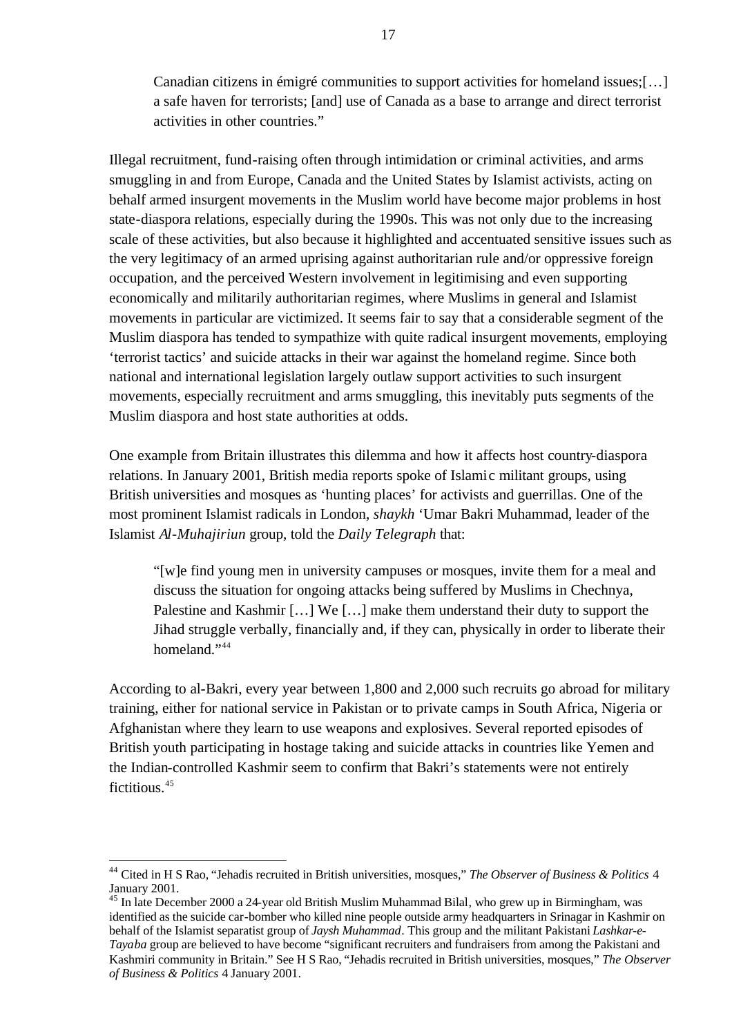> Canadian citizens in émigré communities to support activities for homeland issues;[…] a safe haven for terrorists; [and] use of Canada as a base to arrange and direct terrorist activities in other countries."

Illegal recruitment, fund-raising often through intimidation or criminal activities, and arms smuggling in and from Europe, Canada and the United States by Islamist activists, acting on behalf armed insurgent movements in the Muslim world have become major problems in host state-diaspora relations, especially during the 1990s. This was not only due to the increasing scale of these activities, but also because it highlighted and accentuated sensitive issues such as the very legitimacy of an armed uprising against authoritarian rule and/or oppressive foreign occupation, and the perceived Western involvement in legitimising and even supporting economically and militarily authoritarian regimes, where Muslims in general and Islamist movements in particular are victimized. It seems fair to say that a considerable segment of the Muslim diaspora has tended to sympathize with quite radical insurgent movements, employing 'terrorist tactics' and suicide attacks in their war against the homeland regime. Since both national and international legislation largely outlaw support activities to such insurgent movements, especially recruitment and arms smuggling, this inevitably puts segments of the Muslim diaspora and host state authorities at odds.

One example from Britain illustrates this dilemma and how it affects host country-diaspora relations. In January 2001, British media reports spoke of Islamic militant groups, using British universities and mosques as 'hunting places' for activists and guerrillas. One of the most prominent Islamist radicals in London, *shaykh* 'Umar Bakri Muhammad, leader of the Islamist *Al-Muhajiriun* group, told the *Daily Telegraph* that:

> "[w]e find young men in university campuses or mosques, invite them for a meal and discuss the situation for ongoing attacks being suffered by Muslims in Chechnya, Palestine and Kashmir […] We […] make them understand their duty to support the Jihad struggle verbally, financially and, if they can, physically in order to liberate their homeland."[44]

According to al-Bakri, every year between 1,800 and 2,000 such recruits go abroad for military training, either for national service in Pakistan or to private camps in South Africa, Nigeria or Afghanistan where they learn to use weapons and explosives. Several reported episodes of British youth participating in hostage taking and suicide attacks in countries like Yemen and the Indian-controlled Kashmir seem to confirm that Bakri's statements were not entirely fictitious.[45]

---

[44] Cited in H S Rao, "Jehadis recruited in British universities, mosques," *The Observer of Business & Politics* 4 January 2001.

[45] In late December 2000 a 24-year old British Muslim Muhammad Bilal, who grew up in Birmingham, was identified as the suicide car-bomber who killed nine people outside army headquarters in Srinagar in Kashmir on behalf of the Islamist separatist group of *Jaysh Muhammad*. This group and the militant Pakistani *Lashkar-e-Tayaba* group are believed to have become "significant recruiters and fundraisers from among the Pakistani and Kashmiri community in Britain." See H S Rao, "Jehadis recruited in British universities, mosques," *The Observer of Business & Politics* 4 January 2001.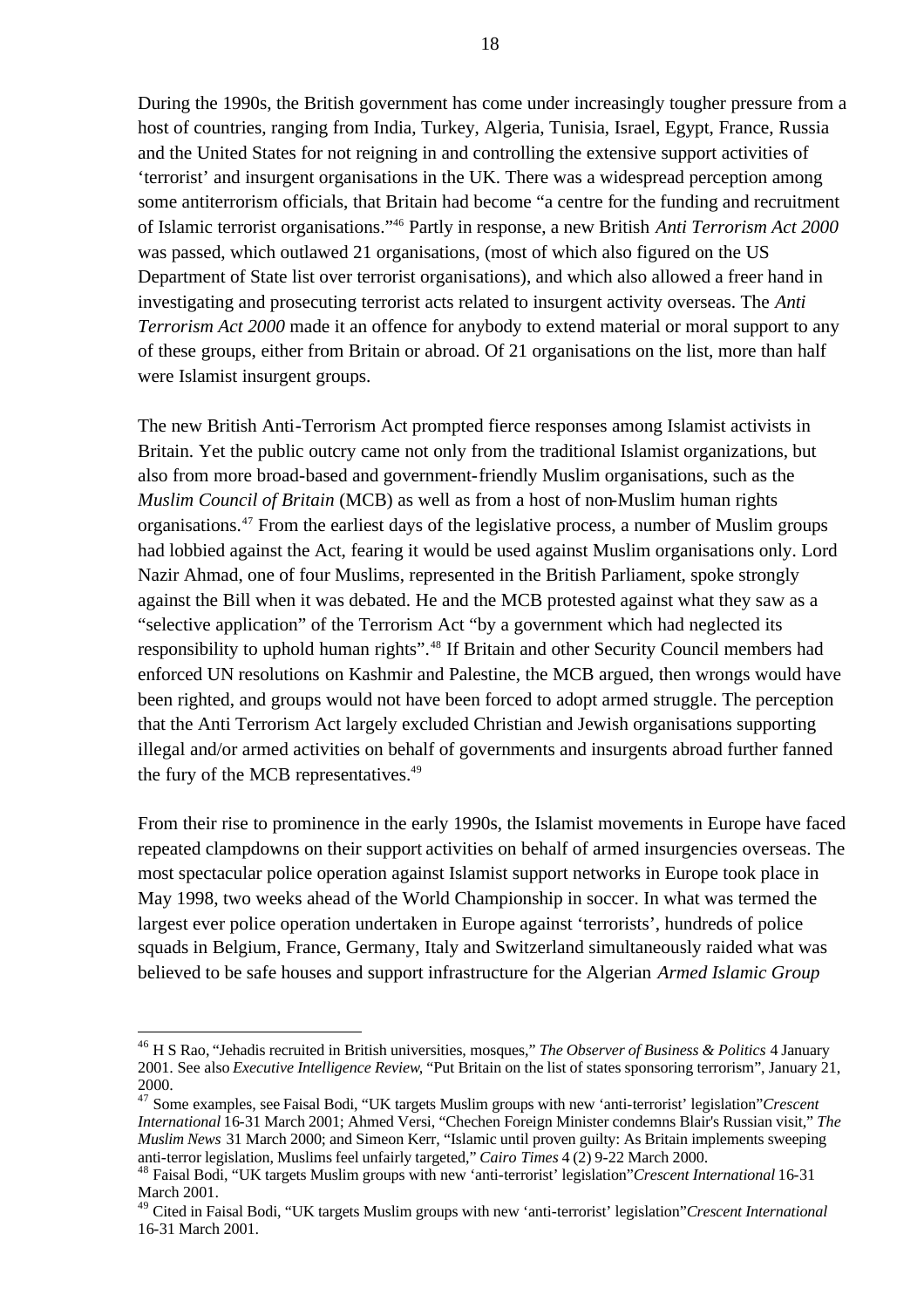During the 1990s, the British government has come under increasingly tougher pressure from a host of countries, ranging from India, Turkey, Algeria, Tunisia, Israel, Egypt, France, Russia and the United States for not reigning in and controlling the extensive support activities of 'terrorist' and insurgent organisations in the UK. There was a widespread perception among some antiterrorism officials, that Britain had become "a centre for the funding and recruitment of Islamic terrorist organisations."[46] Partly in response, a new British *Anti Terrorism Act 2000* was passed, which outlawed 21 organisations, (most of which also figured on the US Department of State list over terrorist organisations), and which also allowed a freer hand in investigating and prosecuting terrorist acts related to insurgent activity overseas. The *Anti Terrorism Act 2000* made it an offence for anybody to extend material or moral support to any of these groups, either from Britain or abroad. Of 21 organisations on the list, more than half were Islamist insurgent groups.

The new British Anti-Terrorism Act prompted fierce responses among Islamist activists in Britain. Yet the public outcry came not only from the traditional Islamist organizations, but also from more broad-based and government-friendly Muslim organisations, such as the *Muslim Council of Britain* (MCB) as well as from a host of non-Muslim human rights organisations.[47] From the earliest days of the legislative process, a number of Muslim groups had lobbied against the Act, fearing it would be used against Muslim organisations only. Lord Nazir Ahmad, one of four Muslims, represented in the British Parliament, spoke strongly against the Bill when it was debated. He and the MCB protested against what they saw as a "selective application" of the Terrorism Act "by a government which had neglected its responsibility to uphold human rights".[48] If Britain and other Security Council members had enforced UN resolutions on Kashmir and Palestine, the MCB argued, then wrongs would have been righted, and groups would not have been forced to adopt armed struggle. The perception that the Anti Terrorism Act largely excluded Christian and Jewish organisations supporting illegal and/or armed activities on behalf of governments and insurgents abroad further fanned the fury of the MCB representatives.[49]

From their rise to prominence in the early 1990s, the Islamist movements in Europe have faced repeated clampdowns on their support activities on behalf of armed insurgencies overseas. The most spectacular police operation against Islamist support networks in Europe took place in May 1998, two weeks ahead of the World Championship in soccer. In what was termed the largest ever police operation undertaken in Europe against 'terrorists', hundreds of police squads in Belgium, France, Germany, Italy and Switzerland simultaneously raided what was believed to be safe houses and support infrastructure for the Algerian *Armed Islamic Group*

---

[46] H S Rao, "Jehadis recruited in British universities, mosques," *The Observer of Business & Politics* 4 January 2001. See also *Executive Intelligence Review*, "Put Britain on the list of states sponsoring terrorism", January 21, 2000.

[47] Some examples, see Faisal Bodi, "UK targets Muslim groups with new 'anti-terrorist' legislation" *Crescent International* 16-31 March 2001; Ahmed Versi, "Chechen Foreign Minister condemns Blair's Russian visit," *The Muslim News* 31 March 2000; and Simeon Kerr, "Islamic until proven guilty: As Britain implements sweeping anti-terror legislation, Muslims feel unfairly targeted," *Cairo Times* 4 (2) 9-22 March 2000.

[48] Faisal Bodi, "UK targets Muslim groups with new 'anti-terrorist' legislation" *Crescent International* 16-31 March 2001.

[49] Cited in Faisal Bodi, "UK targets Muslim groups with new 'anti-terrorist' legislation" *Crescent International* 16-31 March 2001.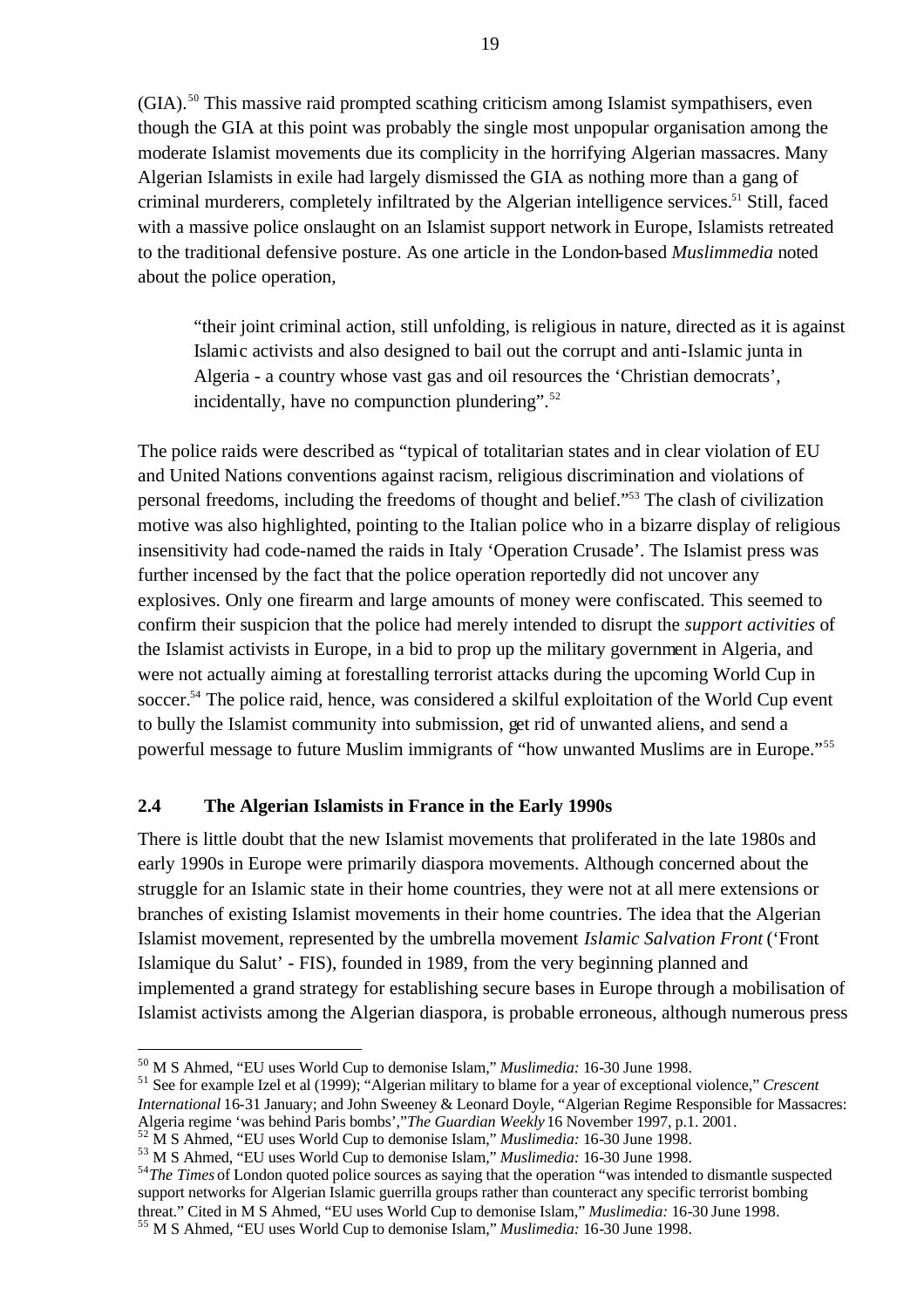(GIA).[50] This massive raid prompted scathing criticism among Islamist sympathisers, even though the GIA at this point was probably the single most unpopular organisation among the moderate Islamist movements due its complicity in the horrifying Algerian massacres. Many Algerian Islamists in exile had largely dismissed the GIA as nothing more than a gang of criminal murderers, completely infiltrated by the Algerian intelligence services.[51] Still, faced with a massive police onslaught on an Islamist support network in Europe, Islamists retreated to the traditional defensive posture. As one article in the London-based *Muslimmedia* noted about the police operation,

> "their joint criminal action, still unfolding, is religious in nature, directed as it is against Islamic activists and also designed to bail out the corrupt and anti-Islamic junta in Algeria - a country whose vast gas and oil resources the 'Christian democrats', incidentally, have no compunction plundering".[52]

The police raids were described as "typical of totalitarian states and in clear violation of EU and United Nations conventions against racism, religious discrimination and violations of personal freedoms, including the freedoms of thought and belief."[53] The clash of civilization motive was also highlighted, pointing to the Italian police who in a bizarre display of religious insensitivity had code-named the raids in Italy 'Operation Crusade'. The Islamist press was further incensed by the fact that the police operation reportedly did not uncover any explosives. Only one firearm and large amounts of money were confiscated. This seemed to confirm their suspicion that the police had merely intended to disrupt the *support activities* of the Islamist activists in Europe, in a bid to prop up the military government in Algeria, and were not actually aiming at forestalling terrorist attacks during the upcoming World Cup in soccer.[54] The police raid, hence, was considered a skilful exploitation of the World Cup event to bully the Islamist community into submission, get rid of unwanted aliens, and send a powerful message to future Muslim immigrants of "how unwanted Muslims are in Europe."[55]

## 2.4 The Algerian Islamists in France in the Early 1990s

There is little doubt that the new Islamist movements that proliferated in the late 1980s and early 1990s in Europe were primarily diaspora movements. Although concerned about the struggle for an Islamic state in their home countries, they were not at all mere extensions or branches of existing Islamist movements in their home countries. The idea that the Algerian Islamist movement, represented by the umbrella movement *Islamic Salvation Front* ('Front Islamique du Salut' - FIS), founded in 1989, from the very beginning planned and implemented a grand strategy for establishing secure bases in Europe through a mobilisation of Islamist activists among the Algerian diaspora, is probable erroneous, although numerous press

---

[50] M S Ahmed, "EU uses World Cup to demonise Islam," *Muslimedia:* 16-30 June 1998.

[51] See for example Izel et al (1999); "Algerian military to blame for a year of exceptional violence," *Crescent International* 16-31 January; and John Sweeney & Leonard Doyle, "Algerian Regime Responsible for Massacres: Algeria regime 'was behind Paris bombs'," *The Guardian Weekly* 16 November 1997, p.1. 2001.

[52] M S Ahmed, "EU uses World Cup to demonise Islam," *Muslimedia:* 16-30 June 1998.

[53] M S Ahmed, "EU uses World Cup to demonise Islam," *Muslimedia:* 16-30 June 1998.

[54] *The Times* of London quoted police sources as saying that the operation "was intended to dismantle suspected support networks for Algerian Islamic guerrilla groups rather than counteract any specific terrorist bombing threat." Cited in M S Ahmed, "EU uses World Cup to demonise Islam," *Muslimedia:* 16-30 June 1998.

[55] M S Ahmed, "EU uses World Cup to demonise Islam," *Muslimedia:* 16-30 June 1998.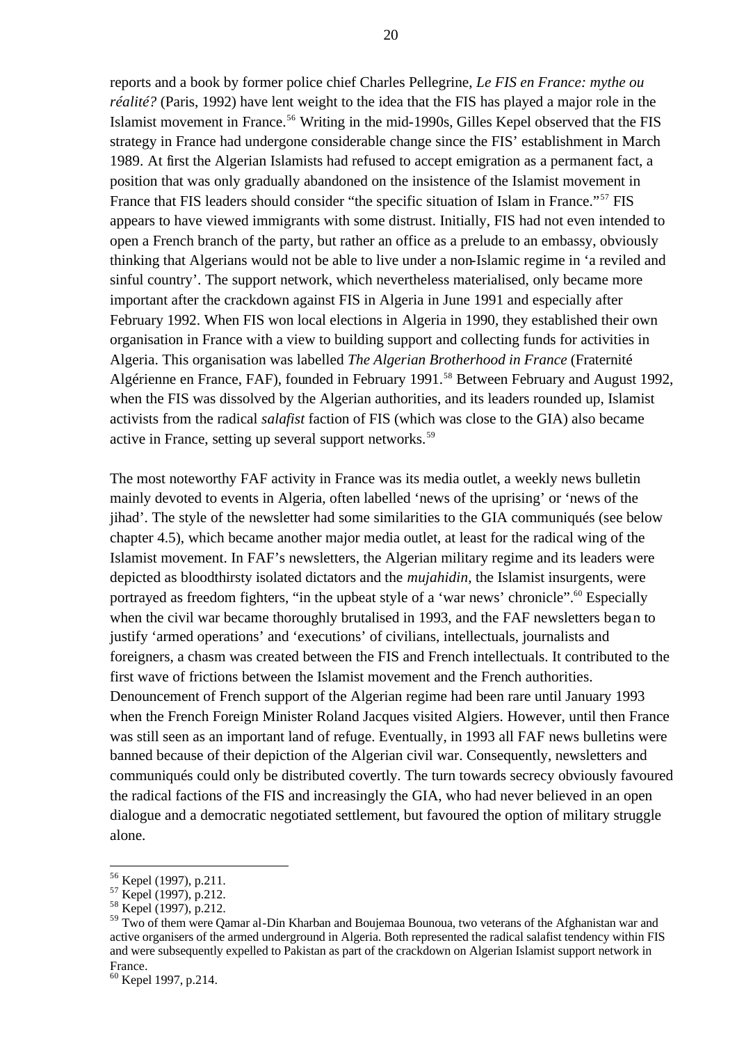reports and a book by former police chief Charles Pellegrine, *Le FIS en France: mythe ou réalité?* (Paris, 1992) have lent weight to the idea that the FIS has played a major role in the Islamist movement in France.[56] Writing in the mid-1990s, Gilles Kepel observed that the FIS strategy in France had undergone considerable change since the FIS' establishment in March 1989. At first the Algerian Islamists had refused to accept emigration as a permanent fact, a position that was only gradually abandoned on the insistence of the Islamist movement in France that FIS leaders should consider "the specific situation of Islam in France."[57] FIS appears to have viewed immigrants with some distrust. Initially, FIS had not even intended to open a French branch of the party, but rather an office as a prelude to an embassy, obviously thinking that Algerians would not be able to live under a non-Islamic regime in 'a reviled and sinful country'. The support network, which nevertheless materialised, only became more important after the crackdown against FIS in Algeria in June 1991 and especially after February 1992. When FIS won local elections in Algeria in 1990, they established their own organisation in France with a view to building support and collecting funds for activities in Algeria. This organisation was labelled *The Algerian Brotherhood in France* (Fraternité Algérienne en France, FAF), founded in February 1991.[58] Between February and August 1992, when the FIS was dissolved by the Algerian authorities, and its leaders rounded up, Islamist activists from the radical *salafist* faction of FIS (which was close to the GIA) also became active in France, setting up several support networks.[59]

The most noteworthy FAF activity in France was its media outlet, a weekly news bulletin mainly devoted to events in Algeria, often labelled 'news of the uprising' or 'news of the jihad'. The style of the newsletter had some similarities to the GIA communiqués (see below chapter 4.5), which became another major media outlet, at least for the radical wing of the Islamist movement. In FAF's newsletters, the Algerian military regime and its leaders were depicted as bloodthirsty isolated dictators and the *mujahidin*, the Islamist insurgents, were portrayed as freedom fighters, "in the upbeat style of a 'war news' chronicle".[60] Especially when the civil war became thoroughly brutalised in 1993, and the FAF newsletters began to justify 'armed operations' and 'executions' of civilians, intellectuals, journalists and foreigners, a chasm was created between the FIS and French intellectuals. It contributed to the first wave of frictions between the Islamist movement and the French authorities. Denouncement of French support of the Algerian regime had been rare until January 1993 when the French Foreign Minister Roland Jacques visited Algiers. However, until then France was still seen as an important land of refuge. Eventually, in 1993 all FAF news bulletins were banned because of their depiction of the Algerian civil war. Consequently, newsletters and communiqués could only be distributed covertly. The turn towards secrecy obviously favoured the radical factions of the FIS and increasingly the GIA, who had never believed in an open dialogue and a democratic negotiated settlement, but favoured the option of military struggle alone.

---

[56] Kepel (1997), p.211.

[57] Kepel (1997), p.212.

[58] Kepel (1997), p.212.

[59] Two of them were Qamar al-Din Kharban and Boujemaa Bounoua, two veterans of the Afghanistan war and active organisers of the armed underground in Algeria. Both represented the radical salafist tendency within FIS and were subsequently expelled to Pakistan as part of the crackdown on Algerian Islamist support network in France.

[60] Kepel 1997, p.214.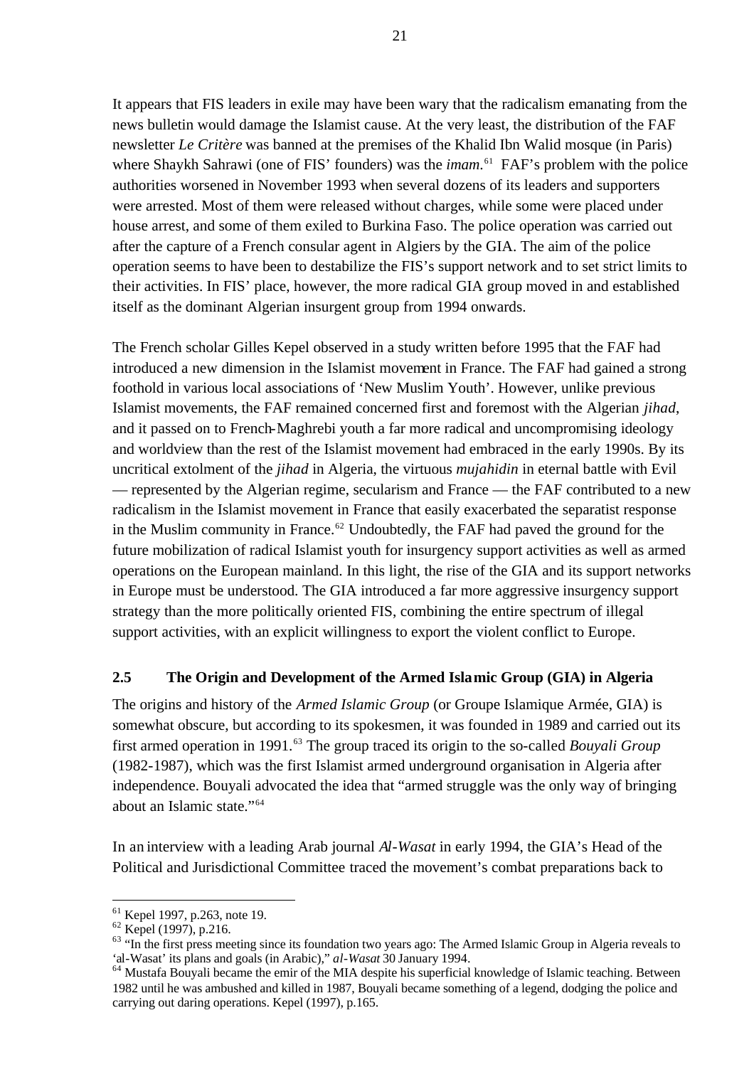It appears that FIS leaders in exile may have been wary that the radicalism emanating from the news bulletin would damage the Islamist cause. At the very least, the distribution of the FAF newsletter *Le Critère* was banned at the premises of the Khalid Ibn Walid mosque (in Paris) where Shaykh Sahrawi (one of FIS' founders) was the *imam*.[61] FAF's problem with the police authorities worsened in November 1993 when several dozens of its leaders and supporters were arrested. Most of them were released without charges, while some were placed under house arrest, and some of them exiled to Burkina Faso. The police operation was carried out after the capture of a French consular agent in Algiers by the GIA. The aim of the police operation seems to have been to destabilize the FIS's support network and to set strict limits to their activities. In FIS' place, however, the more radical GIA group moved in and established itself as the dominant Algerian insurgent group from 1994 onwards.

The French scholar Gilles Kepel observed in a study written before 1995 that the FAF had introduced a new dimension in the Islamist movement in France. The FAF had gained a strong foothold in various local associations of 'New Muslim Youth'. However, unlike previous Islamist movements, the FAF remained concerned first and foremost with the Algerian *jihad*, and it passed on to French-Maghrebi youth a far more radical and uncompromising ideology and worldview than the rest of the Islamist movement had embraced in the early 1990s. By its uncritical extolment of the *jihad* in Algeria, the virtuous *mujahidin* in eternal battle with Evil — represented by the Algerian regime, secularism and France — the FAF contributed to a new radicalism in the Islamist movement in France that easily exacerbated the separatist response in the Muslim community in France.[62] Undoubtedly, the FAF had paved the ground for the future mobilization of radical Islamist youth for insurgency support activities as well as armed operations on the European mainland. In this light, the rise of the GIA and its support networks in Europe must be understood. The GIA introduced a far more aggressive insurgency support strategy than the more politically oriented FIS, combining the entire spectrum of illegal support activities, with an explicit willingness to export the violent conflict to Europe.

## 2.5 The Origin and Development of the Armed Islamic Group (GIA) in Algeria

The origins and history of the *Armed Islamic Group* (or Groupe Islamique Armée, GIA) is somewhat obscure, but according to its spokesmen, it was founded in 1989 and carried out its first armed operation in 1991.[63] The group traced its origin to the so-called *Bouyali Group* (1982-1987), which was the first Islamist armed underground organisation in Algeria after independence. Bouyali advocated the idea that "armed struggle was the only way of bringing about an Islamic state."[64]

In an interview with a leading Arab journal *Al-Wasat* in early 1994, the GIA's Head of the Political and Jurisdictional Committee traced the movement's combat preparations back to

---

[61] Kepel 1997, p.263, note 19.

[62] Kepel (1997), p.216.

[63] "In the first press meeting since its foundation two years ago: The Armed Islamic Group in Algeria reveals to 'al-Wasat' its plans and goals (in Arabic)," *al-Wasat* 30 January 1994.

[64] Mustafa Bouyali became the emir of the MIA despite his superficial knowledge of Islamic teaching. Between 1982 until he was ambushed and killed in 1987, Bouyali became something of a legend, dodging the police and carrying out daring operations. Kepel (1997), p.165.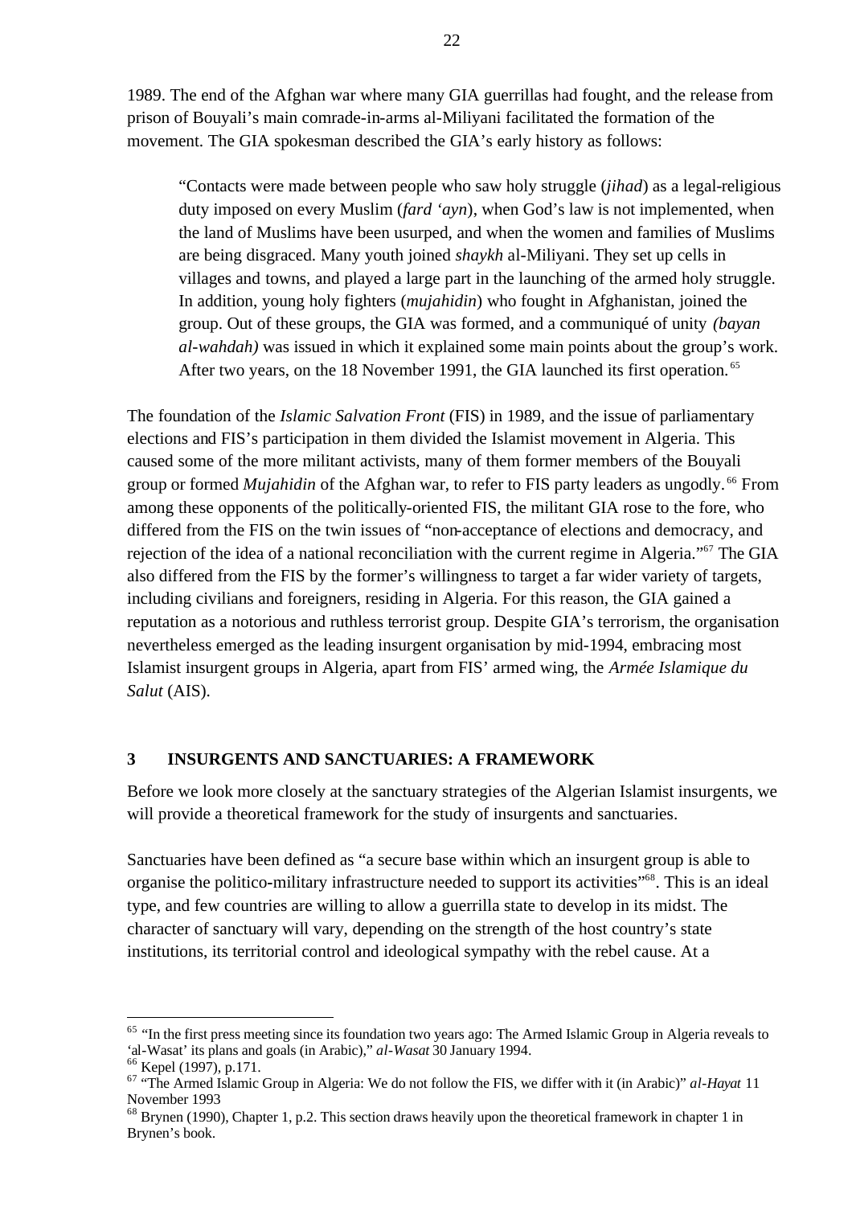1989. The end of the Afghan war where many GIA guerrillas had fought, and the release from prison of Bouyali's main comrade-in-arms al-Miliyani facilitated the formation of the movement. The GIA spokesman described the GIA's early history as follows:

> "Contacts were made between people who saw holy struggle (*jihad*) as a legal-religious duty imposed on every Muslim (*fard 'ayn*), when God's law is not implemented, when the land of Muslims have been usurped, and when the women and families of Muslims are being disgraced. Many youth joined *shaykh* al-Miliyani. They set up cells in villages and towns, and played a large part in the launching of the armed holy struggle. In addition, young holy fighters (*mujahidin*) who fought in Afghanistan, joined the group. Out of these groups, the GIA was formed, and a communiqué of unity *(bayan al-wahdah)* was issued in which it explained some main points about the group's work. After two years, on the 18 November 1991, the GIA launched its first operation.[65]

The foundation of the *Islamic Salvation Front* (FIS) in 1989, and the issue of parliamentary elections and FIS's participation in them divided the Islamist movement in Algeria. This caused some of the more militant activists, many of them former members of the Bouyali group or formed *Mujahidin* of the Afghan war, to refer to FIS party leaders as ungodly.[66] From among these opponents of the politically-oriented FIS, the militant GIA rose to the fore, who differed from the FIS on the twin issues of "non-acceptance of elections and democracy, and rejection of the idea of a national reconciliation with the current regime in Algeria."[67] The GIA also differed from the FIS by the former's willingness to target a far wider variety of targets, including civilians and foreigners, residing in Algeria. For this reason, the GIA gained a reputation as a notorious and ruthless terrorist group. Despite GIA's terrorism, the organisation nevertheless emerged as the leading insurgent organisation by mid-1994, embracing most Islamist insurgent groups in Algeria, apart from FIS' armed wing, the *Armée Islamique du Salut* (AIS).

## 3 INSURGENTS AND SANCTUARIES: A FRAMEWORK

Before we look more closely at the sanctuary strategies of the Algerian Islamist insurgents, we will provide a theoretical framework for the study of insurgents and sanctuaries.

Sanctuaries have been defined as "a secure base within which an insurgent group is able to organise the politico-military infrastructure needed to support its activities"[68]. This is an ideal type, and few countries are willing to allow a guerrilla state to develop in its midst. The character of sanctuary will vary, depending on the strength of the host country's state institutions, its territorial control and ideological sympathy with the rebel cause. At a

---

[65] "In the first press meeting since its foundation two years ago: The Armed Islamic Group in Algeria reveals to 'al-Wasat' its plans and goals (in Arabic)," *al-Wasat* 30 January 1994.

[66] Kepel (1997), p.171.

[67] "The Armed Islamic Group in Algeria: We do not follow the FIS, we differ with it (in Arabic)" *al-Hayat* 11 November 1993

[68] Brynen (1990), Chapter 1, p.2. This section draws heavily upon the theoretical framework in chapter 1 in Brynen's book.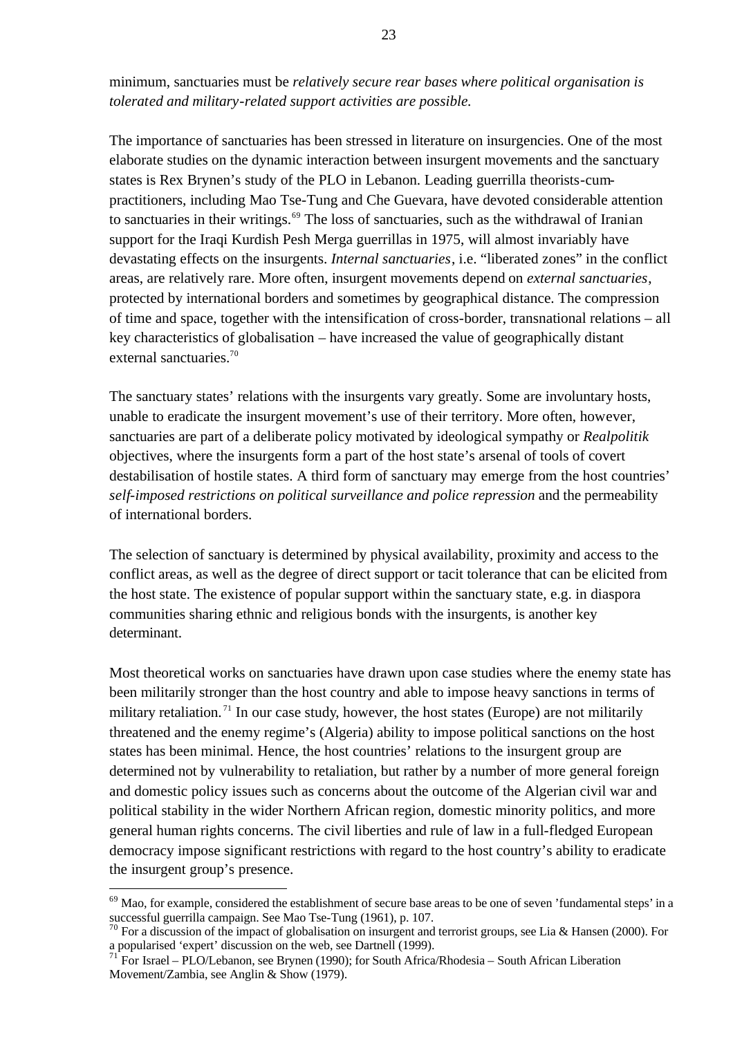minimum, sanctuaries must be *relatively secure rear bases where political organisation is tolerated and military-related support activities are possible.*

The importance of sanctuaries has been stressed in literature on insurgencies. One of the most elaborate studies on the dynamic interaction between insurgent movements and the sanctuary states is Rex Brynen's study of the PLO in Lebanon. Leading guerrilla theorists-cum-practitioners, including Mao Tse-Tung and Che Guevara, have devoted considerable attention to sanctuaries in their writings.[69] The loss of sanctuaries, such as the withdrawal of Iranian support for the Iraqi Kurdish Pesh Merga guerrillas in 1975, will almost invariably have devastating effects on the insurgents. *Internal sanctuaries*, i.e. "liberated zones" in the conflict areas, are relatively rare. More often, insurgent movements depend on *external sanctuaries*, protected by international borders and sometimes by geographical distance. The compression of time and space, together with the intensification of cross-border, transnational relations – all key characteristics of globalisation – have increased the value of geographically distant external sanctuaries.[70]

The sanctuary states' relations with the insurgents vary greatly. Some are involuntary hosts, unable to eradicate the insurgent movement's use of their territory. More often, however, sanctuaries are part of a deliberate policy motivated by ideological sympathy or *Realpolitik* objectives, where the insurgents form a part of the host state's arsenal of tools of covert destabilisation of hostile states. A third form of sanctuary may emerge from the host countries' *self-imposed restrictions on political surveillance and police repression* and the permeability of international borders.

The selection of sanctuary is determined by physical availability, proximity and access to the conflict areas, as well as the degree of direct support or tacit tolerance that can be elicited from the host state. The existence of popular support within the sanctuary state, e.g. in diaspora communities sharing ethnic and religious bonds with the insurgents, is another key determinant.

Most theoretical works on sanctuaries have drawn upon case studies where the enemy state has been militarily stronger than the host country and able to impose heavy sanctions in terms of military retaliation.[71] In our case study, however, the host states (Europe) are not militarily threatened and the enemy regime's (Algeria) ability to impose political sanctions on the host states has been minimal. Hence, the host countries' relations to the insurgent group are determined not by vulnerability to retaliation, but rather by a number of more general foreign and domestic policy issues such as concerns about the outcome of the Algerian civil war and political stability in the wider Northern African region, domestic minority politics, and more general human rights concerns. The civil liberties and rule of law in a full-fledged European democracy impose significant restrictions with regard to the host country's ability to eradicate the insurgent group's presence.

---

[69] Mao, for example, considered the establishment of secure base areas to be one of seven 'fundamental steps' in a successful guerrilla campaign. See Mao Tse-Tung (1961), p. 107.

[70] For a discussion of the impact of globalisation on insurgent and terrorist groups, see Lia & Hansen (2000). For a popularised 'expert' discussion on the web, see Dartnell (1999).

[71] For Israel – PLO/Lebanon, see Brynen (1990); for South Africa/Rhodesia – South African Liberation Movement/Zambia, see Anglin & Show (1979).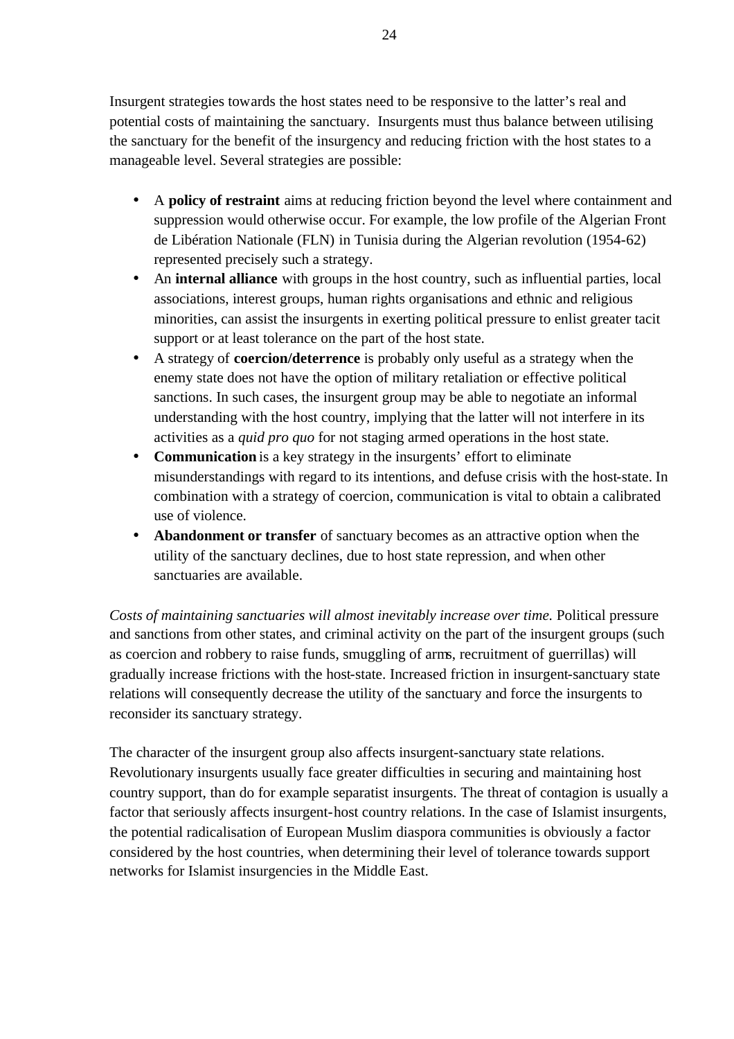Insurgent strategies towards the host states need to be responsive to the latter's real and potential costs of maintaining the sanctuary. Insurgents must thus balance between utilising the sanctuary for the benefit of the insurgency and reducing friction with the host states to a manageable level. Several strategies are possible:

- A **policy of restraint** aims at reducing friction beyond the level where containment and suppression would otherwise occur. For example, the low profile of the Algerian Front de Libération Nationale (FLN) in Tunisia during the Algerian revolution (1954-62) represented precisely such a strategy.
- An **internal alliance** with groups in the host country, such as influential parties, local associations, interest groups, human rights organisations and ethnic and religious minorities, can assist the insurgents in exerting political pressure to enlist greater tacit support or at least tolerance on the part of the host state.
- A strategy of **coercion/deterrence** is probably only useful as a strategy when the enemy state does not have the option of military retaliation or effective political sanctions. In such cases, the insurgent group may be able to negotiate an informal understanding with the host country, implying that the latter will not interfere in its activities as a *quid pro quo* for not staging armed operations in the host state.
- **Communication** is a key strategy in the insurgents' effort to eliminate misunderstandings with regard to its intentions, and defuse crisis with the host-state. In combination with a strategy of coercion, communication is vital to obtain a calibrated use of violence.
- **Abandonment or transfer** of sanctuary becomes as an attractive option when the utility of the sanctuary declines, due to host state repression, and when other sanctuaries are available.

*Costs of maintaining sanctuaries will almost inevitably increase over time.* Political pressure and sanctions from other states, and criminal activity on the part of the insurgent groups (such as coercion and robbery to raise funds, smuggling of arms, recruitment of guerrillas) will gradually increase frictions with the host-state. Increased friction in insurgent-sanctuary state relations will consequently decrease the utility of the sanctuary and force the insurgents to reconsider its sanctuary strategy.

The character of the insurgent group also affects insurgent-sanctuary state relations. Revolutionary insurgents usually face greater difficulties in securing and maintaining host country support, than do for example separatist insurgents. The threat of contagion is usually a factor that seriously affects insurgent-host country relations. In the case of Islamist insurgents, the potential radicalisation of European Muslim diaspora communities is obviously a factor considered by the host countries, when determining their level of tolerance towards support networks for Islamist insurgencies in the Middle East.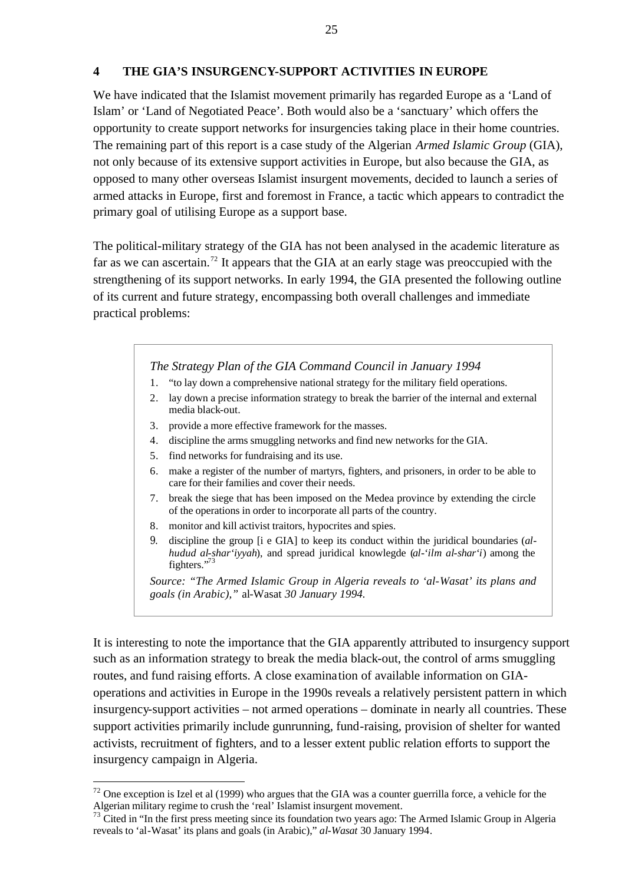## 4 THE GIA'S INSURGENCY-SUPPORT ACTIVITIES IN EUROPE

We have indicated that the Islamist movement primarily has regarded Europe as a 'Land of Islam' or 'Land of Negotiated Peace'. Both would also be a 'sanctuary' which offers the opportunity to create support networks for insurgencies taking place in their home countries. The remaining part of this report is a case study of the Algerian *Armed Islamic Group* (GIA), not only because of its extensive support activities in Europe, but also because the GIA, as opposed to many other overseas Islamist insurgent movements, decided to launch a series of armed attacks in Europe, first and foremost in France, a tactic which appears to contradict the primary goal of utilising Europe as a support base.

The political-military strategy of the GIA has not been analysed in the academic literature as far as we can ascertain.[72] It appears that the GIA at an early stage was preoccupied with the strengthening of its support networks. In early 1994, the GIA presented the following outline of its current and future strategy, encompassing both overall challenges and immediate practical problems:

> *The Strategy Plan of the GIA Command Council in January 1994*
>
> 1. "to lay down a comprehensive national strategy for the military field operations.
> 2. lay down a precise information strategy to break the barrier of the internal and external media black-out.
> 3. provide a more effective framework for the masses.
> 4. discipline the arms smuggling networks and find new networks for the GIA.
> 5. find networks for fundraising and its use.
> 6. make a register of the number of martyrs, fighters, and prisoners, in order to be able to care for their families and cover their needs.
> 7. break the siege that has been imposed on the Medea province by extending the circle of the operations in order to incorporate all parts of the country.
> 8. monitor and kill activist traitors, hypocrites and spies.
> 9. discipline the group [i e GIA] to keep its conduct within the juridical boundaries (*al-hudud al-shar'iyyah*), and spread juridical knowlegde (*al-'ilm al-shar'i*) among the fighters."[73]
>
> *Source: "The Armed Islamic Group in Algeria reveals to 'al-Wasat' its plans and goals (in Arabic),"* al-Wasat *30 January 1994.*

It is interesting to note the importance that the GIA apparently attributed to insurgency support such as an information strategy to break the media black-out, the control of arms smuggling routes, and fund raising efforts. A close examination of available information on GIA-operations and activities in Europe in the 1990s reveals a relatively persistent pattern in which insurgency-support activities – not armed operations – dominate in nearly all countries. These support activities primarily include gunrunning, fund-raising, provision of shelter for wanted activists, recruitment of fighters, and to a lesser extent public relation efforts to support the insurgency campaign in Algeria.

---

[72] One exception is Izel et al (1999) who argues that the GIA was a counter guerrilla force, a vehicle for the Algerian military regime to crush the 'real' Islamist insurgent movement.

[73] Cited in "In the first press meeting since its foundation two years ago: The Armed Islamic Group in Algeria reveals to 'al-Wasat' its plans and goals (in Arabic)," *al-Wasat* 30 January 1994.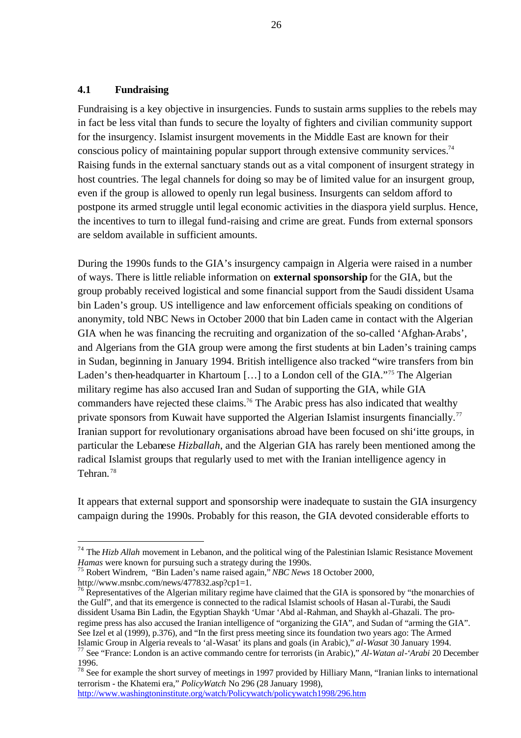## 4.1 Fundraising

Fundraising is a key objective in insurgencies. Funds to sustain arms supplies to the rebels may in fact be less vital than funds to secure the loyalty of fighters and civilian community support for the insurgency. Islamist insurgent movements in the Middle East are known for their conscious policy of maintaining popular support through extensive community services.[74] Raising funds in the external sanctuary stands out as a vital component of insurgent strategy in host countries. The legal channels for doing so may be of limited value for an insurgent group, even if the group is allowed to openly run legal business. Insurgents can seldom afford to postpone its armed struggle until legal economic activities in the diaspora yield surplus. Hence, the incentives to turn to illegal fund-raising and crime are great. Funds from external sponsors are seldom available in sufficient amounts.

During the 1990s funds to the GIA's insurgency campaign in Algeria were raised in a number of ways. There is little reliable information on **external sponsorship** for the GIA, but the group probably received logistical and some financial support from the Saudi dissident Usama bin Laden's group. US intelligence and law enforcement officials speaking on conditions of anonymity, told NBC News in October 2000 that bin Laden came in contact with the Algerian GIA when he was financing the recruiting and organization of the so-called 'Afghan-Arabs', and Algerians from the GIA group were among the first students at bin Laden's training camps in Sudan, beginning in January 1994. British intelligence also tracked "wire transfers from bin Laden's then-headquarter in Khartoum […] to a London cell of the GIA."[75] The Algerian military regime has also accused Iran and Sudan of supporting the GIA, while GIA commanders have rejected these claims.[76] The Arabic press has also indicated that wealthy private sponsors from Kuwait have supported the Algerian Islamist insurgents financially.[77] Iranian support for revolutionary organisations abroad have been focused on shi'itte groups, in particular the Lebanese *Hizballah*, and the Algerian GIA has rarely been mentioned among the radical Islamist groups that regularly used to met with the Iranian intelligence agency in Tehran.[78]

It appears that external support and sponsorship were inadequate to sustain the GIA insurgency campaign during the 1990s. Probably for this reason, the GIA devoted considerable efforts to

---

[74] The *Hizb Allah* movement in Lebanon, and the political wing of the Palestinian Islamic Resistance Movement *Hamas* were known for pursuing such a strategy during the 1990s.

[75] Robert Windrem, "Bin Laden's name raised again," *NBC News* 18 October 2000, http://www.msnbc.com/news/477832.asp?cp1=1.

[76] Representatives of the Algerian military regime have claimed that the GIA is sponsored by "the monarchies of the Gulf", and that its emergence is connected to the radical Islamist schools of Hasan al-Turabi, the Saudi dissident Usama Bin Ladin, the Egyptian Shaykh 'Umar 'Abd al-Rahman, and Shaykh al-Ghazali. The pro-regime press has also accused the Iranian intelligence of "organizing the GIA", and Sudan of "arming the GIA". See Izel et al (1999), p.376), and "In the first press meeting since its foundation two years ago: The Armed Islamic Group in Algeria reveals to 'al-Wasat' its plans and goals (in Arabic)," *al-Wasat* 30 January 1994.

[77] See "France: London is an active commando centre for terrorists (in Arabic)," *Al-Watan al-'Arabi* 20 December 1996.

[78] See for example the short survey of meetings in 1997 provided by Hilliary Mann, "Iranian links to international terrorism - the Khatemi era," *PolicyWatch* No 296 (28 January 1998), http://www.washingtoninstitute.org/watch/Policywatch/policywatch1998/296.htm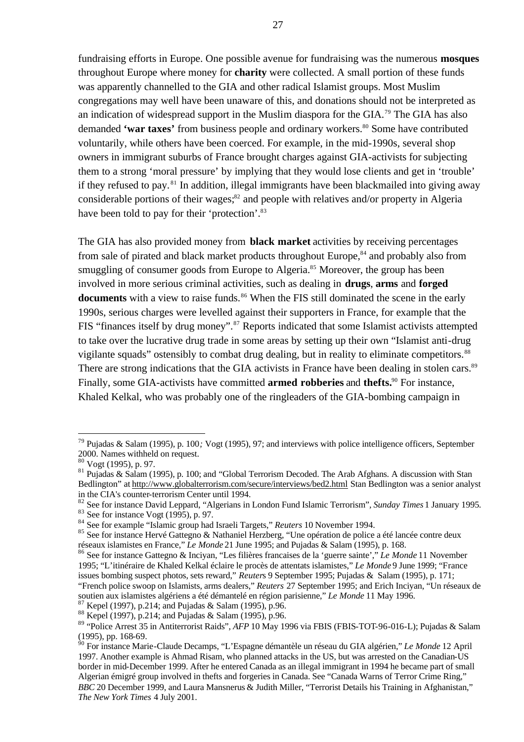fundraising efforts in Europe. One possible avenue for fundraising was the numerous **mosques** throughout Europe where money for **charity** were collected. A small portion of these funds was apparently channelled to the GIA and other radical Islamist groups. Most Muslim congregations may well have been unaware of this, and donations should not be interpreted as an indication of widespread support in the Muslim diaspora for the GIA.[79] The GIA has also demanded **'war taxes'** from business people and ordinary workers.[80] Some have contributed voluntarily, while others have been coerced. For example, in the mid-1990s, several shop owners in immigrant suburbs of France brought charges against GIA-activists for subjecting them to a strong 'moral pressure' by implying that they would lose clients and get in 'trouble' if they refused to pay.[81] In addition, illegal immigrants have been blackmailed into giving away considerable portions of their wages;[82] and people with relatives and/or property in Algeria have been told to pay for their 'protection'.[83]

The GIA has also provided money from **black market** activities by receiving percentages from sale of pirated and black market products throughout Europe,[84] and probably also from smuggling of consumer goods from Europe to Algeria.[85] Moreover, the group has been involved in more serious criminal activities, such as dealing in **drugs**, **arms** and **forged documents** with a view to raise funds.[86] When the FIS still dominated the scene in the early 1990s, serious charges were levelled against their supporters in France, for example that the FIS "finances itself by drug money".[87] Reports indicated that some Islamist activists attempted to take over the lucrative drug trade in some areas by setting up their own "Islamist anti-drug vigilante squads" ostensibly to combat drug dealing, but in reality to eliminate competitors.[88] There are strong indications that the GIA activists in France have been dealing in stolen cars.[89] Finally, some GIA-activists have committed **armed robberies** and **thefts.**[90] For instance, Khaled Kelkal, who was probably one of the ringleaders of the GIA-bombing campaign in

---

[79] Pujadas & Salam (1995), p. 100; Vogt (1995), 97; and interviews with police intelligence officers, September 2000. Names withheld on request.

[80] Vogt (1995), p. 97.

[81] Pujadas & Salam (1995), p. 100; and "Global Terrorism Decoded. The Arab Afghans. A discussion with Stan Bedlington" at http://www.globalterrorism.com/secure/interviews/bed2.html Stan Bedlington was a senior analyst in the CIA's counter-terrorism Center until 1994.

[82] See for instance David Leppard, "Algerians in London Fund Islamic Terrorism", *Sunday Times* 1 January 1995.

[83] See for instance Vogt (1995), p. 97.

[84] See for example "Islamic group had Israeli Targets," *Reuters* 10 November 1994.

[85] See for instance Hervé Gattegno & Nathaniel Herzberg, "Une opération de police a été lancée contre deux réseaux islamistes en France," *Le Monde* 21 June 1995; and Pujadas & Salam (1995), p. 168.

[86] See for instance Gattegno & Inciyan, "Les filières francaises de la 'guerre sainte'," *Le Monde* 11 November 1995; "L'itinéraire de Khaled Kelkal éclaire le procès de attentats islamistes," *Le Monde* 9 June 1999; "France issues bombing suspect photos, sets reward," *Reuters* 9 September 1995; Pujadas & Salam (1995), p. 171; "French police swoop on Islamists, arms dealers," *Reuters* 27 September 1995; and Erich Inciyan, "Un réseaux de soutien aux islamistes algériens a été démantelé en région parisienne," *Le Monde* 11 May 1996.

[87] Kepel (1997), p.214; and Pujadas & Salam (1995), p.96.

[88] Kepel (1997), p.214; and Pujadas & Salam (1995), p.96.

[89] "Police Arrest 35 in Antiterrorist Raids", *AFP* 10 May 1996 via FBIS (FBIS-TOT-96-016-L); Pujadas & Salam (1995), pp. 168-69.

[90] For instance Marie-Claude Decamps, "L'Espagne démantèle un réseau du GIA algérien," *Le Monde* 12 April 1997. Another example is Ahmad Risam, who planned attacks in the US, but was arrested on the Canadian-US border in mid-December 1999. After he entered Canada as an illegal immigrant in 1994 he became part of small Algerian émigré group involved in thefts and forgeries in Canada. See "Canada Warns of Terror Crime Ring," *BBC* 20 December 1999, and Laura Mansnerus & Judith Miller, "Terrorist Details his Training in Afghanistan," *The New York Times* 4 July 2001.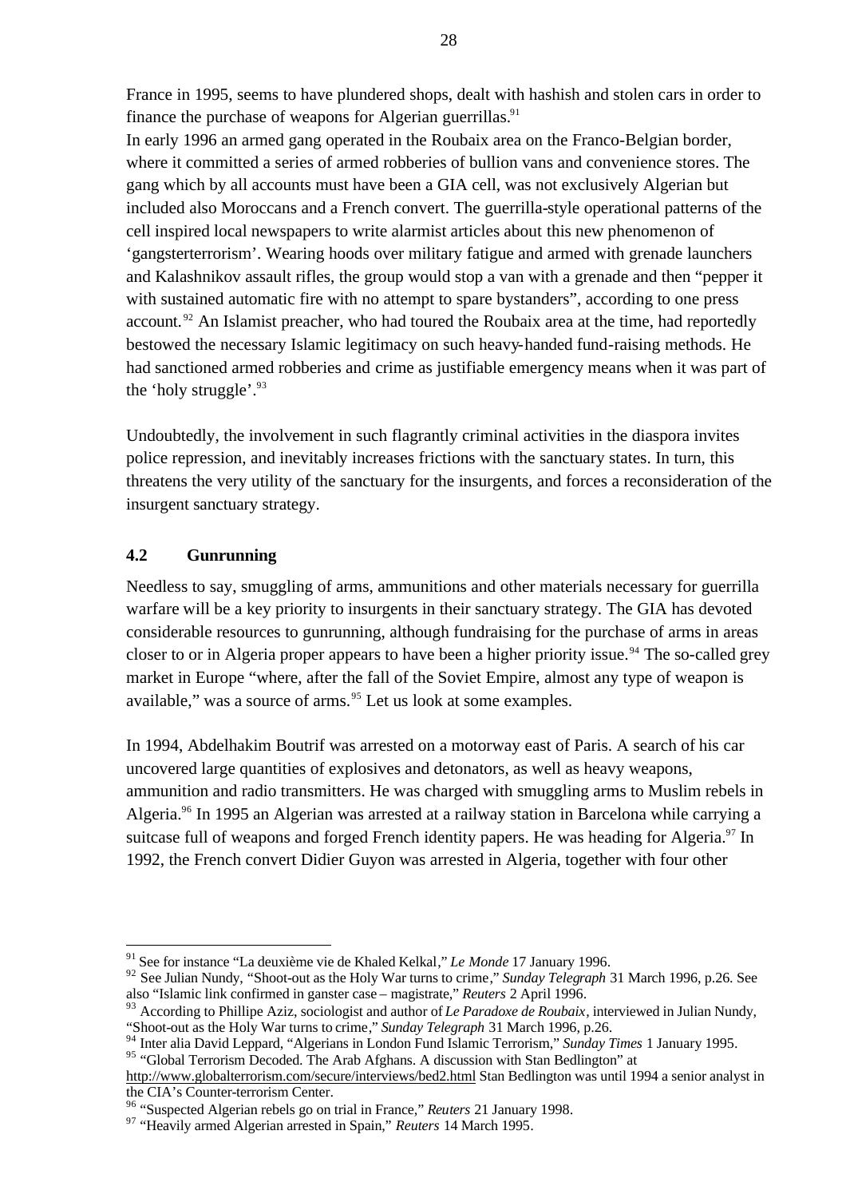France in 1995, seems to have plundered shops, dealt with hashish and stolen cars in order to finance the purchase of weapons for Algerian guerrillas.[91]

In early 1996 an armed gang operated in the Roubaix area on the Franco-Belgian border, where it committed a series of armed robberies of bullion vans and convenience stores. The gang which by all accounts must have been a GIA cell, was not exclusively Algerian but included also Moroccans and a French convert. The guerrilla-style operational patterns of the cell inspired local newspapers to write alarmist articles about this new phenomenon of 'gangsterterrorism'. Wearing hoods over military fatigue and armed with grenade launchers and Kalashnikov assault rifles, the group would stop a van with a grenade and then "pepper it with sustained automatic fire with no attempt to spare bystanders", according to one press account.[92] An Islamist preacher, who had toured the Roubaix area at the time, had reportedly bestowed the necessary Islamic legitimacy on such heavy-handed fund-raising methods. He had sanctioned armed robberies and crime as justifiable emergency means when it was part of the 'holy struggle'.[93]

Undoubtedly, the involvement in such flagrantly criminal activities in the diaspora invites police repression, and inevitably increases frictions with the sanctuary states. In turn, this threatens the very utility of the sanctuary for the insurgents, and forces a reconsideration of the insurgent sanctuary strategy.

### 4.2 Gunrunning

Needless to say, smuggling of arms, ammunitions and other materials necessary for guerrilla warfare will be a key priority to insurgents in their sanctuary strategy. The GIA has devoted considerable resources to gunrunning, although fundraising for the purchase of arms in areas closer to or in Algeria proper appears to have been a higher priority issue.[94] The so-called grey market in Europe "where, after the fall of the Soviet Empire, almost any type of weapon is available," was a source of arms.[95] Let us look at some examples.

In 1994, Abdelhakim Boutrif was arrested on a motorway east of Paris. A search of his car uncovered large quantities of explosives and detonators, as well as heavy weapons, ammunition and radio transmitters. He was charged with smuggling arms to Muslim rebels in Algeria.[96] In 1995 an Algerian was arrested at a railway station in Barcelona while carrying a suitcase full of weapons and forged French identity papers. He was heading for Algeria.[97] In 1992, the French convert Didier Guyon was arrested in Algeria, together with four other

---

[91] See for instance "La deuxième vie de Khaled Kelkal," *Le Monde* 17 January 1996.

[92] See Julian Nundy, "Shoot-out as the Holy War turns to crime," *Sunday Telegraph* 31 March 1996, p.26. See also "Islamic link confirmed in ganster case – magistrate," *Reuters* 2 April 1996.

[93] According to Phillipe Aziz, sociologist and author of *Le Paradoxe de Roubaix*, interviewed in Julian Nundy, "Shoot-out as the Holy War turns to crime," *Sunday Telegraph* 31 March 1996, p.26.

[94] Inter alia David Leppard, "Algerians in London Fund Islamic Terrorism," *Sunday Times* 1 January 1995.

[95] "Global Terrorism Decoded. The Arab Afghans. A discussion with Stan Bedlington" at http://www.globalterrorism.com/secure/interviews/bed2.html Stan Bedlington was until 1994 a senior analyst in the CIA's Counter-terrorism Center.

[96] "Suspected Algerian rebels go on trial in France," *Reuters* 21 January 1998.

[97] "Heavily armed Algerian arrested in Spain," *Reuters* 14 March 1995.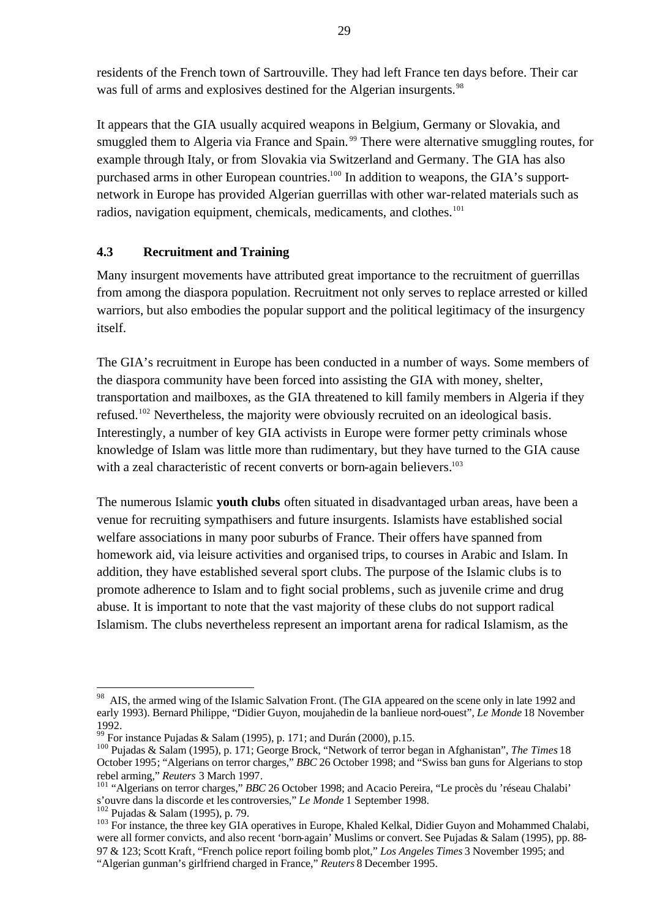residents of the French town of Sartrouville. They had left France ten days before. Their car was full of arms and explosives destined for the Algerian insurgents.[98]

It appears that the GIA usually acquired weapons in Belgium, Germany or Slovakia, and smuggled them to Algeria via France and Spain.[99] There were alternative smuggling routes, for example through Italy, or from Slovakia via Switzerland and Germany. The GIA has also purchased arms in other European countries.[100] In addition to weapons, the GIA's support-network in Europe has provided Algerian guerrillas with other war-related materials such as radios, navigation equipment, chemicals, medicaments, and clothes.[101]

### 4.3 Recruitment and Training

Many insurgent movements have attributed great importance to the recruitment of guerrillas from among the diaspora population. Recruitment not only serves to replace arrested or killed warriors, but also embodies the popular support and the political legitimacy of the insurgency itself.

The GIA's recruitment in Europe has been conducted in a number of ways. Some members of the diaspora community have been forced into assisting the GIA with money, shelter, transportation and mailboxes, as the GIA threatened to kill family members in Algeria if they refused.[102] Nevertheless, the majority were obviously recruited on an ideological basis. Interestingly, a number of key GIA activists in Europe were former petty criminals whose knowledge of Islam was little more than rudimentary, but they have turned to the GIA cause with a zeal characteristic of recent converts or born-again believers.[103]

The numerous Islamic **youth clubs** often situated in disadvantaged urban areas, have been a venue for recruiting sympathisers and future insurgents. Islamists have established social welfare associations in many poor suburbs of France. Their offers have spanned from homework aid, via leisure activities and organised trips, to courses in Arabic and Islam. In addition, they have established several sport clubs. The purpose of the Islamic clubs is to promote adherence to Islam and to fight social problems, such as juvenile crime and drug abuse. It is important to note that the vast majority of these clubs do not support radical Islamism. The clubs nevertheless represent an important arena for radical Islamism, as the

---

[98] AIS, the armed wing of the Islamic Salvation Front. (The GIA appeared on the scene only in late 1992 and early 1993). Bernard Philippe, "Didier Guyon, moujahedin de la banlieue nord-ouest", *Le Monde* 18 November 1992.

[99] For instance Pujadas & Salam (1995), p. 171; and Durán (2000), p.15.

[100] Pujadas & Salam (1995), p. 171; George Brock, "Network of terror began in Afghanistan", *The Times* 18 October 1995; "Algerians on terror charges," *BBC* 26 October 1998; and "Swiss ban guns for Algerians to stop rebel arming," *Reuters* 3 March 1997.

[101] "Algerians on terror charges," *BBC* 26 October 1998; and Acacio Pereira, "Le procès du 'réseau Chalabi' s'ouvre dans la discorde et les controversies," *Le Monde* 1 September 1998.

[102] Pujadas & Salam (1995), p. 79.

[103] For instance, the three key GIA operatives in Europe, Khaled Kelkal, Didier Guyon and Mohammed Chalabi, were all former convicts, and also recent 'born-again' Muslims or convert. See Pujadas & Salam (1995), pp. 88-97 & 123; Scott Kraft, "French police report foiling bomb plot," *Los Angeles Times* 3 November 1995; and "Algerian gunman's girlfriend charged in France," *Reuters* 8 December 1995.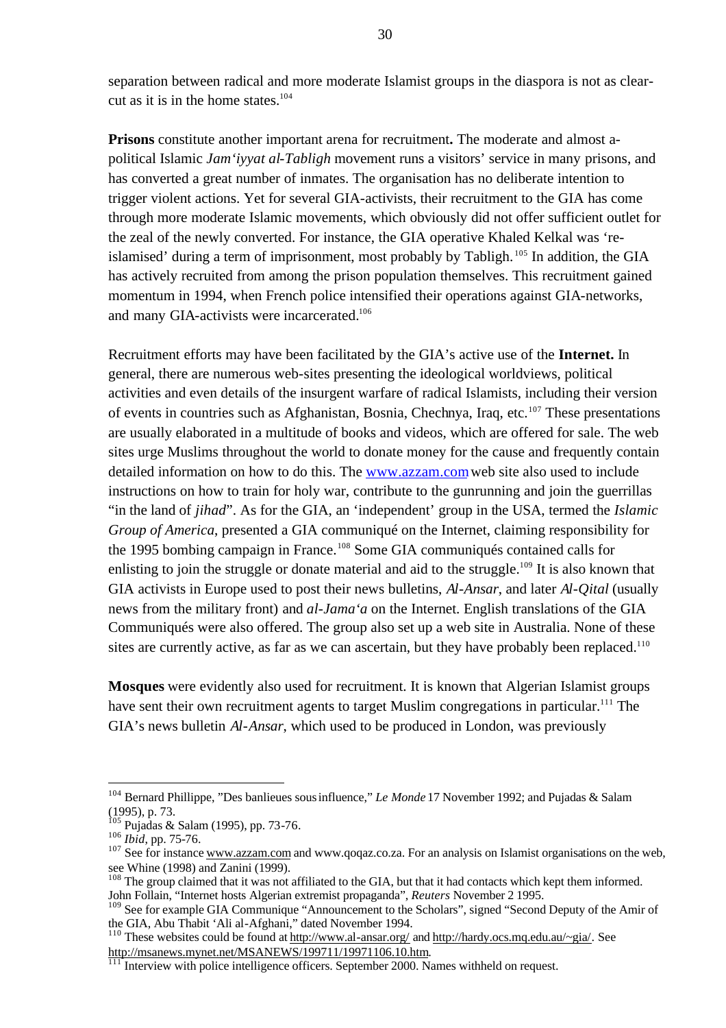separation between radical and more moderate Islamist groups in the diaspora is not as clear-cut as it is in the home states.[104]

**Prisons** constitute another important arena for recruitment**.** The moderate and almost a-political Islamic *Jam'iyyat al-Tabligh* movement runs a visitors' service in many prisons, and has converted a great number of inmates. The organisation has no deliberate intention to trigger violent actions. Yet for several GIA-activists, their recruitment to the GIA has come through more moderate Islamic movements, which obviously did not offer sufficient outlet for the zeal of the newly converted. For instance, the GIA operative Khaled Kelkal was 're-islamised' during a term of imprisonment, most probably by Tabligh.[105] In addition, the GIA has actively recruited from among the prison population themselves. This recruitment gained momentum in 1994, when French police intensified their operations against GIA-networks, and many GIA-activists were incarcerated.[106]

Recruitment efforts may have been facilitated by the GIA's active use of the **Internet.** In general, there are numerous web-sites presenting the ideological worldviews, political activities and even details of the insurgent warfare of radical Islamists, including their version of events in countries such as Afghanistan, Bosnia, Chechnya, Iraq, etc.[107] These presentations are usually elaborated in a multitude of books and videos, which are offered for sale. The web sites urge Muslims throughout the world to donate money for the cause and frequently contain detailed information on how to do this. The www.azzam.com web site also used to include instructions on how to train for holy war, contribute to the gunrunning and join the guerrillas "in the land of *jihad*". As for the GIA, an 'independent' group in the USA, termed the *Islamic Group of America*, presented a GIA communiqué on the Internet, claiming responsibility for the 1995 bombing campaign in France.[108] Some GIA communiqués contained calls for enlisting to join the struggle or donate material and aid to the struggle.[109] It is also known that GIA activists in Europe used to post their news bulletins, *Al-Ansar*, and later *Al-Qital* (usually news from the military front) and *al-Jama'a* on the Internet. English translations of the GIA Communiqués were also offered. The group also set up a web site in Australia. None of these sites are currently active, as far as we can ascertain, but they have probably been replaced.[110]

**Mosques** were evidently also used for recruitment. It is known that Algerian Islamist groups have sent their own recruitment agents to target Muslim congregations in particular.[111] The GIA's news bulletin *Al-Ansar*, which used to be produced in London, was previously

---

[104] Bernard Phillippe, "Des banlieues sous influence," *Le Monde* 17 November 1992; and Pujadas & Salam (1995), p. 73.

[105] Pujadas & Salam (1995), pp. 73-76.

[106] *Ibid*, pp. 75-76.

[107] See for instance www.azzam.com and www.qoqaz.co.za. For an analysis on Islamist organisations on the web, see Whine (1998) and Zanini (1999).

[108] The group claimed that it was not affiliated to the GIA, but that it had contacts which kept them informed. John Follain, "Internet hosts Algerian extremist propaganda", *Reuters* November 2 1995.

[109] See for example GIA Communique "Announcement to the Scholars", signed "Second Deputy of the Amir of the GIA, Abu Thabit 'Ali al-Afghani," dated November 1994.

[110] These websites could be found at http://www.al-ansar.org/ and http://hardy.ocs.mq.edu.au/~gia/. See http://msanews.mynet.net/MSANEWS/199711/19971106.10.htm.

[111] Interview with police intelligence officers. September 2000. Names withheld on request.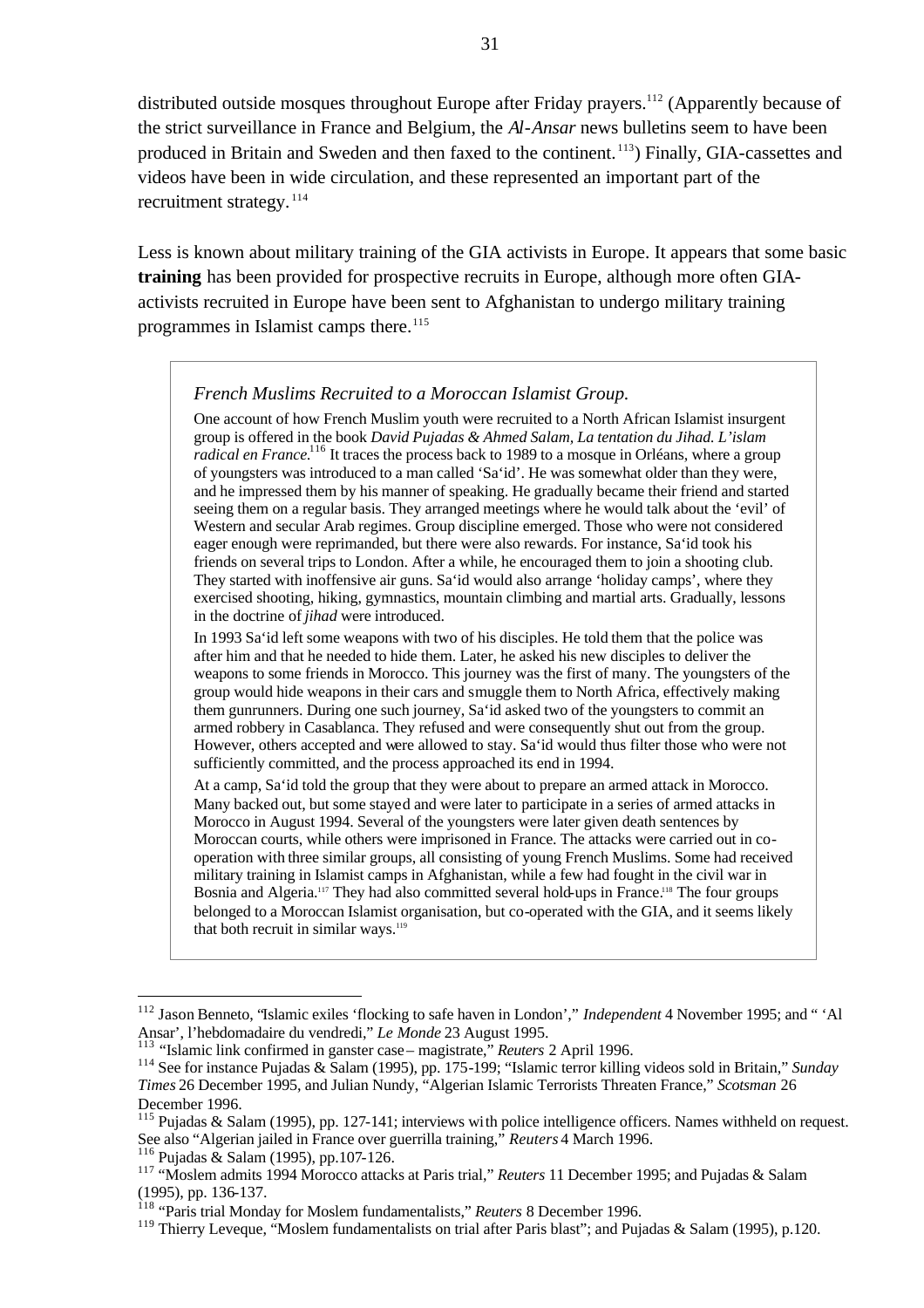distributed outside mosques throughout Europe after Friday prayers.[112] (Apparently because of the strict surveillance in France and Belgium, the *Al-Ansar* news bulletins seem to have been produced in Britain and Sweden and then faxed to the continent.[113]) Finally, GIA-cassettes and videos have been in wide circulation, and these represented an important part of the recruitment strategy.[114]

Less is known about military training of the GIA activists in Europe. It appears that some basic **training** has been provided for prospective recruits in Europe, although more often GIA-activists recruited in Europe have been sent to Afghanistan to undergo military training programmes in Islamist camps there.[115]

> *French Muslims Recruited to a Moroccan Islamist Group.*
>
> One account of how French Muslim youth were recruited to a North African Islamist insurgent group is offered in the book *David Pujadas & Ahmed Salam, La tentation du Jihad. L'islam radical en France*.[116] It traces the process back to 1989 to a mosque in Orléans, where a group of youngsters was introduced to a man called 'Sa'id'. He was somewhat older than they were, and he impressed them by his manner of speaking. He gradually became their friend and started seeing them on a regular basis. They arranged meetings where he would talk about the 'evil' of Western and secular Arab regimes. Group discipline emerged. Those who were not considered eager enough were reprimanded, but there were also rewards. For instance, Sa'id took his friends on several trips to London. After a while, he encouraged them to join a shooting club. They started with inoffensive air guns. Sa'id would also arrange 'holiday camps', where they exercised shooting, hiking, gymnastics, mountain climbing and martial arts. Gradually, lessons in the doctrine of *jihad* were introduced.
>
> In 1993 Sa'id left some weapons with two of his disciples. He told them that the police was after him and that he needed to hide them. Later, he asked his new disciples to deliver the weapons to some friends in Morocco. This journey was the first of many. The youngsters of the group would hide weapons in their cars and smuggle them to North Africa, effectively making them gunrunners. During one such journey, Sa'id asked two of the youngsters to commit an armed robbery in Casablanca. They refused and were consequently shut out from the group. However, others accepted and were allowed to stay. Sa'id would thus filter those who were not sufficiently committed, and the process approached its end in 1994.
>
> At a camp, Sa'id told the group that they were about to prepare an armed attack in Morocco. Many backed out, but some stayed and were later to participate in a series of armed attacks in Morocco in August 1994. Several of the youngsters were later given death sentences by Moroccan courts, while others were imprisoned in France. The attacks were carried out in co-operation with three similar groups, all consisting of young French Muslims. Some had received military training in Islamist camps in Afghanistan, while a few had fought in the civil war in Bosnia and Algeria.[117] They had also committed several hold-ups in France.[118] The four groups belonged to a Moroccan Islamist organisation, but co-operated with the GIA, and it seems likely that both recruit in similar ways.[119]

---

[112] Jason Benneto, "Islamic exiles 'flocking to safe haven in London'," *Independent* 4 November 1995; and " 'Al Ansar', l'hebdomadaire du vendredi," *Le Monde* 23 August 1995.

[113] "Islamic link confirmed in ganster case – magistrate," *Reuters* 2 April 1996.

[114] See for instance Pujadas & Salam (1995), pp. 175-199; "Islamic terror killing videos sold in Britain," *Sunday Times* 26 December 1995, and Julian Nundy, "Algerian Islamic Terrorists Threaten France," *Scotsman* 26 December 1996.

[115] Pujadas & Salam (1995), pp. 127-141; interviews with police intelligence officers. Names withheld on request. See also "Algerian jailed in France over guerrilla training," *Reuters* 4 March 1996.

[116] Pujadas & Salam (1995), pp.107-126.

[117] "Moslem admits 1994 Morocco attacks at Paris trial," *Reuters* 11 December 1995; and Pujadas & Salam (1995), pp. 136-137.

[118] "Paris trial Monday for Moslem fundamentalists," *Reuters* 8 December 1996.

[119] Thierry Leveque, "Moslem fundamentalists on trial after Paris blast"; and Pujadas & Salam (1995), p.120.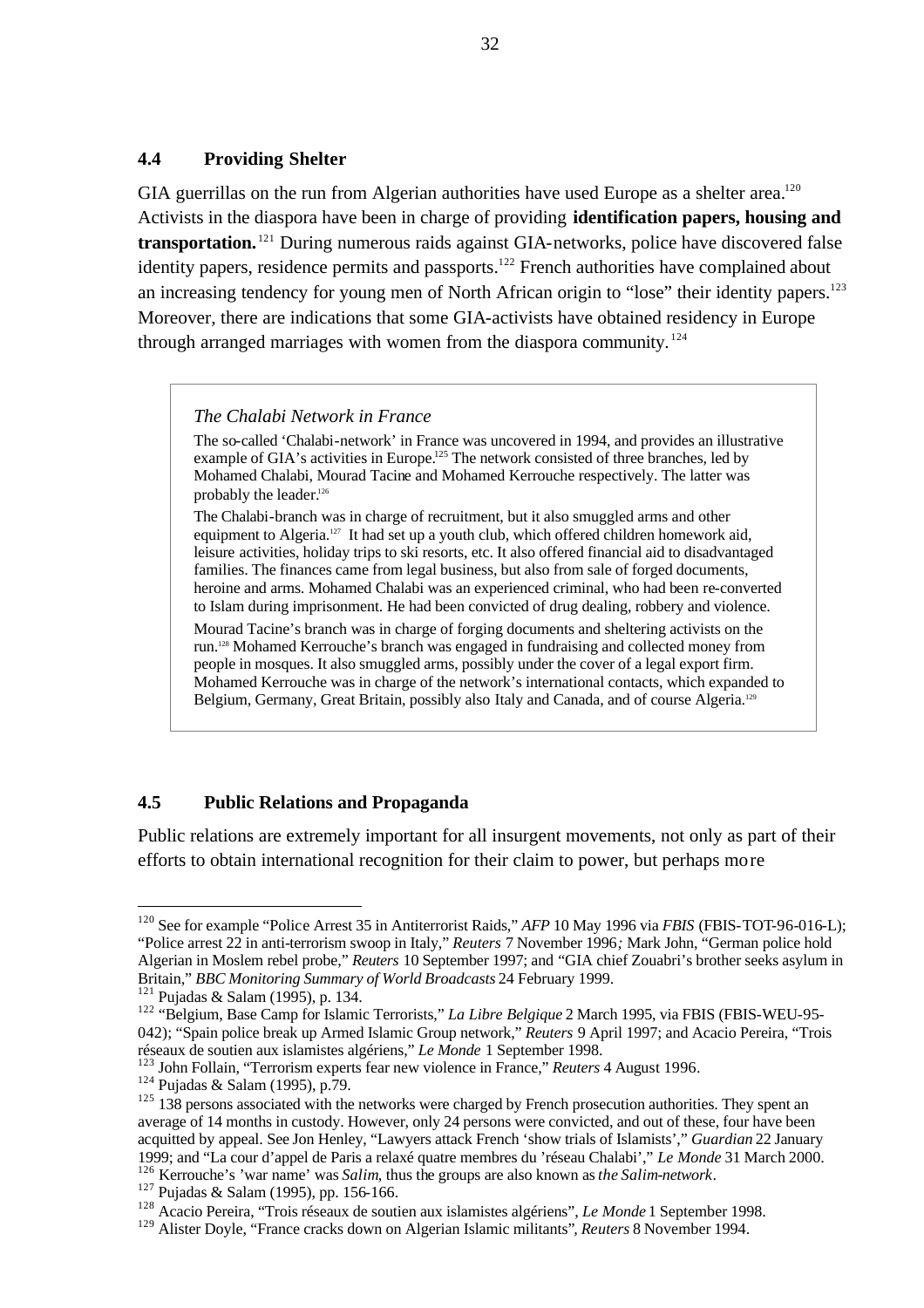### 4.4 Providing Shelter

GIA guerrillas on the run from Algerian authorities have used Europe as a shelter area.[120] Activists in the diaspora have been in charge of providing **identification papers, housing and transportation.**[121] During numerous raids against GIA-networks, police have discovered false identity papers, residence permits and passports.[122] French authorities have complained about an increasing tendency for young men of North African origin to "lose" their identity papers.[123] Moreover, there are indications that some GIA-activists have obtained residency in Europe through arranged marriages with women from the diaspora community.[124]

> *The Chalabi Network in France*
>
> The so-called 'Chalabi-network' in France was uncovered in 1994, and provides an illustrative example of GIA's activities in Europe.[125] The network consisted of three branches, led by Mohamed Chalabi, Mourad Tacine and Mohamed Kerrouche respectively. The latter was probably the leader.[126]
>
> The Chalabi-branch was in charge of recruitment, but it also smuggled arms and other equipment to Algeria.[127] It had set up a youth club, which offered children homework aid, leisure activities, holiday trips to ski resorts, etc. It also offered financial aid to disadvantaged families. The finances came from legal business, but also from sale of forged documents, heroine and arms. Mohamed Chalabi was an experienced criminal, who had been re-converted to Islam during imprisonment. He had been convicted of drug dealing, robbery and violence.
>
> Mourad Tacine's branch was in charge of forging documents and sheltering activists on the run.[128] Mohamed Kerrouche's branch was engaged in fundraising and collected money from people in mosques. It also smuggled arms, possibly under the cover of a legal export firm. Mohamed Kerrouche was in charge of the network's international contacts, which expanded to Belgium, Germany, Great Britain, possibly also Italy and Canada, and of course Algeria.[129]

### 4.5 Public Relations and Propaganda

Public relations are extremely important for all insurgent movements, not only as part of their efforts to obtain international recognition for their claim to power, but perhaps more

---

[120] See for example "Police Arrest 35 in Antiterrorist Raids," *AFP* 10 May 1996 via *FBIS* (FBIS-TOT-96-016-L); "Police arrest 22 in anti-terrorism swoop in Italy," *Reuters* 7 November 1996*;* Mark John, "German police hold Algerian in Moslem rebel probe," *Reuters* 10 September 1997; and "GIA chief Zouabri's brother seeks asylum in Britain," *BBC Monitoring Summary of World Broadcasts* 24 February 1999.

[121] Pujadas & Salam (1995), p. 134.

[122] "Belgium, Base Camp for Islamic Terrorists," *La Libre Belgique* 2 March 1995, via FBIS (FBIS-WEU-95-042); "Spain police break up Armed Islamic Group network," *Reuters* 9 April 1997; and Acacio Pereira, "Trois réseaux de soutien aux islamistes algériens," *Le Monde* 1 September 1998.

[123] John Follain, "Terrorism experts fear new violence in France," *Reuters* 4 August 1996.

[124] Pujadas & Salam (1995), p.79.

[125] 138 persons associated with the networks were charged by French prosecution authorities. They spent an average of 14 months in custody. However, only 24 persons were convicted, and out of these, four have been acquitted by appeal. See Jon Henley, "Lawyers attack French 'show trials of Islamists'," *Guardian* 22 January 1999; and "La cour d'appel de Paris a relaxé quatre membres du 'réseau Chalabi'," *Le Monde* 31 March 2000.

[126] Kerrouche's 'war name' was *Salim*, thus the groups are also known as *the Salim-network*.

[127] Pujadas & Salam (1995), pp. 156-166.

[128] Acacio Pereira, "Trois réseaux de soutien aux islamistes algériens", *Le Monde* 1 September 1998.

[129] Alister Doyle, "France cracks down on Algerian Islamic militants", *Reuters* 8 November 1994.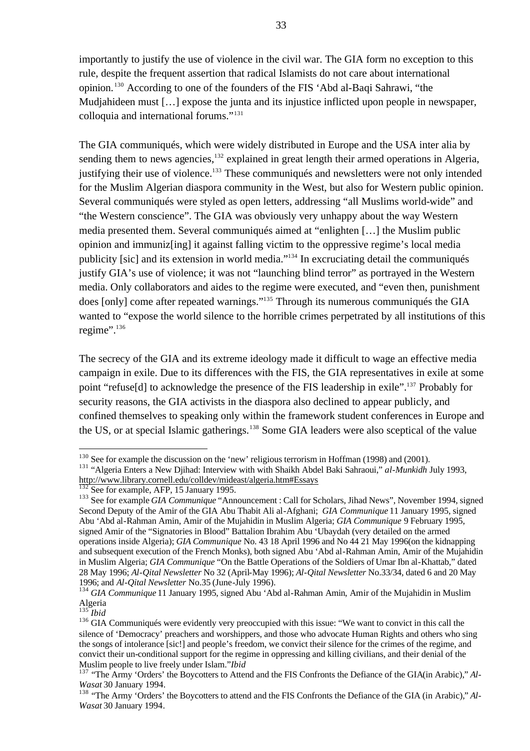importantly to justify the use of violence in the civil war. The GIA form no exception to this rule, despite the frequent assertion that radical Islamists do not care about international opinion.[130] According to one of the founders of the FIS ‘Abd al-Baqi Sahrawi, “the Mudjahideen must […] expose the junta and its injustice inflicted upon people in newspaper, colloquia and international forums.”[131]

The GIA communiqués, which were widely distributed in Europe and the USA inter alia by sending them to news agencies,[132] explained in great length their armed operations in Algeria, justifying their use of violence.[133] These communiqués and newsletters were not only intended for the Muslim Algerian diaspora community in the West, but also for Western public opinion. Several communiqués were styled as open letters, addressing “all Muslims world-wide” and “the Western conscience”. The GIA was obviously very unhappy about the way Western media presented them. Several communiqués aimed at “enlighten […] the Muslim public opinion and immuniz[ing] it against falling victim to the oppressive regime’s local media publicity [sic] and its extension in world media.”[134] In excruciating detail the communiqués justify GIA’s use of violence; it was not “launching blind terror” as portrayed in the Western media. Only collaborators and aides to the regime were executed, and “even then, punishment does [only] come after repeated warnings.”[135] Through its numerous communiqués the GIA wanted to “expose the world silence to the horrible crimes perpetrated by all institutions of this regime”.[136]

The secrecy of the GIA and its extreme ideology made it difficult to wage an effective media campaign in exile. Due to its differences with the FIS, the GIA representatives in exile at some point “refuse[d] to acknowledge the presence of the FIS leadership in exile”.[137] Probably for security reasons, the GIA activists in the diaspora also declined to appear publicly, and confined themselves to speaking only within the framework student conferences in Europe and the US, or at special Islamic gatherings.[138] Some GIA leaders were also sceptical of the value

---

[130] See for example the discussion on the ‘new’ religious terrorism in Hoffman (1998) and (2001).

[131] “Algeria Enters a New Djihad: Interview with with Shaikh Abdel Baki Sahraoui,” *al-Munkidh* July 1993, http://www.library.cornell.edu/colldev/mideast/algeria.htm#Essays

[132] See for example, AFP, 15 January 1995.

[133] See for example *GIA Communique* “Announcement : Call for Scholars, Jihad News”, November 1994, signed Second Deputy of the Amir of the GIA Abu Thabit Ali al-Afghani; *GIA Communique* 11 January 1995, signed Abu ‘Abd al-Rahman Amin, Amir of the Mujahidin in Muslim Algeria; *GIA Communique* 9 February 1995, signed Amir of the “Signatories in Blood” Battalion Ibrahim Abu ‘Ubaydah (very detailed on the armed operations inside Algeria); *GIA Communique* No. 43 18 April 1996 and No 44 21 May 1996(on the kidnapping and subsequent execution of the French Monks), both signed Abu ‘Abd al-Rahman Amin, Amir of the Mujahidin in Muslim Algeria; *GIA Communique* “On the Battle Operations of the Soldiers of Umar Ibn al-Khattab,” dated 28 May 1996; *Al-Qital Newsletter* No 32 (April-May 1996); *Al-Qital Newsletter* No.33/34, dated 6 and 20 May 1996; and *Al-Qital Newsletter* No.35 (June-July 1996).

[134] *GIA Communique* 11 January 1995, signed Abu ‘Abd al-Rahman Amin, Amir of the Mujahidin in Muslim Algeria

[135] *Ibid*

[136] GIA Communiqués were evidently very preoccupied with this issue: “We want to convict in this call the silence of ‘Democracy’ preachers and worshippers, and those who advocate Human Rights and others who sing the songs of intolerance [sic!] and people’s freedom, we convict their silence for the crimes of the regime, and convict their un-conditional support for the regime in oppressing and killing civilians, and their denial of the Muslim people to live freely under Islam.”*Ibid*

[137] “The Army ‘Orders’ the Boycotters to Attend and the FIS Confronts the Defiance of the GIA(in Arabic),” *Al-Wasat* 30 January 1994.

[138] “The Army ‘Orders’ the Boycotters to attend and the FIS Confronts the Defiance of the GIA (in Arabic),” *Al-Wasat* 30 January 1994.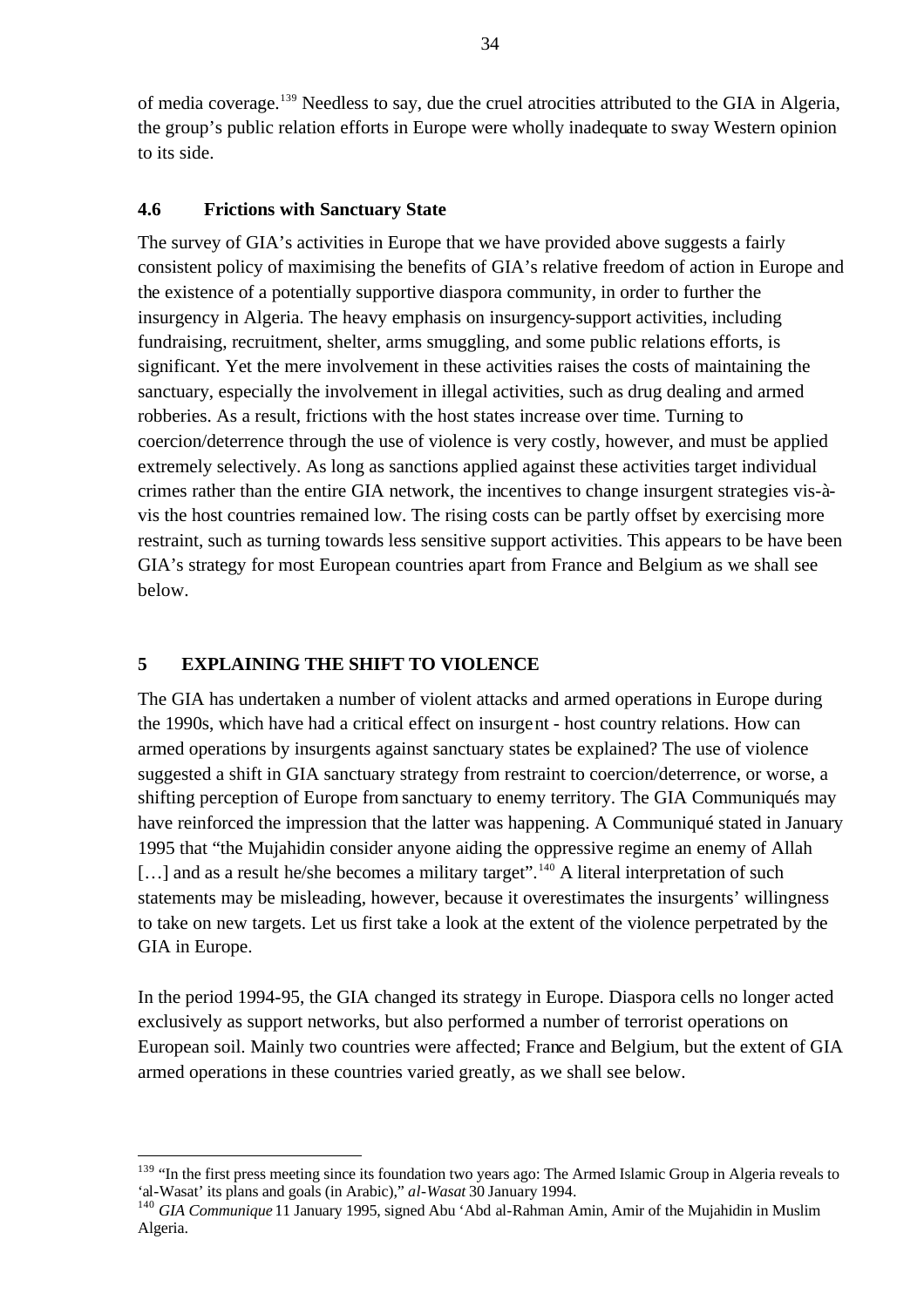of media coverage.[139] Needless to say, due the cruel atrocities attributed to the GIA in Algeria, the group's public relation efforts in Europe were wholly inadequate to sway Western opinion to its side.

### 4.6 Frictions with Sanctuary State

The survey of GIA's activities in Europe that we have provided above suggests a fairly consistent policy of maximising the benefits of GIA's relative freedom of action in Europe and the existence of a potentially supportive diaspora community, in order to further the insurgency in Algeria. The heavy emphasis on insurgency-support activities, including fundraising, recruitment, shelter, arms smuggling, and some public relations efforts, is significant. Yet the mere involvement in these activities raises the costs of maintaining the sanctuary, especially the involvement in illegal activities, such as drug dealing and armed robberies. As a result, frictions with the host states increase over time. Turning to coercion/deterrence through the use of violence is very costly, however, and must be applied extremely selectively. As long as sanctions applied against these activities target individual crimes rather than the entire GIA network, the incentives to change insurgent strategies vis-à-vis the host countries remained low. The rising costs can be partly offset by exercising more restraint, such as turning towards less sensitive support activities. This appears to be have been GIA's strategy for most European countries apart from France and Belgium as we shall see below.

## 5 EXPLAINING THE SHIFT TO VIOLENCE

The GIA has undertaken a number of violent attacks and armed operations in Europe during the 1990s, which have had a critical effect on insurgent - host country relations. How can armed operations by insurgents against sanctuary states be explained? The use of violence suggested a shift in GIA sanctuary strategy from restraint to coercion/deterrence, or worse, a shifting perception of Europe from sanctuary to enemy territory. The GIA Communiqués may have reinforced the impression that the latter was happening. A Communiqué stated in January 1995 that "the Mujahidin consider anyone aiding the oppressive regime an enemy of Allah [...] and as a result he/she becomes a military target".[140] A literal interpretation of such statements may be misleading, however, because it overestimates the insurgents' willingness to take on new targets. Let us first take a look at the extent of the violence perpetrated by the GIA in Europe.

In the period 1994-95, the GIA changed its strategy in Europe. Diaspora cells no longer acted exclusively as support networks, but also performed a number of terrorist operations on European soil. Mainly two countries were affected; France and Belgium, but the extent of GIA armed operations in these countries varied greatly, as we shall see below.

---

[139] "In the first press meeting since its foundation two years ago: The Armed Islamic Group in Algeria reveals to 'al-Wasat' its plans and goals (in Arabic)," *al-Wasat* 30 January 1994.

[140] *GIA Communique* 11 January 1995, signed Abu 'Abd al-Rahman Amin, Amir of the Mujahidin in Muslim Algeria.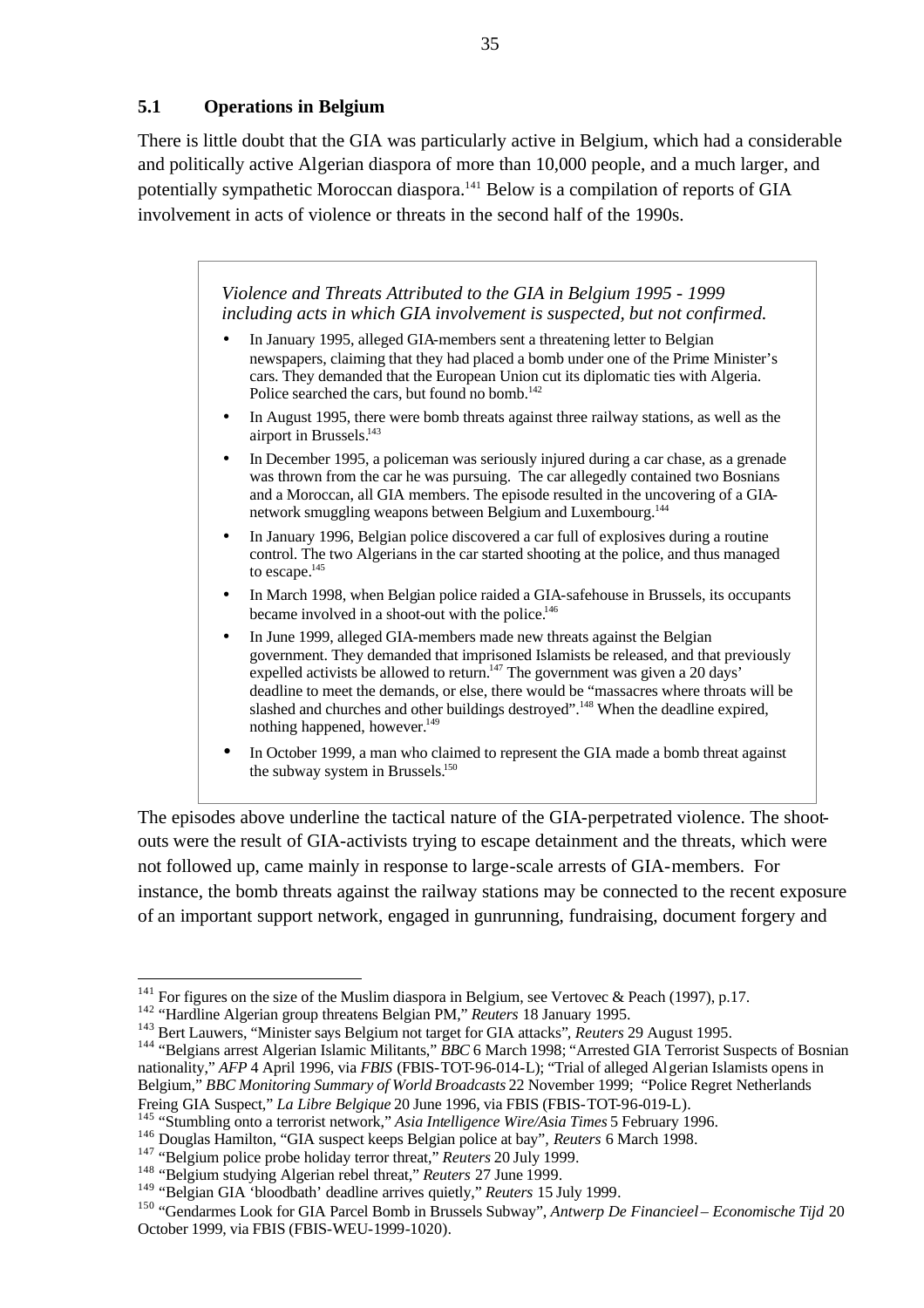### 5.1 Operations in Belgium

There is little doubt that the GIA was particularly active in Belgium, which had a considerable and politically active Algerian diaspora of more than 10,000 people, and a much larger, and potentially sympathetic Moroccan diaspora.[141] Below is a compilation of reports of GIA involvement in acts of violence or threats in the second half of the 1990s.

> *Violence and Threats Attributed to the GIA in Belgium 1995 - 1999 including acts in which GIA involvement is suspected, but not confirmed.*
>
> - In January 1995, alleged GIA-members sent a threatening letter to Belgian newspapers, claiming that they had placed a bomb under one of the Prime Minister's cars. They demanded that the European Union cut its diplomatic ties with Algeria. Police searched the cars, but found no bomb.[142]
> - In August 1995, there were bomb threats against three railway stations, as well as the airport in Brussels.[143]
> - In December 1995, a policeman was seriously injured during a car chase, as a grenade was thrown from the car he was pursuing. The car allegedly contained two Bosnians and a Moroccan, all GIA members. The episode resulted in the uncovering of a GIA-network smuggling weapons between Belgium and Luxembourg.[144]
> - In January 1996, Belgian police discovered a car full of explosives during a routine control. The two Algerians in the car started shooting at the police, and thus managed to escape.[145]
> - In March 1998, when Belgian police raided a GIA-safehouse in Brussels, its occupants became involved in a shoot-out with the police.[146]
> - In June 1999, alleged GIA-members made new threats against the Belgian government. They demanded that imprisoned Islamists be released, and that previously expelled activists be allowed to return.[147] The government was given a 20 days' deadline to meet the demands, or else, there would be "massacres where throats will be slashed and churches and other buildings destroyed".[148] When the deadline expired, nothing happened, however.[149]
> - In October 1999, a man who claimed to represent the GIA made a bomb threat against the subway system in Brussels.[150]

The episodes above underline the tactical nature of the GIA-perpetrated violence. The shoot-outs were the result of GIA-activists trying to escape detainment and the threats, which were not followed up, came mainly in response to large-scale arrests of GIA-members. For instance, the bomb threats against the railway stations may be connected to the recent exposure of an important support network, engaged in gunrunning, fundraising, document forgery and

---

[141] For figures on the size of the Muslim diaspora in Belgium, see Vertovec & Peach (1997), p.17.

[142] "Hardline Algerian group threatens Belgian PM," *Reuters* 18 January 1995.

[143] Bert Lauwers, "Minister says Belgium not target for GIA attacks", *Reuters* 29 August 1995.

[144] "Belgians arrest Algerian Islamic Militants," *BBC* 6 March 1998; "Arrested GIA Terrorist Suspects of Bosnian nationality," *AFP* 4 April 1996, via *FBIS* (FBIS-TOT-96-014-L); "Trial of alleged Algerian Islamists opens in Belgium," *BBC Monitoring Summary of World Broadcasts* 22 November 1999; "Police Regret Netherlands Freing GIA Suspect," *La Libre Belgique* 20 June 1996, via FBIS (FBIS-TOT-96-019-L).

[145] "Stumbling onto a terrorist network," *Asia Intelligence Wire/Asia Times* 5 February 1996.

[146] Douglas Hamilton, "GIA suspect keeps Belgian police at bay", *Reuters* 6 March 1998.

[147] "Belgium police probe holiday terror threat," *Reuters* 20 July 1999.

[148] "Belgium studying Algerian rebel threat," *Reuters* 27 June 1999.

[149] "Belgian GIA 'bloodbath' deadline arrives quietly," *Reuters* 15 July 1999.

[150] "Gendarmes Look for GIA Parcel Bomb in Brussels Subway", *Antwerp De Financieel – Economische Tijd* 20 October 1999, via FBIS (FBIS-WEU-1999-1020).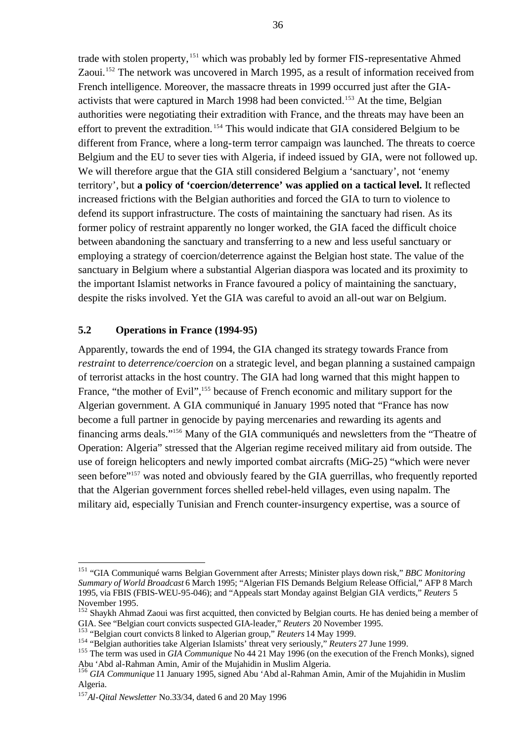trade with stolen property,[151] which was probably led by former FIS-representative Ahmed Zaoui.[152] The network was uncovered in March 1995, as a result of information received from French intelligence. Moreover, the massacre threats in 1999 occurred just after the GIA-activists that were captured in March 1998 had been convicted.[153] At the time, Belgian authorities were negotiating their extradition with France, and the threats may have been an effort to prevent the extradition.[154] This would indicate that GIA considered Belgium to be different from France, where a long-term terror campaign was launched. The threats to coerce Belgium and the EU to sever ties with Algeria, if indeed issued by GIA, were not followed up. We will therefore argue that the GIA still considered Belgium a 'sanctuary', not 'enemy territory', but **a policy of 'coercion/deterrence' was applied on a tactical level.** It reflected increased frictions with the Belgian authorities and forced the GIA to turn to violence to defend its support infrastructure. The costs of maintaining the sanctuary had risen. As its former policy of restraint apparently no longer worked, the GIA faced the difficult choice between abandoning the sanctuary and transferring to a new and less useful sanctuary or employing a strategy of coercion/deterrence against the Belgian host state. The value of the sanctuary in Belgium where a substantial Algerian diaspora was located and its proximity to the important Islamist networks in France favoured a policy of maintaining the sanctuary, despite the risks involved. Yet the GIA was careful to avoid an all-out war on Belgium.

## 5.2 Operations in France (1994-95)

Apparently, towards the end of 1994, the GIA changed its strategy towards France from *restraint* to *deterrence/coercion* on a strategic level, and began planning a sustained campaign of terrorist attacks in the host country. The GIA had long warned that this might happen to France, "the mother of Evil",[155] because of French economic and military support for the Algerian government. A GIA communiqué in January 1995 noted that "France has now become a full partner in genocide by paying mercenaries and rewarding its agents and financing arms deals."[156] Many of the GIA communiqués and newsletters from the "Theatre of Operation: Algeria" stressed that the Algerian regime received military aid from outside. The use of foreign helicopters and newly imported combat aircrafts (MiG-25) "which were never seen before"[157] was noted and obviously feared by the GIA guerrillas, who frequently reported that the Algerian government forces shelled rebel-held villages, even using napalm. The military aid, especially Tunisian and French counter-insurgency expertise, was a source of

---

[151] "GIA Communiqué warns Belgian Government after Arrests; Minister plays down risk," *BBC Monitoring Summary of World Broadcast* 6 March 1995; "Algerian FIS Demands Belgium Release Official," AFP 8 March 1995, via FBIS (FBIS-WEU-95-046); and "Appeals start Monday against Belgian GIA verdicts," *Reuters* 5 November 1995.

[152] Shaykh Ahmad Zaoui was first acquitted, then convicted by Belgian courts. He has denied being a member of GIA. See "Belgian court convicts suspected GIA-leader," *Reuters* 20 November 1995.

[153] "Belgian court convicts 8 linked to Algerian group," *Reuters* 14 May 1999.

[154] "Belgian authorities take Algerian Islamists' threat very seriously," *Reuters* 27 June 1999.

[155] The term was used in *GIA Communique* No 44 21 May 1996 (on the execution of the French Monks), signed Abu 'Abd al-Rahman Amin, Amir of the Mujahidin in Muslim Algeria.

[156] *GIA Communique* 11 January 1995, signed Abu 'Abd al-Rahman Amin, Amir of the Mujahidin in Muslim Algeria.

[157] *Al-Qital Newsletter* No.33/34, dated 6 and 20 May 1996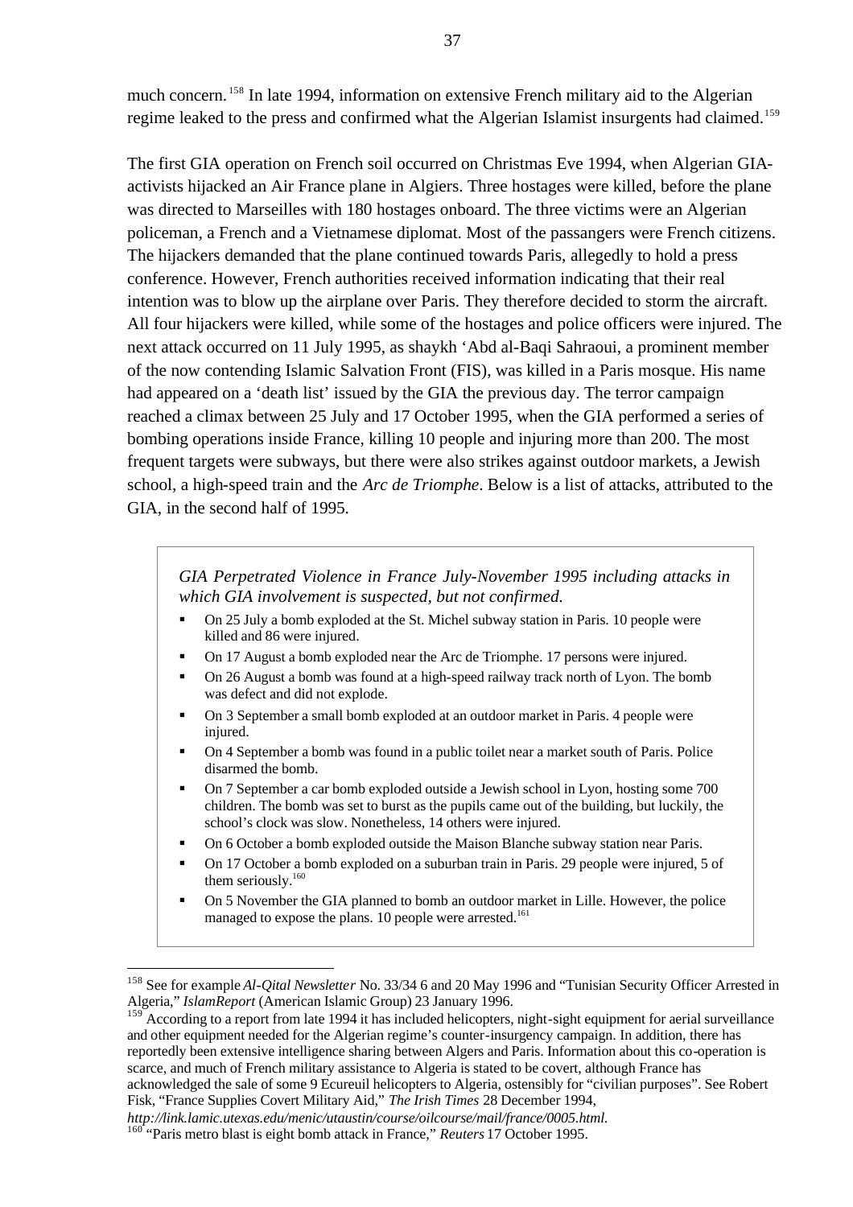much concern.[158] In late 1994, information on extensive French military aid to the Algerian regime leaked to the press and confirmed what the Algerian Islamist insurgents had claimed.[159]

The first GIA operation on French soil occurred on Christmas Eve 1994, when Algerian GIA-activists hijacked an Air France plane in Algiers. Three hostages were killed, before the plane was directed to Marseilles with 180 hostages onboard. The three victims were an Algerian policeman, a French and a Vietnamese diplomat. Most of the passangers were French citizens. The hijackers demanded that the plane continued towards Paris, allegedly to hold a press conference. However, French authorities received information indicating that their real intention was to blow up the airplane over Paris. They therefore decided to storm the aircraft. All four hijackers were killed, while some of the hostages and police officers were injured. The next attack occurred on 11 July 1995, as shaykh 'Abd al-Baqi Sahraoui, a prominent member of the now contending Islamic Salvation Front (FIS), was killed in a Paris mosque. His name had appeared on a 'death list' issued by the GIA the previous day. The terror campaign reached a climax between 25 July and 17 October 1995, when the GIA performed a series of bombing operations inside France, killing 10 people and injuring more than 200. The most frequent targets were subways, but there were also strikes against outdoor markets, a Jewish school, a high-speed train and the *Arc de Triomphe*. Below is a list of attacks, attributed to the GIA, in the second half of 1995.

*GIA Perpetrated Violence in France July-November 1995 including attacks in which GIA involvement is suspected, but not confirmed.*

- On 25 July a bomb exploded at the St. Michel subway station in Paris. 10 people were killed and 86 were injured.
- On 17 August a bomb exploded near the Arc de Triomphe. 17 persons were injured.
- On 26 August a bomb was found at a high-speed railway track north of Lyon. The bomb was defect and did not explode.
- On 3 September a small bomb exploded at an outdoor market in Paris. 4 people were injured.
- On 4 September a bomb was found in a public toilet near a market south of Paris. Police disarmed the bomb.
- On 7 September a car bomb exploded outside a Jewish school in Lyon, hosting some 700 children. The bomb was set to burst as the pupils came out of the building, but luckily, the school's clock was slow. Nonetheless, 14 others were injured.
- On 6 October a bomb exploded outside the Maison Blanche subway station near Paris.
- On 17 October a bomb exploded on a suburban train in Paris. 29 people were injured, 5 of them seriously.[160]
- On 5 November the GIA planned to bomb an outdoor market in Lille. However, the police managed to expose the plans. 10 people were arrested.[161]

---

[158] See for example *Al-Qital Newsletter* No. 33/34 6 and 20 May 1996 and "Tunisian Security Officer Arrested in Algeria," *IslamReport* (American Islamic Group) 23 January 1996.

[159] According to a report from late 1994 it has included helicopters, night-sight equipment for aerial surveillance and other equipment needed for the Algerian regime's counter-insurgency campaign. In addition, there has reportedly been extensive intelligence sharing between Algers and Paris. Information about this co-operation is scarce, and much of French military assistance to Algeria is stated to be covert, although France has acknowledged the sale of some 9 Ecureuil helicopters to Algeria, ostensibly for "civilian purposes". See Robert Fisk, "France Supplies Covert Military Aid," *The Irish Times* 28 December 1994, *http://link.lamic.utexas.edu/menic/utaustin/course/oilcourse/mail/france/0005.html.*

[160] "Paris metro blast is eight bomb attack in France," *Reuters* 17 October 1995.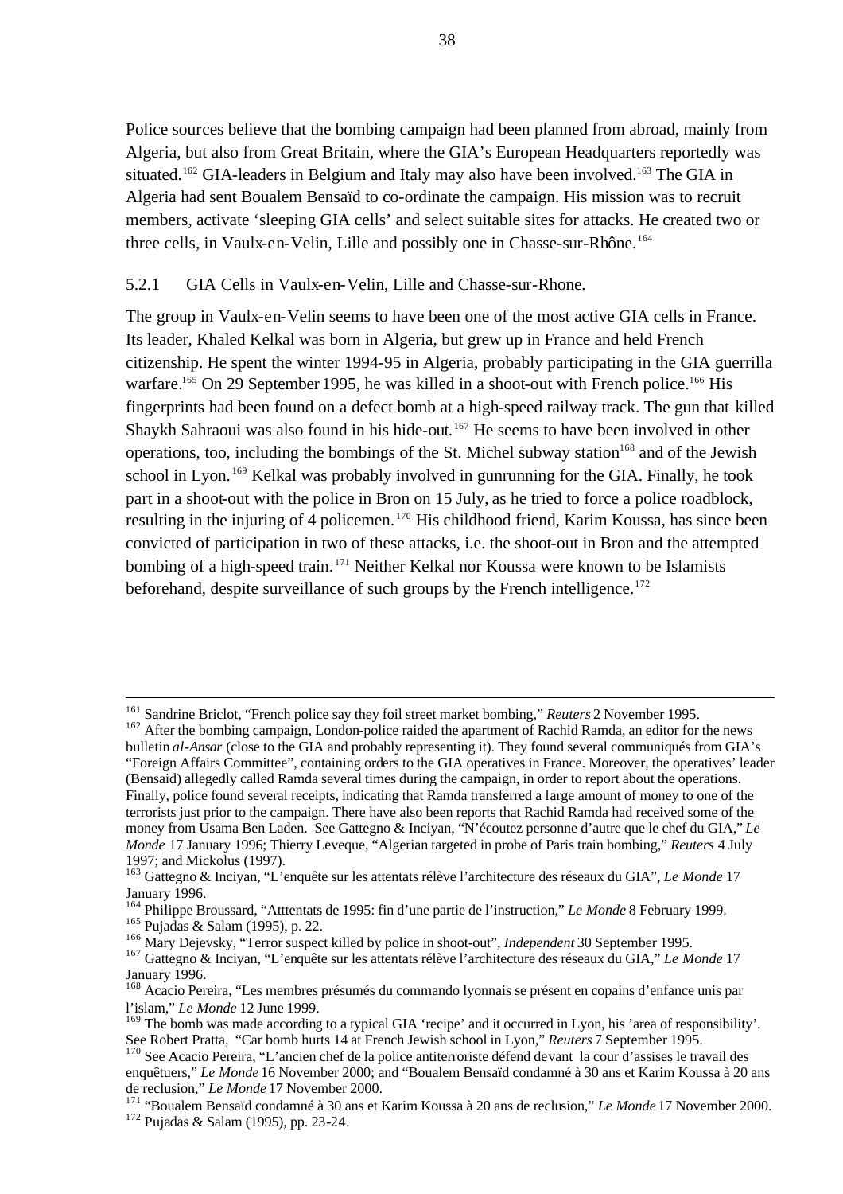Police sources believe that the bombing campaign had been planned from abroad, mainly from Algeria, but also from Great Britain, where the GIA's European Headquarters reportedly was situated.[162] GIA-leaders in Belgium and Italy may also have been involved.[163] The GIA in Algeria had sent Boualem Bensaïd to co-ordinate the campaign. His mission was to recruit members, activate 'sleeping GIA cells' and select suitable sites for attacks. He created two or three cells, in Vaulx-en-Velin, Lille and possibly one in Chasse-sur-Rhône.[164]

### 5.2.1 GIA Cells in Vaulx-en-Velin, Lille and Chasse-sur-Rhone.

The group in Vaulx-en-Velin seems to have been one of the most active GIA cells in France. Its leader, Khaled Kelkal was born in Algeria, but grew up in France and held French citizenship. He spent the winter 1994-95 in Algeria, probably participating in the GIA guerrilla warfare.[165] On 29 September 1995, he was killed in a shoot-out with French police.[166] His fingerprints had been found on a defect bomb at a high-speed railway track. The gun that killed Shaykh Sahraoui was also found in his hide-out.[167] He seems to have been involved in other operations, too, including the bombings of the St. Michel subway station[168] and of the Jewish school in Lyon.[169] Kelkal was probably involved in gunrunning for the GIA. Finally, he took part in a shoot-out with the police in Bron on 15 July, as he tried to force a police roadblock, resulting in the injuring of 4 policemen.[170] His childhood friend, Karim Koussa, has since been convicted of participation in two of these attacks, i.e. the shoot-out in Bron and the attempted bombing of a high-speed train.[171] Neither Kelkal nor Koussa were known to be Islamists beforehand, despite surveillance of such groups by the French intelligence.[172]

---

[161] Sandrine Briclot, "French police say they foil street market bombing," *Reuters* 2 November 1995.

[162] After the bombing campaign, London-police raided the apartment of Rachid Ramda, an editor for the news bulletin *al-Ansar* (close to the GIA and probably representing it). They found several communiqués from GIA's "Foreign Affairs Committee", containing orders to the GIA operatives in France. Moreover, the operatives' leader (Bensaid) allegedly called Ramda several times during the campaign, in order to report about the operations. Finally, police found several receipts, indicating that Ramda transferred a large amount of money to one of the terrorists just prior to the campaign. There have also been reports that Rachid Ramda had received some of the money from Usama Ben Laden. See Gattegno & Inciyan, "N'écoutez personne d'autre que le chef du GIA," *Le Monde* 17 January 1996; Thierry Leveque, "Algerian targeted in probe of Paris train bombing," *Reuters* 4 July 1997; and Mickolus (1997).

[163] Gattegno & Inciyan, "L'enquête sur les attentats rélève l'architecture des réseaux du GIA", *Le Monde* 17 January 1996.

[164] Philippe Broussard, "Atttentats de 1995: fin d'une partie de l'instruction," *Le Monde* 8 February 1999.

[165] Pujadas & Salam (1995), p. 22.

[166] Mary Dejevsky, "Terror suspect killed by police in shoot-out", *Independent* 30 September 1995.

[167] Gattegno & Inciyan, "L'enquête sur les attentats rélève l'architecture des réseaux du GIA," *Le Monde* 17 January 1996.

[168] Acacio Pereira, "Les membres présumés du commando lyonnais se présent en copains d'enfance unis par l'islam," *Le Monde* 12 June 1999.

[169] The bomb was made according to a typical GIA 'recipe' and it occurred in Lyon, his 'area of responsibility'. See Robert Pratta, "Car bomb hurts 14 at French Jewish school in Lyon," *Reuters* 7 September 1995.

[170] See Acacio Pereira, "L'ancien chef de la police antiterroriste défend devant la cour d'assises le travail des enquêtuers," *Le Monde* 16 November 2000; and "Boualem Bensaïd condamné à 30 ans et Karim Koussa à 20 ans de reclusion," *Le Monde* 17 November 2000.

[171] "Boualem Bensaïd condamné à 30 ans et Karim Koussa à 20 ans de reclusion," *Le Monde* 17 November 2000.

[172] Pujadas & Salam (1995), pp. 23-24.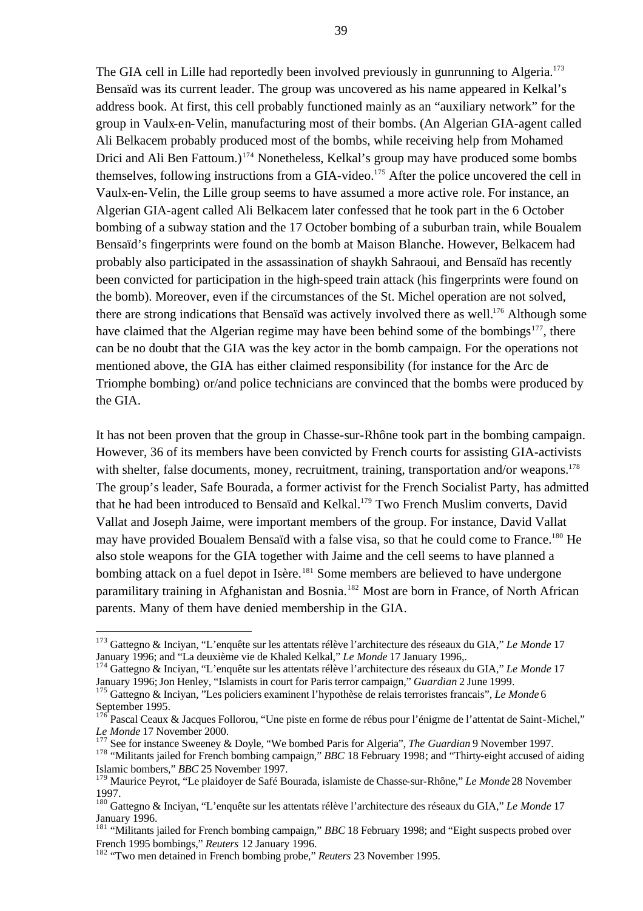The GIA cell in Lille had reportedly been involved previously in gunrunning to Algeria.[173] Bensaïd was its current leader. The group was uncovered as his name appeared in Kelkal's address book. At first, this cell probably functioned mainly as an "auxiliary network" for the group in Vaulx-en-Velin, manufacturing most of their bombs. (An Algerian GIA-agent called Ali Belkacem probably produced most of the bombs, while receiving help from Mohamed Drici and Ali Ben Fattoum.)[174] Nonetheless, Kelkal's group may have produced some bombs themselves, following instructions from a GIA-video.[175] After the police uncovered the cell in Vaulx-en-Velin, the Lille group seems to have assumed a more active role. For instance, an Algerian GIA-agent called Ali Belkacem later confessed that he took part in the 6 October bombing of a subway station and the 17 October bombing of a suburban train, while Boualem Bensaïd's fingerprints were found on the bomb at Maison Blanche. However, Belkacem had probably also participated in the assassination of shaykh Sahraoui, and Bensaïd has recently been convicted for participation in the high-speed train attack (his fingerprints were found on the bomb). Moreover, even if the circumstances of the St. Michel operation are not solved, there are strong indications that Bensaïd was actively involved there as well.[176] Although some have claimed that the Algerian regime may have been behind some of the bombings[177], there can be no doubt that the GIA was the key actor in the bomb campaign. For the operations not mentioned above, the GIA has either claimed responsibility (for instance for the Arc de Triomphe bombing) or/and police technicians are convinced that the bombs were produced by the GIA.

It has not been proven that the group in Chasse-sur-Rhône took part in the bombing campaign. However, 36 of its members have been convicted by French courts for assisting GIA-activists with shelter, false documents, money, recruitment, training, transportation and/or weapons.[178] The group's leader, Safe Bourada, a former activist for the French Socialist Party, has admitted that he had been introduced to Bensaïd and Kelkal.[179] Two French Muslim converts, David Vallat and Joseph Jaime, were important members of the group. For instance, David Vallat may have provided Boualem Bensaïd with a false visa, so that he could come to France.[180] He also stole weapons for the GIA together with Jaime and the cell seems to have planned a bombing attack on a fuel depot in Isère.[181] Some members are believed to have undergone paramilitary training in Afghanistan and Bosnia.[182] Most are born in France, of North African parents. Many of them have denied membership in the GIA.

---

[173] Gattegno & Inciyan, "L'enquête sur les attentats rélève l'architecture des réseaux du GIA," *Le Monde* 17 January 1996; and "La deuxième vie de Khaled Kelkal," *Le Monde* 17 January 1996,.

[174] Gattegno & Inciyan, "L'enquête sur les attentats rélève l'architecture des réseaux du GIA," *Le Monde* 17 January 1996; Jon Henley, "Islamists in court for Paris terror campaign," *Guardian* 2 June 1999.

[175] Gattegno & Inciyan, "Les policiers examinent l'hypothèse de relais terroristes francais", *Le Monde* 6 September 1995.

[176] Pascal Ceaux & Jacques Follorou, "Une piste en forme de rébus pour l'énigme de l'attentat de Saint-Michel," *Le Monde* 17 November 2000.

[177] See for instance Sweeney & Doyle, "We bombed Paris for Algeria", *The Guardian* 9 November 1997.

[178] "Militants jailed for French bombing campaign," *BBC* 18 February 1998; and "Thirty-eight accused of aiding Islamic bombers," *BBC* 25 November 1997.

[179] Maurice Peyrot, "Le plaidoyer de Safé Bourada, islamiste de Chasse-sur-Rhône," *Le Monde* 28 November 1997.

[180] Gattegno & Inciyan, "L'enquête sur les attentats rélève l'architecture des réseaux du GIA," *Le Monde* 17 January 1996.

[181] "Militants jailed for French bombing campaign," *BBC* 18 February 1998; and "Eight suspects probed over French 1995 bombings," *Reuters* 12 January 1996.

[182] "Two men detained in French bombing probe," *Reuters* 23 November 1995.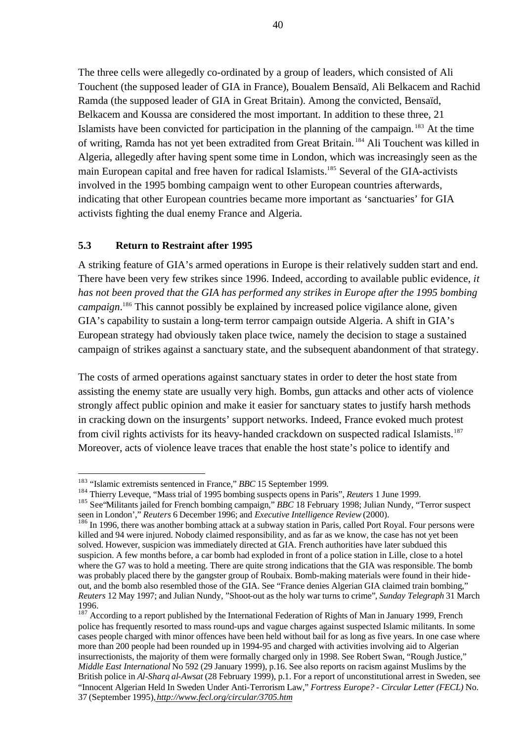The three cells were allegedly co-ordinated by a group of leaders, which consisted of Ali Touchent (the supposed leader of GIA in France), Boualem Bensaïd, Ali Belkacem and Rachid Ramda (the supposed leader of GIA in Great Britain). Among the convicted, Bensaïd, Belkacem and Koussa are considered the most important. In addition to these three, 21 Islamists have been convicted for participation in the planning of the campaign.[183] At the time of writing, Ramda has not yet been extradited from Great Britain.[184] Ali Touchent was killed in Algeria, allegedly after having spent some time in London, which was increasingly seen as the main European capital and free haven for radical Islamists.[185] Several of the GIA-activists involved in the 1995 bombing campaign went to other European countries afterwards, indicating that other European countries became more important as 'sanctuaries' for GIA activists fighting the dual enemy France and Algeria.

### 5.3 Return to Restraint after 1995

A striking feature of GIA's armed operations in Europe is their relatively sudden start and end. There have been very few strikes since 1996. Indeed, according to available public evidence, *it has not been proved that the GIA has performed any strikes in Europe after the 1995 bombing campaign*.[186] This cannot possibly be explained by increased police vigilance alone, given GIA's capability to sustain a long-term terror campaign outside Algeria. A shift in GIA's European strategy had obviously taken place twice, namely the decision to stage a sustained campaign of strikes against a sanctuary state, and the subsequent abandonment of that strategy.

The costs of armed operations against sanctuary states in order to deter the host state from assisting the enemy state are usually very high. Bombs, gun attacks and other acts of violence strongly affect public opinion and make it easier for sanctuary states to justify harsh methods in cracking down on the insurgents' support networks. Indeed, France evoked much protest from civil rights activists for its heavy-handed crackdown on suspected radical Islamists.[187] Moreover, acts of violence leave traces that enable the host state's police to identify and

---

[183] "Islamic extremists sentenced in France," *BBC* 15 September 1999.

[184] Thierry Leveque, "Mass trial of 1995 bombing suspects opens in Paris", *Reuters* 1 June 1999.

[185] See "Militants jailed for French bombing campaign," *BBC* 18 February 1998; Julian Nundy, "Terror suspect seen in London'," *Reuters* 6 December 1996; and *Executive Intelligence Review* (2000).

[186] In 1996, there was another bombing attack at a subway station in Paris, called Port Royal. Four persons were killed and 94 were injured. Nobody claimed responsibility, and as far as we know, the case has not yet been solved. However, suspicion was immediately directed at GIA. French authorities have later subdued this suspicion. A few months before, a car bomb had exploded in front of a police station in Lille, close to a hotel where the G7 was to hold a meeting. There are quite strong indications that the GIA was responsible. The bomb was probably placed there by the gangster group of Roubaix. Bomb-making materials were found in their hide-out, and the bomb also resembled those of the GIA. See "France denies Algerian GIA claimed train bombing," *Reuters* 12 May 1997; and Julian Nundy, "Shoot-out as the holy war turns to crime", *Sunday Telegraph* 31 March 1996.

[187] According to a report published by the International Federation of Rights of Man in January 1999, French police has frequently resorted to mass round-ups and vague charges against suspected Islamic militants. In some cases people charged with minor offences have been held without bail for as long as five years. In one case where more than 200 people had been rounded up in 1994-95 and charged with activities involving aid to Algerian insurrectionists, the majority of them were formally charged only in 1998. See Robert Swan, "Rough Justice," *Middle East International* No 592 (29 January 1999), p.16. See also reports on racism against Muslims by the British police in *Al-Sharq al-Awsat* (28 February 1999), p.1. For a report of unconstitutional arrest in Sweden, see "Innocent Algerian Held In Sweden Under Anti-Terrorism Law," *Fortress Europe? - Circular Letter (FECL)* No. 37 (September 1995), *http://www.fecl.org/circular/3705.htm*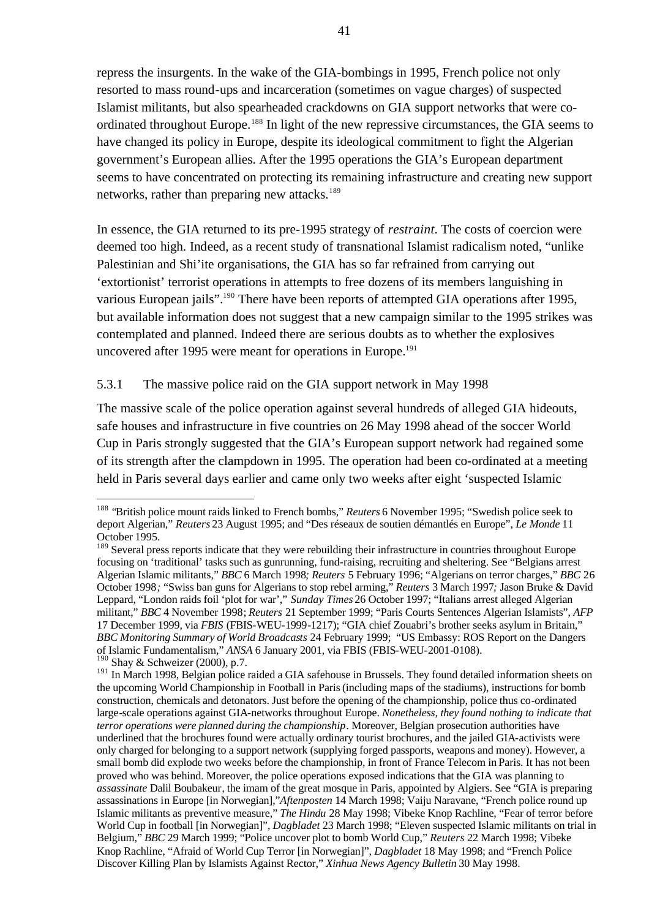repress the insurgents. In the wake of the GIA-bombings in 1995, French police not only resorted to mass round-ups and incarceration (sometimes on vague charges) of suspected Islamist militants, but also spearheaded crackdowns on GIA support networks that were co-ordinated throughout Europe.[188] In light of the new repressive circumstances, the GIA seems to have changed its policy in Europe, despite its ideological commitment to fight the Algerian government's European allies. After the 1995 operations the GIA's European department seems to have concentrated on protecting its remaining infrastructure and creating new support networks, rather than preparing new attacks.[189]

In essence, the GIA returned to its pre-1995 strategy of *restraint*. The costs of coercion were deemed too high. Indeed, as a recent study of transnational Islamist radicalism noted, "unlike Palestinian and Shi'ite organisations, the GIA has so far refrained from carrying out 'extortionist' terrorist operations in attempts to free dozens of its members languishing in various European jails".[190] There have been reports of attempted GIA operations after 1995, but available information does not suggest that a new campaign similar to the 1995 strikes was contemplated and planned. Indeed there are serious doubts as to whether the explosives uncovered after 1995 were meant for operations in Europe.[191]

### 5.3.1 The massive police raid on the GIA support network in May 1998

The massive scale of the police operation against several hundreds of alleged GIA hideouts, safe houses and infrastructure in five countries on 26 May 1998 ahead of the soccer World Cup in Paris strongly suggested that the GIA's European support network had regained some of its strength after the clampdown in 1995. The operation had been co-ordinated at a meeting held in Paris several days earlier and came only two weeks after eight 'suspected Islamic

---

[188] "British police mount raids linked to French bombs," *Reuters* 6 November 1995; "Swedish police seek to deport Algerian," *Reuters* 23 August 1995; and "Des réseaux de soutien démantlés en Europe", *Le Monde* 11 October 1995.

[189] Several press reports indicate that they were rebuilding their infrastructure in countries throughout Europe focusing on 'traditional' tasks such as gunrunning, fund-raising, recruiting and sheltering. See "Belgians arrest Algerian Islamic militants," *BBC* 6 March 1998*; Reuters* 5 February 1996; "Algerians on terror charges," *BBC* 26 October 1998*;* "Swiss ban guns for Algerians to stop rebel arming," *Reuters* 3 March 1997*;* Jason Bruke & David Leppard, "London raids foil 'plot for war'," *Sunday Times* 26 October 1997; "Italians arrest alleged Algerian militant," *BBC* 4 November 1998; *Reuters* 21 September 1999; "Paris Courts Sentences Algerian Islamists", *AFP* 17 December 1999, via *FBIS* (FBIS-WEU-1999-1217); "GIA chief Zouabri's brother seeks asylum in Britain," *BBC Monitoring Summary of World Broadcasts* 24 February 1999; "US Embassy: ROS Report on the Dangers of Islamic Fundamentalism," *ANSA* 6 January 2001, via FBIS (FBIS-WEU-2001-0108).

[190] Shay & Schweizer (2000), p.7.

[191] In March 1998, Belgian police raided a GIA safehouse in Brussels. They found detailed information sheets on the upcoming World Championship in Football in Paris (including maps of the stadiums), instructions for bomb construction, chemicals and detonators. Just before the opening of the championship, police thus co-ordinated large-scale operations against GIA-networks throughout Europe. *Nonetheless, they found nothing to indicate that terror operations were planned during the championship*. Moreover, Belgian prosecution authorities have underlined that the brochures found were actually ordinary tourist brochures, and the jailed GIA-activists were only charged for belonging to a support network (supplying forged passports, weapons and money). However, a small bomb did explode two weeks before the championship, in front of France Telecom in Paris. It has not been proved who was behind. Moreover, the police operations exposed indications that the GIA was planning to *assassinate* Dalil Boubakeur, the imam of the great mosque in Paris, appointed by Algiers. See "GIA is preparing assassinations in Europe [in Norwegian]," *Aftenposten* 14 March 1998; Vaiju Naravane, "French police round up Islamic militants as preventive measure," *The Hindu* 28 May 1998; Vibeke Knop Rachline, "Fear of terror before World Cup in football [in Norwegian]", *Dagbladet* 23 March 1998; "Eleven suspected Islamic militants on trial in Belgium," *BBC* 29 March 1999; "Police uncover plot to bomb World Cup," *Reuters* 22 March 1998; Vibeke Knop Rachline, "Afraid of World Cup Terror [in Norwegian]", *Dagbladet* 18 May 1998; and "French Police Discover Killing Plan by Islamists Against Rector," *Xinhua News Agency Bulletin* 30 May 1998.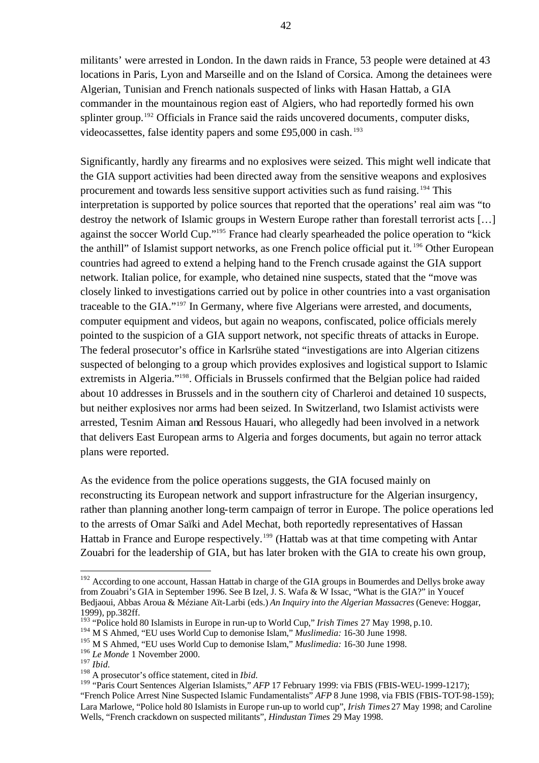militants' were arrested in London. In the dawn raids in France, 53 people were detained at 43 locations in Paris, Lyon and Marseille and on the Island of Corsica. Among the detainees were Algerian, Tunisian and French nationals suspected of links with Hasan Hattab, a GIA commander in the mountainous region east of Algiers, who had reportedly formed his own splinter group.[192] Officials in France said the raids uncovered documents, computer disks, videocassettes, false identity papers and some £95,000 in cash.[193]

Significantly, hardly any firearms and no explosives were seized. This might well indicate that the GIA support activities had been directed away from the sensitive weapons and explosives procurement and towards less sensitive support activities such as fund raising.[194] This interpretation is supported by police sources that reported that the operations' real aim was "to destroy the network of Islamic groups in Western Europe rather than forestall terrorist acts […] against the soccer World Cup."[195] France had clearly spearheaded the police operation to "kick the anthill" of Islamist support networks, as one French police official put it.[196] Other European countries had agreed to extend a helping hand to the French crusade against the GIA support network. Italian police, for example, who detained nine suspects, stated that the "move was closely linked to investigations carried out by police in other countries into a vast organisation traceable to the GIA."[197] In Germany, where five Algerians were arrested, and documents, computer equipment and videos, but again no weapons, confiscated, police officials merely pointed to the suspicion of a GIA support network, not specific threats of attacks in Europe. The federal prosecutor's office in Karlsrühe stated "investigations are into Algerian citizens suspected of belonging to a group which provides explosives and logistical support to Islamic extremists in Algeria."[198]. Officials in Brussels confirmed that the Belgian police had raided about 10 addresses in Brussels and in the southern city of Charleroi and detained 10 suspects, but neither explosives nor arms had been seized. In Switzerland, two Islamist activists were arrested, Tesnim Aiman and Ressous Hauari, who allegedly had been involved in a network that delivers East European arms to Algeria and forges documents, but again no terror attack plans were reported.

As the evidence from the police operations suggests, the GIA focused mainly on reconstructing its European network and support infrastructure for the Algerian insurgency, rather than planning another long-term campaign of terror in Europe. The police operations led to the arrests of Omar Saïki and Adel Mechat, both reportedly representatives of Hassan Hattab in France and Europe respectively.[199] (Hattab was at that time competing with Antar Zouabri for the leadership of GIA, but has later broken with the GIA to create his own group,

---

[192] According to one account, Hassan Hattab in charge of the GIA groups in Boumerdes and Dellys broke away from Zouabri's GIA in September 1996. See B Izel, J. S. Wafa & W Issac, "What is the GIA?" in Youcef Bedjaoui, Abbas Aroua & Méziane Aït-Larbi (eds.) *An Inquiry into the Algerian Massacres* (Geneve: Hoggar, 1999), pp.382ff.

[193] "Police hold 80 Islamists in Europe in run-up to World Cup," *Irish Times* 27 May 1998, p.10.

[194] M S Ahmed, "EU uses World Cup to demonise Islam," *Muslimedia:* 16-30 June 1998.

[195] M S Ahmed, "EU uses World Cup to demonise Islam," *Muslimedia:* 16-30 June 1998.

[196] *Le Monde* 1 November 2000.

[197] *Ibid.*

[198] A prosecutor's office statement, cited in *Ibid.*

[199] "Paris Court Sentences Algerian Islamists," *AFP* 17 February 1999: via FBIS (FBIS-WEU-1999-1217); "French Police Arrest Nine Suspected Islamic Fundamentalists" *AFP* 8 June 1998, via FBIS (FBIS-TOT-98-159); Lara Marlowe, "Police hold 80 Islamists in Europe run-up to world cup", *Irish Times* 27 May 1998; and Caroline Wells, "French crackdown on suspected militants", *Hindustan Times* 29 May 1998.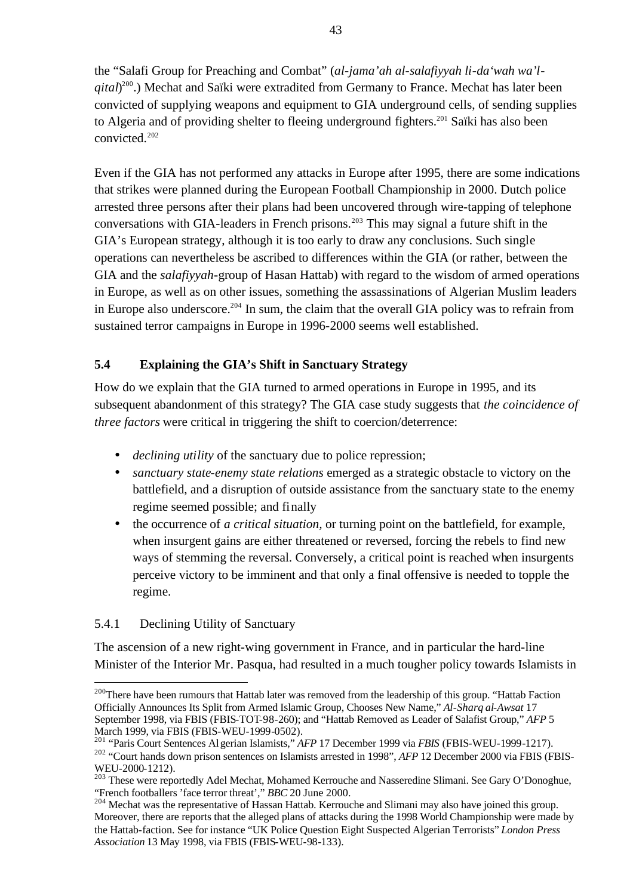the "Salafi Group for Preaching and Combat" (*al-jama'ah al-salafiyyah li-da'wah wa'l-qital*)[200].) Mechat and Saïki were extradited from Germany to France. Mechat has later been convicted of supplying weapons and equipment to GIA underground cells, of sending supplies to Algeria and of providing shelter to fleeing underground fighters.[201] Saïki has also been convicted.[202]

Even if the GIA has not performed any attacks in Europe after 1995, there are some indications that strikes were planned during the European Football Championship in 2000. Dutch police arrested three persons after their plans had been uncovered through wire-tapping of telephone conversations with GIA-leaders in French prisons.[203] This may signal a future shift in the GIA's European strategy, although it is too early to draw any conclusions. Such single operations can nevertheless be ascribed to differences within the GIA (or rather, between the GIA and the *salafiyyah*-group of Hasan Hattab) with regard to the wisdom of armed operations in Europe, as well as on other issues, something the assassinations of Algerian Muslim leaders in Europe also underscore.[204] In sum, the claim that the overall GIA policy was to refrain from sustained terror campaigns in Europe in 1996-2000 seems well established.

## 5.4 Explaining the GIA's Shift in Sanctuary Strategy

How do we explain that the GIA turned to armed operations in Europe in 1995, and its subsequent abandonment of this strategy? The GIA case study suggests that *the coincidence of three factors* were critical in triggering the shift to coercion/deterrence:

- *declining utility* of the sanctuary due to police repression;
- *sanctuary state-enemy state relations* emerged as a strategic obstacle to victory on the battlefield, and a disruption of outside assistance from the sanctuary state to the enemy regime seemed possible; and finally
- the occurrence of *a critical situation*, or turning point on the battlefield, for example, when insurgent gains are either threatened or reversed, forcing the rebels to find new ways of stemming the reversal. Conversely, a critical point is reached when insurgents perceive victory to be imminent and that only a final offensive is needed to topple the regime.

### 5.4.1 Declining Utility of Sanctuary

The ascension of a new right-wing government in France, and in particular the hard-line Minister of the Interior Mr. Pasqua, had resulted in a much tougher policy towards Islamists in

---

[200] There have been rumours that Hattab later was removed from the leadership of this group. "Hattab Faction Officially Announces Its Split from Armed Islamic Group, Chooses New Name," *Al-Sharq al-Awsat* 17 September 1998, via FBIS (FBIS-TOT-98-260); and "Hattab Removed as Leader of Salafist Group," *AFP* 5 March 1999, via FBIS (FBIS-WEU-1999-0502).

[201] "Paris Court Sentences Algerian Islamists," *AFP* 17 December 1999 via *FBIS* (FBIS-WEU-1999-1217).

[202] "Court hands down prison sentences on Islamists arrested in 1998", *AFP* 12 December 2000 via FBIS (FBIS-WEU-2000-1212).

[203] These were reportedly Adel Mechat, Mohamed Kerrouche and Nasseredine Slimani. See Gary O'Donoghue, "French footballers 'face terror threat'," *BBC* 20 June 2000.

[204] Mechat was the representative of Hassan Hattab. Kerrouche and Slimani may also have joined this group. Moreover, there are reports that the alleged plans of attacks during the 1998 World Championship were made by the Hattab-faction. See for instance "UK Police Question Eight Suspected Algerian Terrorists" *London Press Association* 13 May 1998, via FBIS (FBIS-WEU-98-133).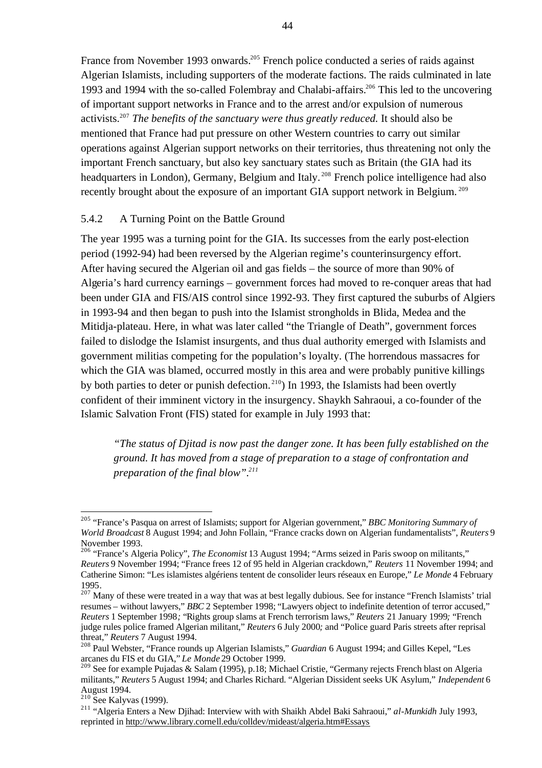France from November 1993 onwards.[205] French police conducted a series of raids against Algerian Islamists, including supporters of the moderate factions. The raids culminated in late 1993 and 1994 with the so-called Folembray and Chalabi-affairs.[206] This led to the uncovering of important support networks in France and to the arrest and/or expulsion of numerous activists.[207] *The benefits of the sanctuary were thus greatly reduced.* It should also be mentioned that France had put pressure on other Western countries to carry out similar operations against Algerian support networks on their territories, thus threatening not only the important French sanctuary, but also key sanctuary states such as Britain (the GIA had its headquarters in London), Germany, Belgium and Italy.[208] French police intelligence had also recently brought about the exposure of an important GIA support network in Belgium.[209]

### 5.4.2 A Turning Point on the Battle Ground

The year 1995 was a turning point for the GIA. Its successes from the early post-election period (1992-94) had been reversed by the Algerian regime's counterinsurgency effort. After having secured the Algerian oil and gas fields – the source of more than 90% of Algeria's hard currency earnings – government forces had moved to re-conquer areas that had been under GIA and FIS/AIS control since 1992-93. They first captured the suburbs of Algiers in 1993-94 and then began to push into the Islamist strongholds in Blida, Medea and the Mitidja-plateau. Here, in what was later called "the Triangle of Death", government forces failed to dislodge the Islamist insurgents, and thus dual authority emerged with Islamists and government militias competing for the population's loyalty. (The horrendous massacres for which the GIA was blamed, occurred mostly in this area and were probably punitive killings by both parties to deter or punish defection.[210]) In 1993, the Islamists had been overtly confident of their imminent victory in the insurgency. Shaykh Sahraoui, a co-founder of the Islamic Salvation Front (FIS) stated for example in July 1993 that:

> *"The status of Djitad is now past the danger zone. It has been fully established on the ground. It has moved from a stage of preparation to a stage of confrontation and preparation of the final blow".*[211]

---

[205] "France's Pasqua on arrest of Islamists; support for Algerian government," *BBC Monitoring Summary of World Broadcast* 8 August 1994; and John Follain, "France cracks down on Algerian fundamentalists", *Reuters* 9 November 1993.

[206] "France's Algeria Policy", *The Economist* 13 August 1994; "Arms seized in Paris swoop on militants," *Reuters* 9 November 1994; "France frees 12 of 95 held in Algerian crackdown," *Reuters* 11 November 1994; and Catherine Simon: "Les islamistes algériens tentent de consolider leurs réseaux en Europe," *Le Monde* 4 February 1995.

[207] Many of these were treated in a way that was at best legally dubious. See for instance "French Islamists' trial resumes – without lawyers," *BBC* 2 September 1998; "Lawyers object to indefinite detention of terror accused," *Reuters* 1 September 1998*;* "Rights group slams at French terrorism laws," *Reuters* 21 January 1999*;* "French judge rules police framed Algerian militant," *Reuters* 6 July 2000*;* and "Police guard Paris streets after reprisal threat," *Reuters* 7 August 1994.

[208] Paul Webster, "France rounds up Algerian Islamists," *Guardian* 6 August 1994; and Gilles Kepel, "Les arcanes du FIS et du GIA," *Le Monde* 29 October 1999.

[209] See for example Pujadas & Salam (1995), p.18; Michael Cristie, "Germany rejects French blast on Algeria militants," *Reuters* 5 August 1994; and Charles Richard. "Algerian Dissident seeks UK Asylum," *Independent* 6 August 1994.

[210] See Kalyvas (1999).

[211] "Algeria Enters a New Djihad: Interview with with Shaikh Abdel Baki Sahraoui," *al-Munkidh* July 1993, reprinted in http://www.library.cornell.edu/colldev/mideast/algeria.htm#Essays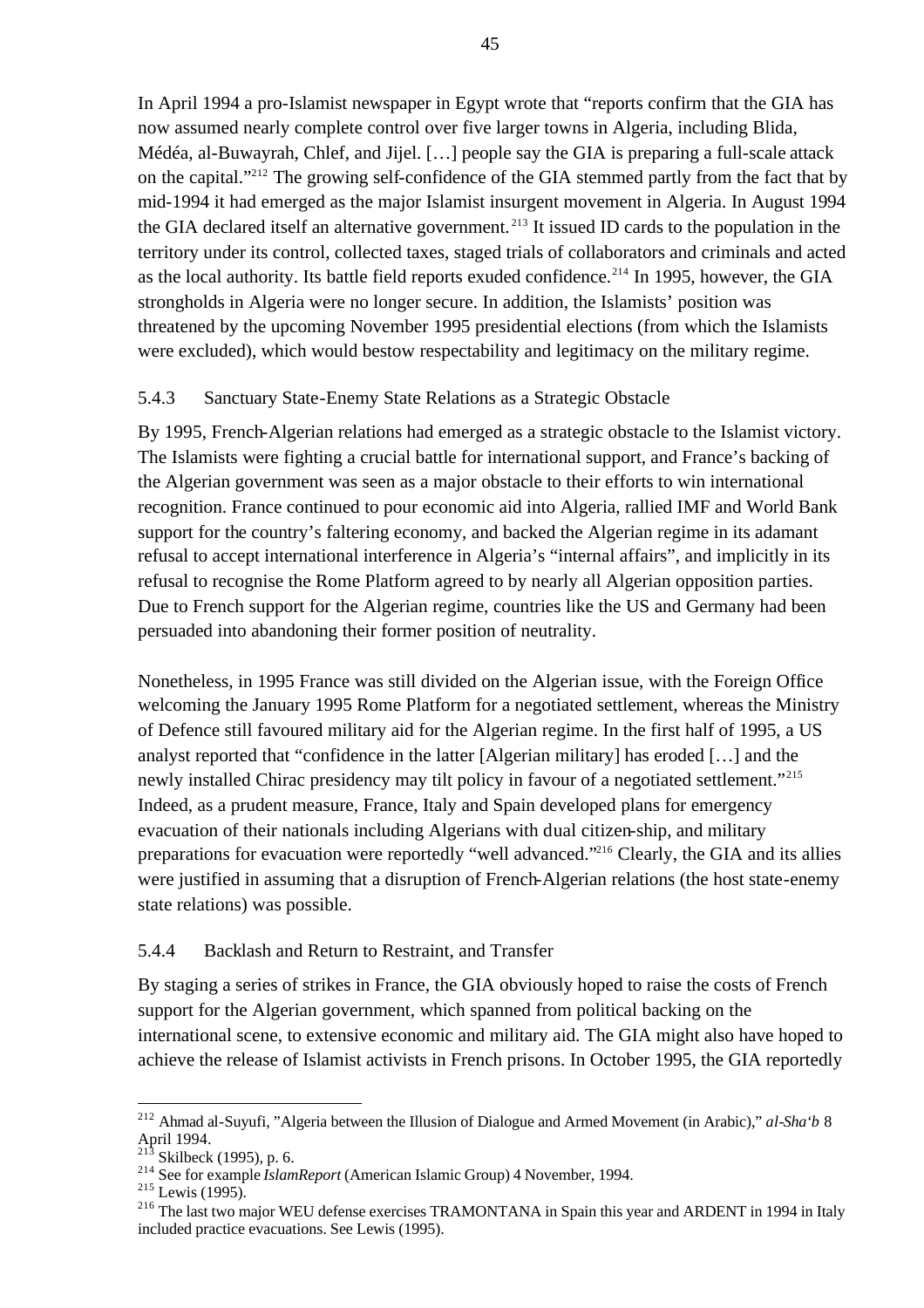In April 1994 a pro-Islamist newspaper in Egypt wrote that "reports confirm that the GIA has now assumed nearly complete control over five larger towns in Algeria, including Blida, Médéa, al-Buwayrah, Chlef, and Jijel. […] people say the GIA is preparing a full-scale attack on the capital."[212] The growing self-confidence of the GIA stemmed partly from the fact that by mid-1994 it had emerged as the major Islamist insurgent movement in Algeria. In August 1994 the GIA declared itself an alternative government.[213] It issued ID cards to the population in the territory under its control, collected taxes, staged trials of collaborators and criminals and acted as the local authority. Its battle field reports exuded confidence.[214] In 1995, however, the GIA strongholds in Algeria were no longer secure. In addition, the Islamists' position was threatened by the upcoming November 1995 presidential elections (from which the Islamists were excluded), which would bestow respectability and legitimacy on the military regime.

### 5.4.3 Sanctuary State-Enemy State Relations as a Strategic Obstacle

By 1995, French-Algerian relations had emerged as a strategic obstacle to the Islamist victory. The Islamists were fighting a crucial battle for international support, and France's backing of the Algerian government was seen as a major obstacle to their efforts to win international recognition. France continued to pour economic aid into Algeria, rallied IMF and World Bank support for the country's faltering economy, and backed the Algerian regime in its adamant refusal to accept international interference in Algeria's "internal affairs", and implicitly in its refusal to recognise the Rome Platform agreed to by nearly all Algerian opposition parties. Due to French support for the Algerian regime, countries like the US and Germany had been persuaded into abandoning their former position of neutrality.

Nonetheless, in 1995 France was still divided on the Algerian issue, with the Foreign Office welcoming the January 1995 Rome Platform for a negotiated settlement, whereas the Ministry of Defence still favoured military aid for the Algerian regime. In the first half of 1995, a US analyst reported that "confidence in the latter [Algerian military] has eroded […] and the newly installed Chirac presidency may tilt policy in favour of a negotiated settlement."[215] Indeed, as a prudent measure, France, Italy and Spain developed plans for emergency evacuation of their nationals including Algerians with dual citizen-ship, and military preparations for evacuation were reportedly "well advanced."[216] Clearly, the GIA and its allies were justified in assuming that a disruption of French-Algerian relations (the host state-enemy state relations) was possible.

### 5.4.4 Backlash and Return to Restraint, and Transfer

By staging a series of strikes in France, the GIA obviously hoped to raise the costs of French support for the Algerian government, which spanned from political backing on the international scene, to extensive economic and military aid. The GIA might also have hoped to achieve the release of Islamist activists in French prisons. In October 1995, the GIA reportedly

---

[212] Ahmad al-Suyufi, "Algeria between the Illusion of Dialogue and Armed Movement (in Arabic)," *al-Sha'b* 8 April 1994.

[213] Skilbeck (1995), p. 6.

[214] See for example *IslamReport* (American Islamic Group) 4 November, 1994.

[215] Lewis (1995).

[216] The last two major WEU defense exercises TRAMONTANA in Spain this year and ARDENT in 1994 in Italy included practice evacuations. See Lewis (1995).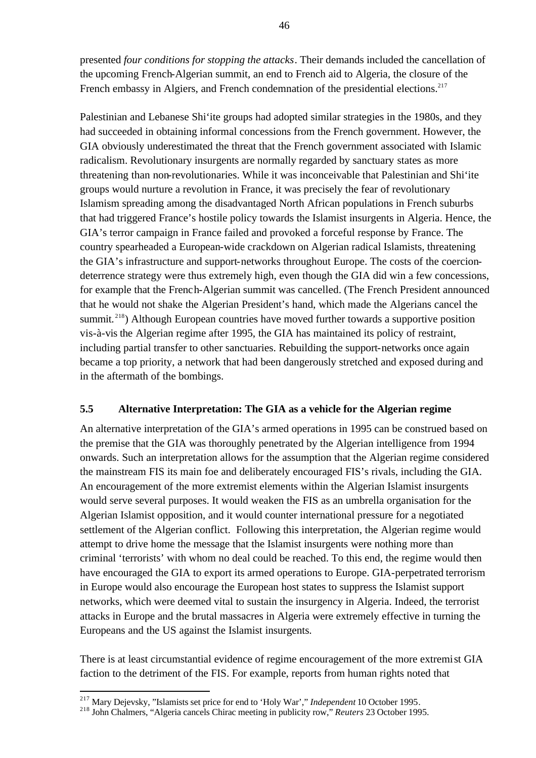presented *four conditions for stopping the attacks*. Their demands included the cancellation of the upcoming French-Algerian summit, an end to French aid to Algeria, the closure of the French embassy in Algiers, and French condemnation of the presidential elections.[217]

Palestinian and Lebanese Shi'ite groups had adopted similar strategies in the 1980s, and they had succeeded in obtaining informal concessions from the French government. However, the GIA obviously underestimated the threat that the French government associated with Islamic radicalism. Revolutionary insurgents are normally regarded by sanctuary states as more threatening than non-revolutionaries. While it was inconceivable that Palestinian and Shi'ite groups would nurture a revolution in France, it was precisely the fear of revolutionary Islamism spreading among the disadvantaged North African populations in French suburbs that had triggered France's hostile policy towards the Islamist insurgents in Algeria. Hence, the GIA's terror campaign in France failed and provoked a forceful response by France. The country spearheaded a European-wide crackdown on Algerian radical Islamists, threatening the GIA's infrastructure and support-networks throughout Europe. The costs of the coercion-deterrence strategy were thus extremely high, even though the GIA did win a few concessions, for example that the French-Algerian summit was cancelled. (The French President announced that he would not shake the Algerian President's hand, which made the Algerians cancel the summit.[218]) Although European countries have moved further towards a supportive position vis-à-vis the Algerian regime after 1995, the GIA has maintained its policy of restraint, including partial transfer to other sanctuaries. Rebuilding the support-networks once again became a top priority, a network that had been dangerously stretched and exposed during and in the aftermath of the bombings.

### 5.5 Alternative Interpretation: The GIA as a vehicle for the Algerian regime

An alternative interpretation of the GIA's armed operations in 1995 can be construed based on the premise that the GIA was thoroughly penetrated by the Algerian intelligence from 1994 onwards. Such an interpretation allows for the assumption that the Algerian regime considered the mainstream FIS its main foe and deliberately encouraged FIS's rivals, including the GIA. An encouragement of the more extremist elements within the Algerian Islamist insurgents would serve several purposes. It would weaken the FIS as an umbrella organisation for the Algerian Islamist opposition, and it would counter international pressure for a negotiated settlement of the Algerian conflict. Following this interpretation, the Algerian regime would attempt to drive home the message that the Islamist insurgents were nothing more than criminal 'terrorists' with whom no deal could be reached. To this end, the regime would then have encouraged the GIA to export its armed operations to Europe. GIA-perpetrated terrorism in Europe would also encourage the European host states to suppress the Islamist support networks, which were deemed vital to sustain the insurgency in Algeria. Indeed, the terrorist attacks in Europe and the brutal massacres in Algeria were extremely effective in turning the Europeans and the US against the Islamist insurgents.

There is at least circumstantial evidence of regime encouragement of the more extremist GIA faction to the detriment of the FIS. For example, reports from human rights noted that

---

[217] Mary Dejevsky, "Islamists set price for end to 'Holy War'," *Independent* 10 October 1995.

[218] John Chalmers, "Algeria cancels Chirac meeting in publicity row," *Reuters* 23 October 1995.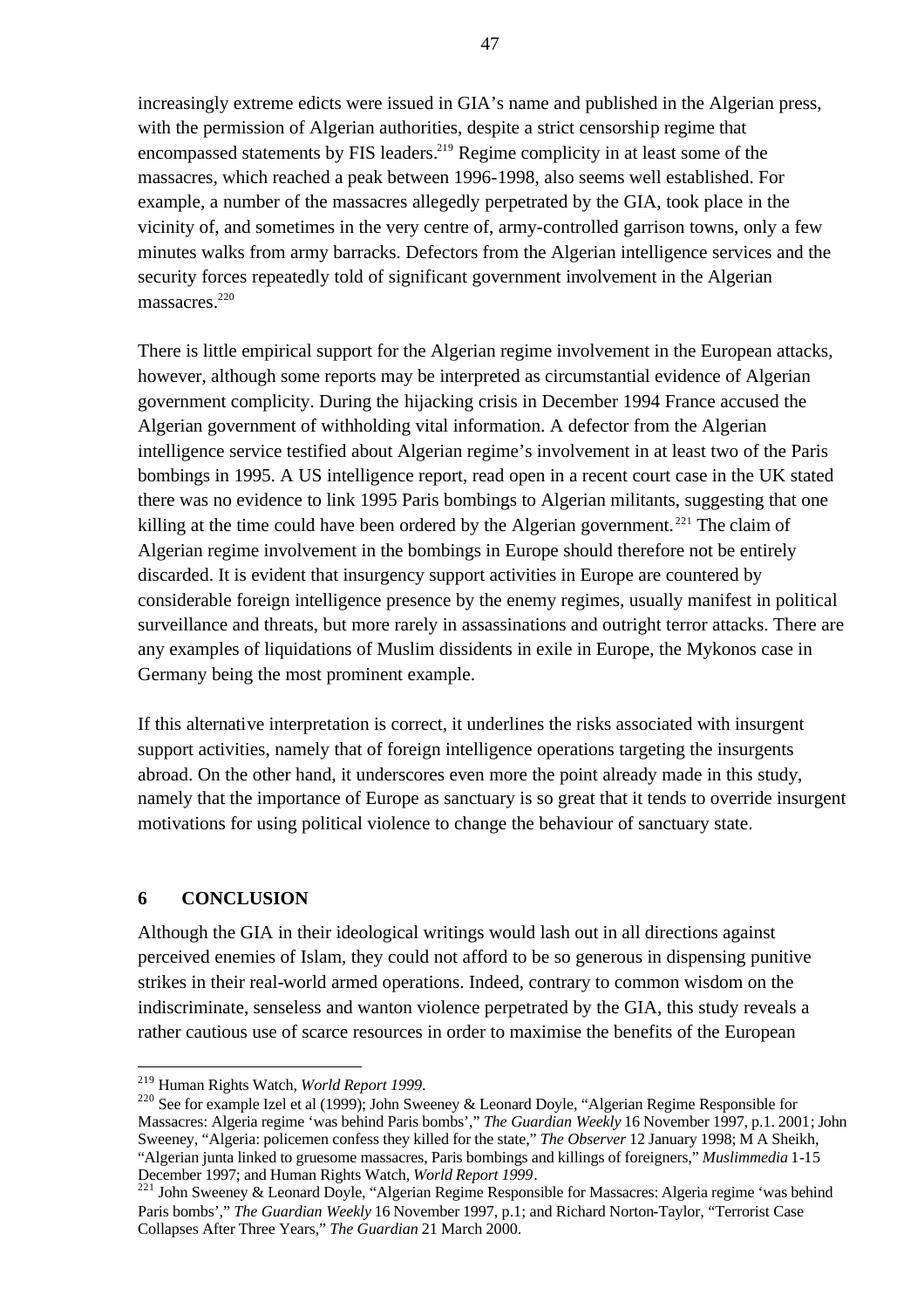increasingly extreme edicts were issued in GIA's name and published in the Algerian press, with the permission of Algerian authorities, despite a strict censorship regime that encompassed statements by FIS leaders.[219] Regime complicity in at least some of the massacres, which reached a peak between 1996-1998, also seems well established. For example, a number of the massacres allegedly perpetrated by the GIA, took place in the vicinity of, and sometimes in the very centre of, army-controlled garrison towns, only a few minutes walks from army barracks. Defectors from the Algerian intelligence services and the security forces repeatedly told of significant government involvement in the Algerian massacres.[220]

There is little empirical support for the Algerian regime involvement in the European attacks, however, although some reports may be interpreted as circumstantial evidence of Algerian government complicity. During the hijacking crisis in December 1994 France accused the Algerian government of withholding vital information. A defector from the Algerian intelligence service testified about Algerian regime's involvement in at least two of the Paris bombings in 1995. A US intelligence report, read open in a recent court case in the UK stated there was no evidence to link 1995 Paris bombings to Algerian militants, suggesting that one killing at the time could have been ordered by the Algerian government.[221] The claim of Algerian regime involvement in the bombings in Europe should therefore not be entirely discarded. It is evident that insurgency support activities in Europe are countered by considerable foreign intelligence presence by the enemy regimes, usually manifest in political surveillance and threats, but more rarely in assassinations and outright terror attacks. There are any examples of liquidations of Muslim dissidents in exile in Europe, the Mykonos case in Germany being the most prominent example.

If this alternative interpretation is correct, it underlines the risks associated with insurgent support activities, namely that of foreign intelligence operations targeting the insurgents abroad. On the other hand, it underscores even more the point already made in this study, namely that the importance of Europe as sanctuary is so great that it tends to override insurgent motivations for using political violence to change the behaviour of sanctuary state.

## 6 CONCLUSION

Although the GIA in their ideological writings would lash out in all directions against perceived enemies of Islam, they could not afford to be so generous in dispensing punitive strikes in their real-world armed operations. Indeed, contrary to common wisdom on the indiscriminate, senseless and wanton violence perpetrated by the GIA, this study reveals a rather cautious use of scarce resources in order to maximise the benefits of the European

---

[219] Human Rights Watch, *World Report 1999*.

[220] See for example Izel et al (1999); John Sweeney & Leonard Doyle, "Algerian Regime Responsible for Massacres: Algeria regime 'was behind Paris bombs'," *The Guardian Weekly* 16 November 1997, p.1. 2001; John Sweeney, "Algeria: policemen confess they killed for the state," *The Observer* 12 January 1998; M A Sheikh, "Algerian junta linked to gruesome massacres, Paris bombings and killings of foreigners," *Muslimmedia* 1-15 December 1997; and Human Rights Watch, *World Report 1999*.

[221] John Sweeney & Leonard Doyle, "Algerian Regime Responsible for Massacres: Algeria regime 'was behind Paris bombs'," *The Guardian Weekly* 16 November 1997, p.1; and Richard Norton-Taylor, "Terrorist Case Collapses After Three Years," *The Guardian* 21 March 2000.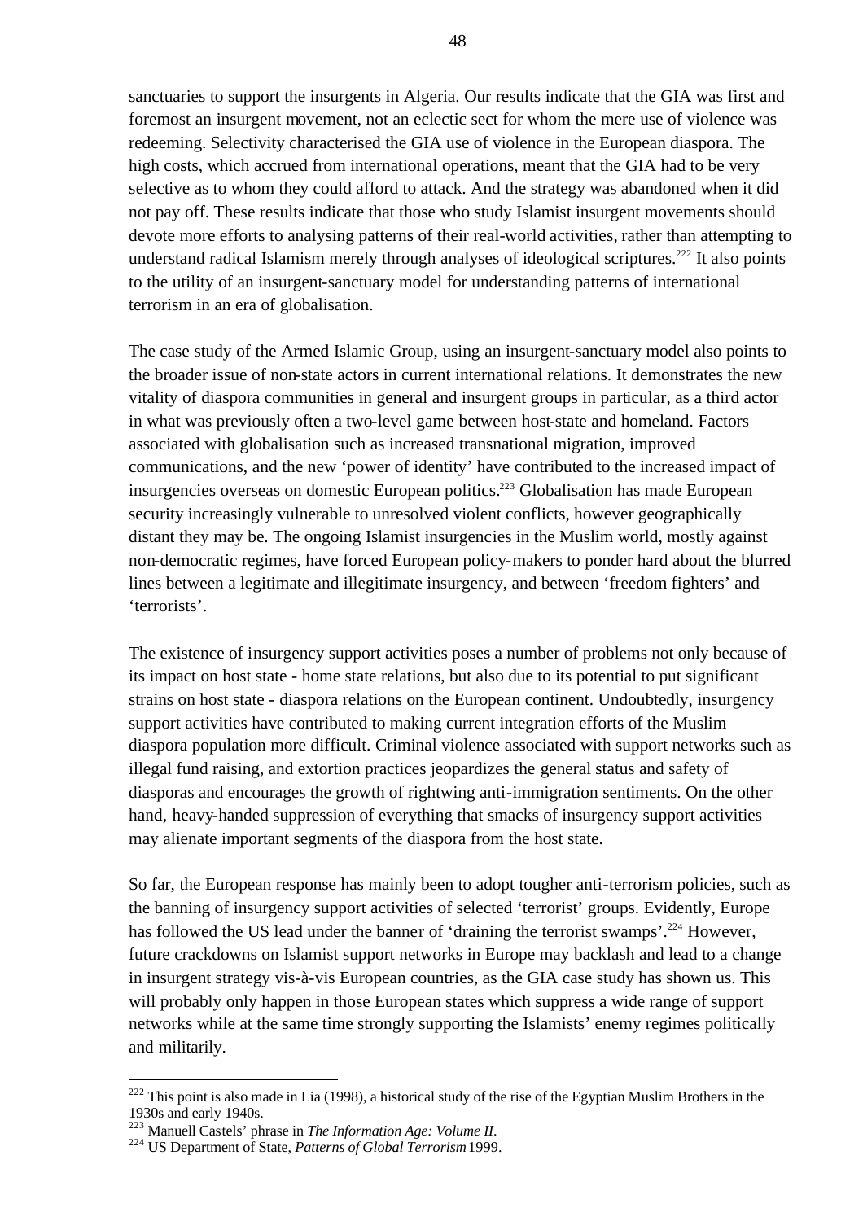sanctuaries to support the insurgents in Algeria. Our results indicate that the GIA was first and foremost an insurgent movement, not an eclectic sect for whom the mere use of violence was redeeming. Selectivity characterised the GIA use of violence in the European diaspora. The high costs, which accrued from international operations, meant that the GIA had to be very selective as to whom they could afford to attack. And the strategy was abandoned when it did not pay off. These results indicate that those who study Islamist insurgent movements should devote more efforts to analysing patterns of their real-world activities, rather than attempting to understand radical Islamism merely through analyses of ideological scriptures.[222] It also points to the utility of an insurgent-sanctuary model for understanding patterns of international terrorism in an era of globalisation.

The case study of the Armed Islamic Group, using an insurgent-sanctuary model also points to the broader issue of non-state actors in current international relations. It demonstrates the new vitality of diaspora communities in general and insurgent groups in particular, as a third actor in what was previously often a two-level game between host-state and homeland. Factors associated with globalisation such as increased transnational migration, improved communications, and the new 'power of identity' have contributed to the increased impact of insurgencies overseas on domestic European politics.[223] Globalisation has made European security increasingly vulnerable to unresolved violent conflicts, however geographically distant they may be. The ongoing Islamist insurgencies in the Muslim world, mostly against non-democratic regimes, have forced European policy-makers to ponder hard about the blurred lines between a legitimate and illegitimate insurgency, and between 'freedom fighters' and 'terrorists'.

The existence of insurgency support activities poses a number of problems not only because of its impact on host state - home state relations, but also due to its potential to put significant strains on host state - diaspora relations on the European continent. Undoubtedly, insurgency support activities have contributed to making current integration efforts of the Muslim diaspora population more difficult. Criminal violence associated with support networks such as illegal fund raising, and extortion practices jeopardizes the general status and safety of diasporas and encourages the growth of rightwing anti-immigration sentiments. On the other hand, heavy-handed suppression of everything that smacks of insurgency support activities may alienate important segments of the diaspora from the host state.

So far, the European response has mainly been to adopt tougher anti-terrorism policies, such as the banning of insurgency support activities of selected 'terrorist' groups. Evidently, Europe has followed the US lead under the banner of 'draining the terrorist swamps'.[224] However, future crackdowns on Islamist support networks in Europe may backlash and lead to a change in insurgent strategy vis-à-vis European countries, as the GIA case study has shown us. This will probably only happen in those European states which suppress a wide range of support networks while at the same time strongly supporting the Islamists' enemy regimes politically and militarily.

---

[222] This point is also made in Lia (1998), a historical study of the rise of the Egyptian Muslim Brothers in the 1930s and early 1940s.

[223] Manuell Castels' phrase in *The Information Age: Volume II*.

[224] US Department of State, *Patterns of Global Terrorism* 1999.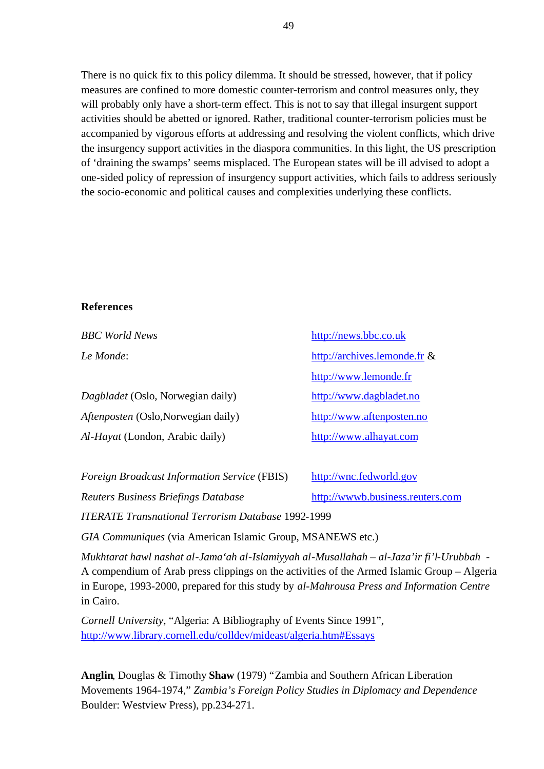There is no quick fix to this policy dilemma. It should be stressed, however, that if policy measures are confined to more domestic counter-terrorism and control measures only, they will probably only have a short-term effect. This is not to say that illegal insurgent support activities should be abetted or ignored. Rather, traditional counter-terrorism policies must be accompanied by vigorous efforts at addressing and resolving the violent conflicts, which drive the insurgency support activities in the diaspora communities. In this light, the US prescription of 'draining the swamps' seems misplaced. The European states will be ill advised to adopt a one-sided policy of repression of insurgency support activities, which fails to address seriously the socio-economic and political causes and complexities underlying these conflicts.

## References

*BBC World News* http://news.bbc.co.uk

*Le Monde*: http://archives.lemonde.fr & http://www.lemonde.fr

*Dagbladet* (Oslo, Norwegian daily) http://www.dagbladet.no

*Aftenposten* (Oslo,Norwegian daily) http://www.aftenposten.no

*Al-Hayat* (London, Arabic daily) http://www.alhayat.com

*Foreign Broadcast Information Service* (FBIS) http://wnc.fedworld.gov

*Reuters Business Briefings Database* http://wwwb.business.reuters.com

*ITERATE Transnational Terrorism Database* 1992-1999

*GIA Communiques* (via American Islamic Group, MSANEWS etc.)

*Mukhtarat hawl nashat al-Jama'ah al-Islamiyyah al-Musallahah – al-Jaza'ir fi'l-Urubbah* - A compendium of Arab press clippings on the activities of the Armed Islamic Group – Algeria in Europe, 1993-2000, prepared for this study by *al-Mahrousa Press and Information Centre* in Cairo.

*Cornell University*, "Algeria: A Bibliography of Events Since 1991", http://www.library.cornell.edu/colldev/mideast/algeria.htm#Essays

**Anglin**, Douglas & Timothy **Shaw** (1979) "Zambia and Southern African Liberation Movements 1964-1974," *Zambia's Foreign Policy Studies in Diplomacy and Dependence* Boulder: Westview Press), pp.234-271.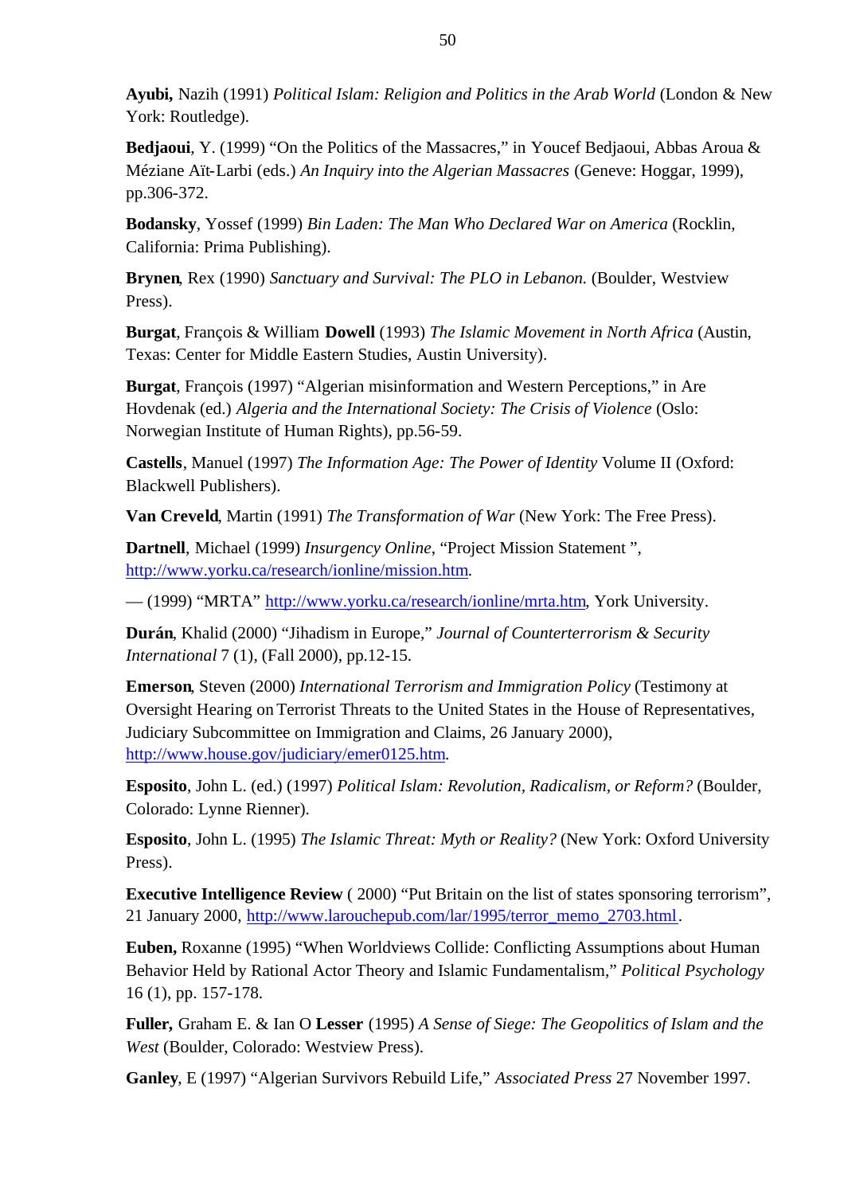**Ayubi,** Nazih (1991) *Political Islam: Religion and Politics in the Arab World* (London & New York: Routledge).

**Bedjaoui**, Y. (1999) "On the Politics of the Massacres," in Youcef Bedjaoui, Abbas Aroua & Méziane Aït-Larbi (eds.) *An Inquiry into the Algerian Massacres* (Geneve: Hoggar, 1999), pp.306-372.

**Bodansky**, Yossef (1999) *Bin Laden: The Man Who Declared War on America* (Rocklin, California: Prima Publishing).

**Brynen**, Rex (1990) *Sanctuary and Survival: The PLO in Lebanon.* (Boulder, Westview Press).

**Burgat**, François & William **Dowell** (1993) *The Islamic Movement in North Africa* (Austin, Texas: Center for Middle Eastern Studies, Austin University).

**Burgat**, François (1997) "Algerian misinformation and Western Perceptions," in Are Hovdenak (ed.) *Algeria and the International Society: The Crisis of Violence* (Oslo: Norwegian Institute of Human Rights), pp.56-59.

**Castells**, Manuel (1997) *The Information Age: The Power of Identity* Volume II (Oxford: Blackwell Publishers).

**Van Creveld**, Martin (1991) *The Transformation of War* (New York: The Free Press).

**Dartnell**, Michael (1999) *Insurgency Online*, "Project Mission Statement ", http://www.yorku.ca/research/ionline/mission.htm.

— (1999) "MRTA" http://www.yorku.ca/research/ionline/mrta.htm, York University.

**Durán**, Khalid (2000) "Jihadism in Europe," *Journal of Counterterrorism & Security International* 7 (1), (Fall 2000), pp.12-15.

**Emerson**, Steven (2000) *International Terrorism and Immigration Policy* (Testimony at Oversight Hearing on Terrorist Threats to the United States in the House of Representatives, Judiciary Subcommittee on Immigration and Claims, 26 January 2000), http://www.house.gov/judiciary/emer0125.htm.

**Esposito**, John L. (ed.) (1997) *Political Islam: Revolution, Radicalism, or Reform?* (Boulder, Colorado: Lynne Rienner).

**Esposito**, John L. (1995) *The Islamic Threat: Myth or Reality?* (New York: Oxford University Press).

**Executive Intelligence Review** ( 2000) "Put Britain on the list of states sponsoring terrorism", 21 January 2000, http://www.larouchepub.com/lar/1995/terror_memo_2703.html.

**Euben,** Roxanne (1995) "When Worldviews Collide: Conflicting Assumptions about Human Behavior Held by Rational Actor Theory and Islamic Fundamentalism," *Political Psychology* 16 (1), pp. 157-178.

**Fuller,** Graham E. & Ian O **Lesser** (1995) *A Sense of Siege: The Geopolitics of Islam and the West* (Boulder, Colorado: Westview Press).

**Ganley**, E (1997) "Algerian Survivors Rebuild Life," *Associated Press* 27 November 1997.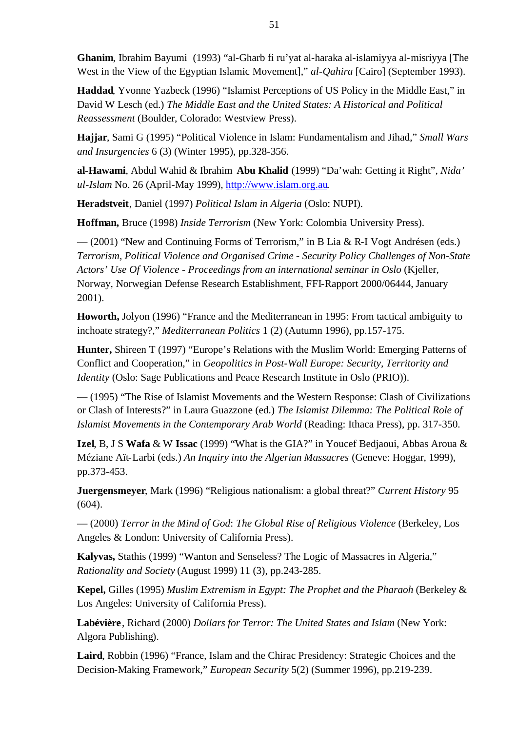**Ghanim**, Ibrahim Bayumi (1993) "al-Gharb fi ru'yat al-haraka al-islamiyya al-misriyya [The West in the View of the Egyptian Islamic Movement]," *al-Qahira* [Cairo] (September 1993).

**Haddad**, Yvonne Yazbeck (1996) "Islamist Perceptions of US Policy in the Middle East," in David W Lesch (ed.) *The Middle East and the United States: A Historical and Political Reassessment* (Boulder, Colorado: Westview Press).

**Hajjar**, Sami G (1995) "Political Violence in Islam: Fundamentalism and Jihad," *Small Wars and Insurgencies* 6 (3) (Winter 1995), pp.328-356.

**al-Hawami**, Abdul Wahid & Ibrahim **Abu Khalid** (1999) "Da'wah: Getting it Right", *Nida' ul-Islam* No. 26 (April-May 1999), http://www.islam.org.au.

**Heradstveit**, Daniel (1997) *Political Islam in Algeria* (Oslo: NUPI).

**Hoffman,** Bruce (1998) *Inside Terrorism* (New York: Colombia University Press).

— (2001) "New and Continuing Forms of Terrorism," in B Lia & R-I Vogt Andrésen (eds.) *Terrorism, Political Violence and Organised Crime - Security Policy Challenges of Non-State Actors' Use Of Violence - Proceedings from an international seminar in Oslo* (Kjeller, Norway, Norwegian Defense Research Establishment, FFI-Rapport 2000/06444, January 2001).

**Howorth,** Jolyon (1996) "France and the Mediterranean in 1995: From tactical ambiguity to inchoate strategy?," *Mediterranean Politics* 1 (2) (Autumn 1996), pp.157-175.

**Hunter,** Shireen T (1997) "Europe's Relations with the Muslim World: Emerging Patterns of Conflict and Cooperation," in *Geopolitics in Post-Wall Europe: Security, Territority and Identity* (Oslo: Sage Publications and Peace Research Institute in Oslo (PRIO)).

**—** (1995) "The Rise of Islamist Movements and the Western Response: Clash of Civilizations or Clash of Interests?" in Laura Guazzone (ed.) *The Islamist Dilemma: The Political Role of Islamist Movements in the Contemporary Arab World* (Reading: Ithaca Press), pp. 317-350.

**Izel**, B, J S **Wafa** & W **Issac** (1999) "What is the GIA?" in Youcef Bedjaoui, Abbas Aroua & Méziane Aït-Larbi (eds.) *An Inquiry into the Algerian Massacres* (Geneve: Hoggar, 1999), pp.373-453.

**Juergensmeyer**, Mark (1996) "Religious nationalism: a global threat?" *Current History* 95 (604).

— (2000) *Terror in the Mind of God*: *The Global Rise of Religious Violence* (Berkeley, Los Angeles & London: University of California Press).

**Kalyvas,** Stathis (1999) "Wanton and Senseless? The Logic of Massacres in Algeria," *Rationality and Society* (August 1999) 11 (3), pp.243-285.

**Kepel,** Gilles (1995) *Muslim Extremism in Egypt: The Prophet and the Pharaoh* (Berkeley & Los Angeles: University of California Press).

**Labévière**, Richard (2000) *Dollars for Terror: The United States and Islam* (New York: Algora Publishing).

**Laird**, Robbin (1996) "France, Islam and the Chirac Presidency: Strategic Choices and the Decision-Making Framework," *European Security* 5(2) (Summer 1996), pp.219-239.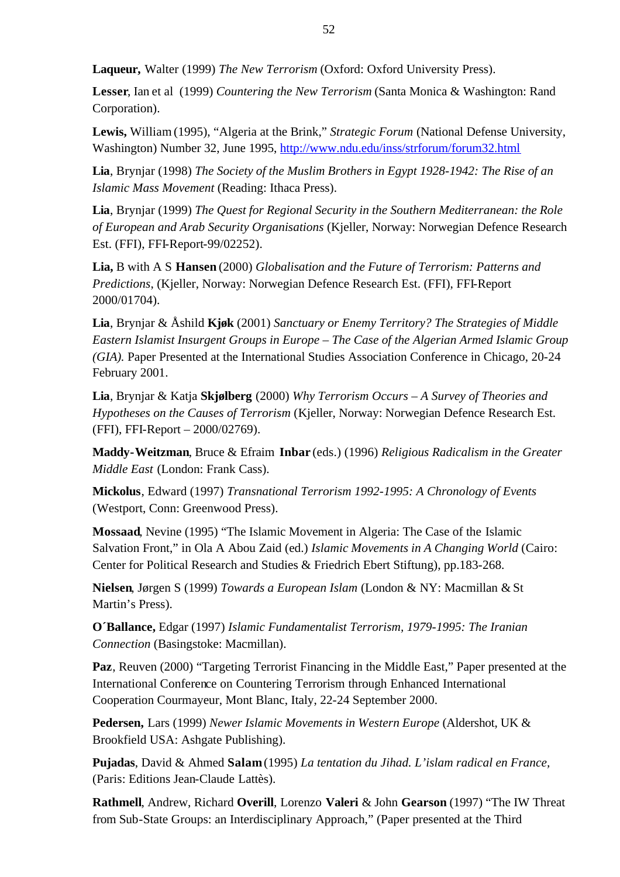**Laqueur,** Walter (1999) *The New Terrorism* (Oxford: Oxford University Press).

**Lesser**, Ian et al (1999) *Countering the New Terrorism* (Santa Monica & Washington: Rand Corporation).

**Lewis,** William (1995), "Algeria at the Brink," *Strategic Forum* (National Defense University, Washington) Number 32, June 1995, http://www.ndu.edu/inss/strforum/forum32.html

**Lia**, Brynjar (1998) *The Society of the Muslim Brothers in Egypt 1928-1942: The Rise of an Islamic Mass Movement* (Reading: Ithaca Press).

**Lia**, Brynjar (1999) *The Quest for Regional Security in the Southern Mediterranean: the Role of European and Arab Security Organisations* (Kjeller, Norway: Norwegian Defence Research Est. (FFI), FFI-Report-99/02252).

**Lia,** B with A S **Hansen** (2000) *Globalisation and the Future of Terrorism: Patterns and Predictions*, (Kjeller, Norway: Norwegian Defence Research Est. (FFI), FFI-Report 2000/01704).

**Lia**, Brynjar & Åshild **Kjøk** (2001) *Sanctuary or Enemy Territory? The Strategies of Middle Eastern Islamist Insurgent Groups in Europe – The Case of the Algerian Armed Islamic Group (GIA).* Paper Presented at the International Studies Association Conference in Chicago, 20-24 February 2001.

**Lia**, Brynjar & Katja **Skjølberg** (2000) *Why Terrorism Occurs – A Survey of Theories and Hypotheses on the Causes of Terrorism* (Kjeller, Norway: Norwegian Defence Research Est. (FFI), FFI-Report – 2000/02769).

**Maddy-Weitzman**, Bruce & Efraim **Inbar** (eds.) (1996) *Religious Radicalism in the Greater Middle East* (London: Frank Cass).

**Mickolus**, Edward (1997) *Transnational Terrorism 1992-1995: A Chronology of Events* (Westport, Conn: Greenwood Press).

**Mossaad**, Nevine (1995) "The Islamic Movement in Algeria: The Case of the Islamic Salvation Front," in Ola A Abou Zaid (ed.) *Islamic Movements in A Changing World* (Cairo: Center for Political Research and Studies & Friedrich Ebert Stiftung), pp.183-268.

**Nielsen**, Jørgen S (1999) *Towards a European Islam* (London & NY: Macmillan & St Martin's Press).

**O´Ballance,** Edgar (1997) *Islamic Fundamentalist Terrorism, 1979-1995: The Iranian Connection* (Basingstoke: Macmillan).

**Paz**, Reuven (2000) "Targeting Terrorist Financing in the Middle East," Paper presented at the International Conference on Countering Terrorism through Enhanced International Cooperation Courmayeur, Mont Blanc, Italy, 22-24 September 2000.

**Pedersen,** Lars (1999) *Newer Islamic Movements in Western Europe* (Aldershot, UK & Brookfield USA: Ashgate Publishing).

**Pujadas**, David & Ahmed **Salam** (1995) *La tentation du Jihad. L'islam radical en France,* (Paris: Editions Jean-Claude Lattès).

**Rathmell**, Andrew, Richard **Overill**, Lorenzo **Valeri** & John **Gearson** (1997) "The IW Threat from Sub-State Groups: an Interdisciplinary Approach," (Paper presented at the Third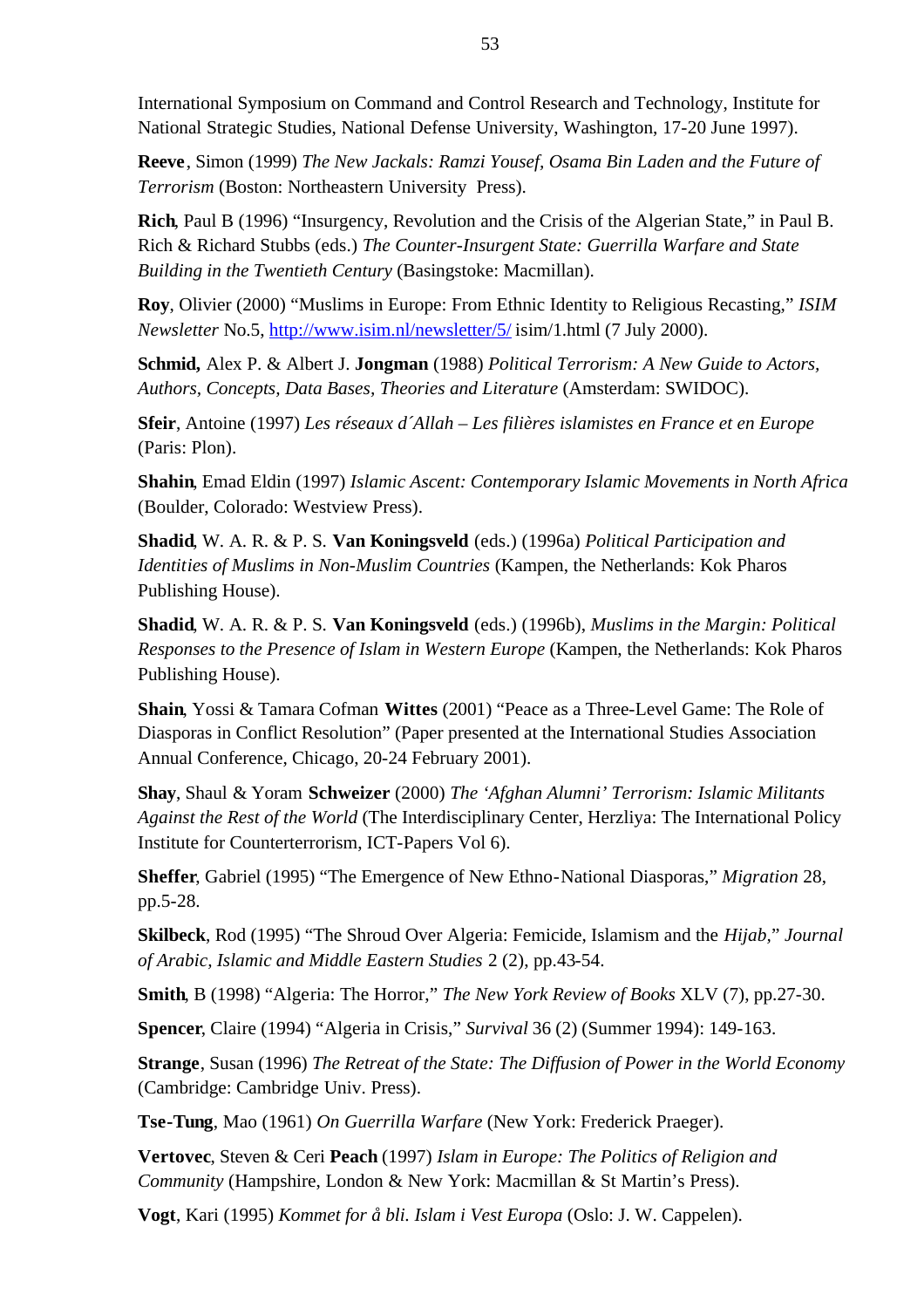International Symposium on Command and Control Research and Technology, Institute for National Strategic Studies, National Defense University, Washington, 17-20 June 1997).

**Reeve**, Simon (1999) *The New Jackals: Ramzi Yousef, Osama Bin Laden and the Future of Terrorism* (Boston: Northeastern University Press).

**Rich**, Paul B (1996) "Insurgency, Revolution and the Crisis of the Algerian State," in Paul B. Rich & Richard Stubbs (eds.) *The Counter-Insurgent State: Guerrilla Warfare and State Building in the Twentieth Century* (Basingstoke: Macmillan).

**Roy**, Olivier (2000) "Muslims in Europe: From Ethnic Identity to Religious Recasting," *ISIM Newsletter* No.5, http://www.isim.nl/newsletter/5/ isim/1.html (7 July 2000).

**Schmid,** Alex P. & Albert J. **Jongman** (1988) *Political Terrorism: A New Guide to Actors, Authors, Concepts, Data Bases, Theories and Literature* (Amsterdam: SWIDOC).

**Sfeir**, Antoine (1997) *Les réseaux d´Allah – Les filières islamistes en France et en Europe* (Paris: Plon).

**Shahin**, Emad Eldin (1997) *Islamic Ascent: Contemporary Islamic Movements in North Africa* (Boulder, Colorado: Westview Press).

**Shadid**, W. A. R. & P. S. **Van Koningsveld** (eds.) (1996a) *Political Participation and Identities of Muslims in Non-Muslim Countries* (Kampen, the Netherlands: Kok Pharos Publishing House).

**Shadid**, W. A. R. & P. S. **Van Koningsveld** (eds.) (1996b), *Muslims in the Margin: Political Responses to the Presence of Islam in Western Europe* (Kampen, the Netherlands: Kok Pharos Publishing House).

**Shain**, Yossi & Tamara Cofman **Wittes** (2001) "Peace as a Three-Level Game: The Role of Diasporas in Conflict Resolution" (Paper presented at the International Studies Association Annual Conference, Chicago, 20-24 February 2001).

**Shay**, Shaul & Yoram **Schweizer** (2000) *The 'Afghan Alumni' Terrorism: Islamic Militants Against the Rest of the World* (The Interdisciplinary Center, Herzliya: The International Policy Institute for Counterterrorism, ICT-Papers Vol 6).

**Sheffer**, Gabriel (1995) "The Emergence of New Ethno-National Diasporas," *Migration* 28, pp.5-28.

**Skilbeck**, Rod (1995) "The Shroud Over Algeria: Femicide, Islamism and the *Hijab*," *Journal of Arabic, Islamic and Middle Eastern Studies* 2 (2), pp.43-54.

**Smith**, B (1998) "Algeria: The Horror," *The New York Review of Books* XLV (7), pp.27-30.

**Spencer**, Claire (1994) "Algeria in Crisis," *Survival* 36 (2) (Summer 1994): 149-163.

**Strange**, Susan (1996) *The Retreat of the State: The Diffusion of Power in the World Economy* (Cambridge: Cambridge Univ. Press).

**Tse-Tung**, Mao (1961) *On Guerrilla Warfare* (New York: Frederick Praeger).

**Vertovec**, Steven & Ceri **Peach** (1997) *Islam in Europe: The Politics of Religion and Community* (Hampshire, London & New York: Macmillan & St Martin's Press).

**Vogt**, Kari (1995) *Kommet for å bli. Islam i Vest Europa* (Oslo: J. W. Cappelen).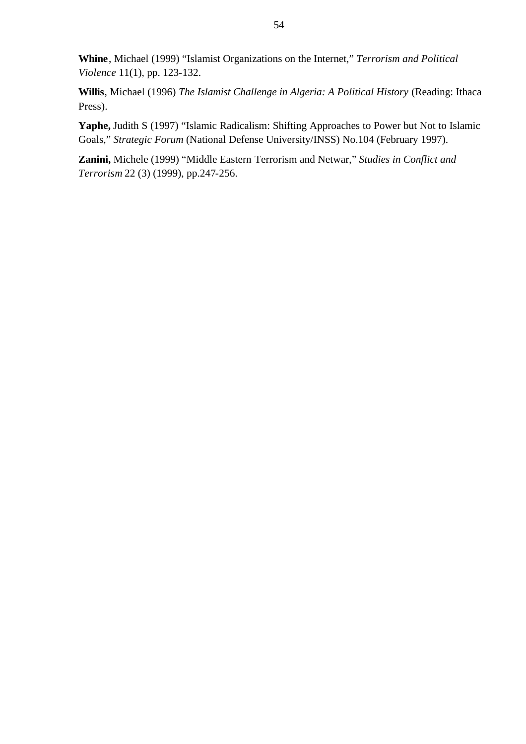**Whine**, Michael (1999) “Islamist Organizations on the Internet,” *Terrorism and Political Violence* 11(1), pp. 123-132.

**Willis**, Michael (1996) *The Islamist Challenge in Algeria: A Political History* (Reading: Ithaca Press).

**Yaphe,** Judith S (1997) “Islamic Radicalism: Shifting Approaches to Power but Not to Islamic Goals,” *Strategic Forum* (National Defense University/INSS) No.104 (February 1997).

**Zanini,** Michele (1999) “Middle Eastern Terrorism and Netwar,” *Studies in Conflict and Terrorism* 22 (3) (1999), pp.247-256.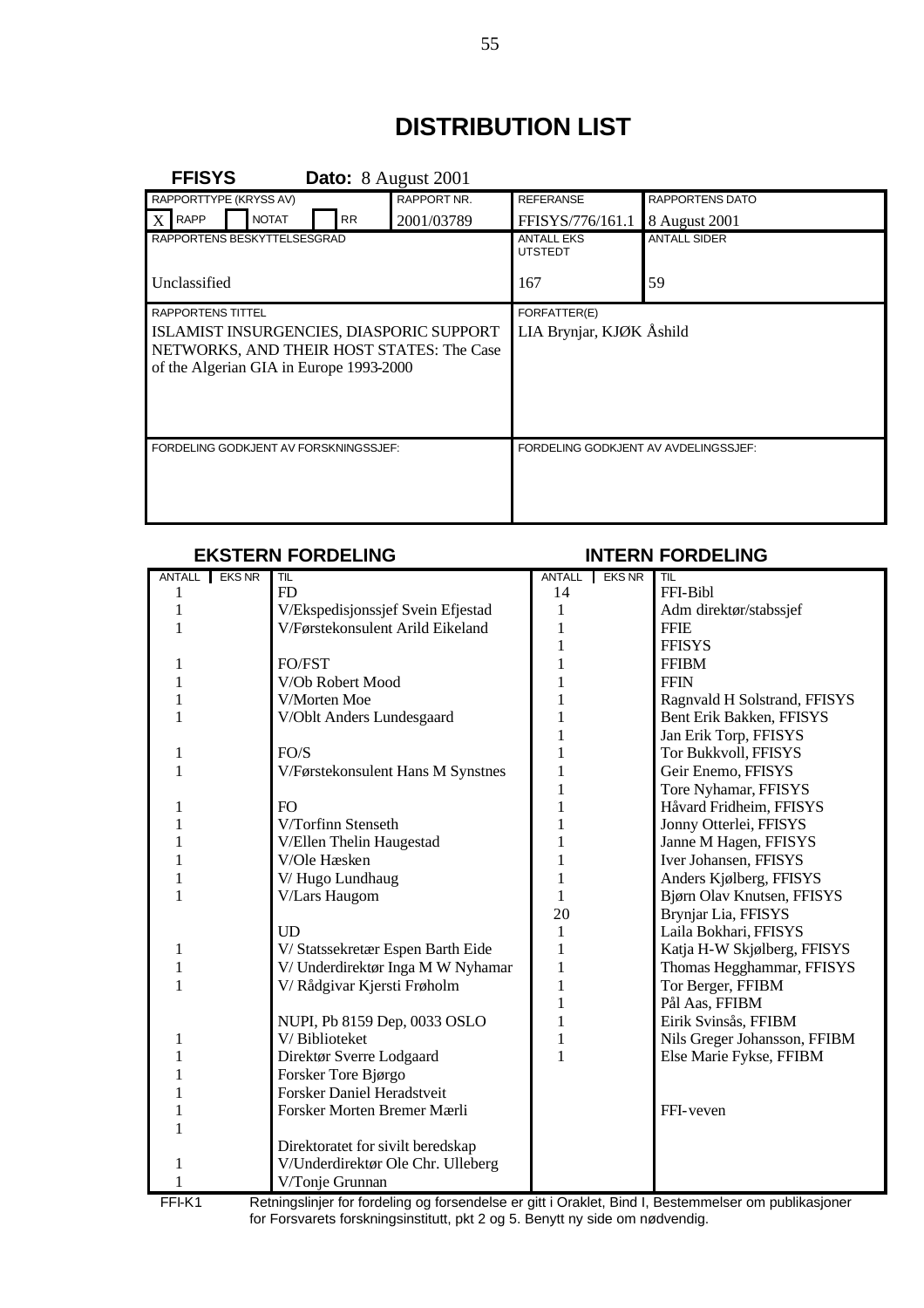# DISTRIBUTION LIST

**FFISYS** **Dato:** 8 August 2001

| RAPPORTTYPE (KRYSS AV) | RAPPORT NR. | REFERANSE | RAPPORTENS DATO |
|---|---|---|---|
| X RAPP ☐ NOTAT ☐ RR | 2001/03789 | FFISYS/776/161.1 | 8 August 2001 |
| RAPPORTENS BESKYTTELSESGRAD | | ANTALL EKS UTSTEDT | ANTALL SIDER |
| Unclassified | | 167 | 59 |
| RAPPORTENS TITTEL | | FORFATTER(E) | |
| ISLAMIST INSURGENCIES, DIASPORIC SUPPORT NETWORKS, AND THEIR HOST STATES: The Case of the Algerian GIA in Europe 1993-2000 | | LIA Brynjar, KJØK Åshild | |
| FORDELING GODKJENT AV FORSKNINGSSJEF: | | FORDELING GODKJENT AV AVDELINGSSJEF: | |

**EKSTERN FORDELING** / **INTERN FORDELING**

| ANTALL | EKS NR | TIL | ANTALL | EKS NR | TIL |
|---|---|---|---|---|---|
| 1 | | FD | 14 | | FFI-Bibl |
| 1 | | V/Ekspedisjonssjef Svein Efjestad | 1 | | Adm direktør/stabssjef |
| 1 | | V/Førstekonsulent Arild Eikeland | 1 | | FFIE |
| | | | 1 | | FFISYS |
| 1 | | FO/FST | 1 | | FFIBM |
| 1 | | V/Ob Robert Mood | 1 | | FFIN |
| 1 | | V/Morten Moe | 1 | | Ragnvald H Solstrand, FFISYS |
| 1 | | V/Oblt Anders Lundesgaard | 1 | | Bent Erik Bakken, FFISYS |
| | | | 1 | | Jan Erik Torp, FFISYS |
| 1 | | FO/S | 1 | | Tor Bukkvoll, FFISYS |
| 1 | | V/Førstekonsulent Hans M Synstnes | 1 | | Geir Enemo, FFISYS |
| | | | 1 | | Tore Nyhamar, FFISYS |
| 1 | | FO | 1 | | Håvard Fridheim, FFISYS |
| 1 | | V/Torfinn Stenseth | 1 | | Jonny Otterlei, FFISYS |
| 1 | | V/Ellen Thelin Haugestad | 1 | | Janne M Hagen, FFISYS |
| 1 | | V/Ole Hæsken | 1 | | Iver Johansen, FFISYS |
| 1 | | V/ Hugo Lundhaug | 1 | | Anders Kjølberg, FFISYS |
| 1 | | V/Lars Haugom | 1 | | Bjørn Olav Knutsen, FFISYS |
| | | | 20 | | Brynjar Lia, FFISYS |
| | | UD | 1 | | Laila Bokhari, FFISYS |
| 1 | | V/ Statssekretær Espen Barth Eide | 1 | | Katja H-W Skjølberg, FFISYS |
| 1 | | V/ Underdirektør Inga M W Nyhamar | 1 | | Thomas Hegghammar, FFISYS |
| 1 | | V/ Rådgivar Kjersti Frøholm | 1 | | Tor Berger, FFIBM |
| | | | 1 | | Pål Aas, FFIBM |
| | | NUPI, Pb 8159 Dep, 0033 OSLO | 1 | | Eirik Svinsås, FFIBM |
| 1 | | V/ Biblioteket | 1 | | Nils Greger Johansson, FFIBM |
| 1 | | Direktør Sverre Lodgaard | 1 | | Else Marie Fykse, FFIBM |
| 1 | | Forsker Tore Bjørgo | | | |
| 1 | | Forsker Daniel Heradstveit | | | |
| 1 | | Forsker Morten Bremer Mærli | | | FFI-veven |
| 1 | | | | | |
| | | Direktoratet for sivilt beredskap | | | |
| 1 | | V/Underdirektør Ole Chr. Ulleberg | | | |
| 1 | | V/Tonje Grunnan | | | |

FFI-K1 Retningslinjer for fordeling og forsendelse er gitt i Oraklet, Bind I, Bestemmelser om publikasjoner for Forsvarets forskningsinstitutt, pkt 2 og 5. Benytt ny side om nødvendig.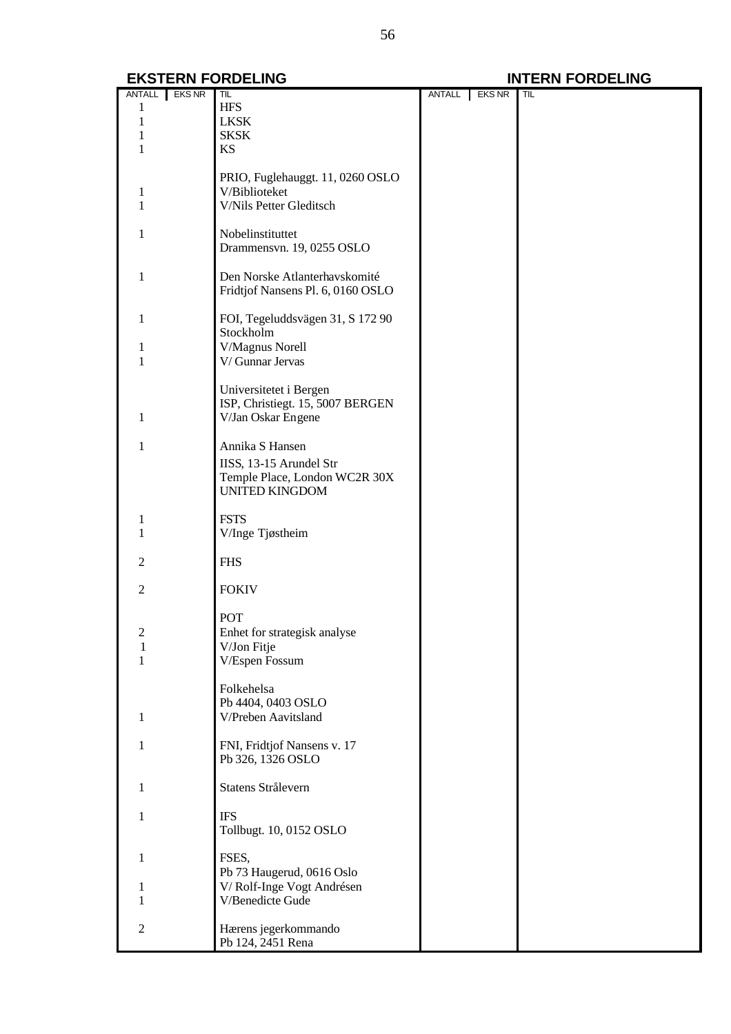| EKSTERN FORDELING | | | INTERN FORDELING | | |
|---|---|---|---|---|---|
| ANTALL | EKS NR | TIL | ANTALL | EKS NR | TIL |
| 1 | | HFS | | | |
| 1 | | LKSK | | | |
| 1 | | SKSK | | | |
| 1 | | KS | | | |
| | | PRIO, Fuglehauggt. 11, 0260 OSLO | | | |
| 1 | | V/Biblioteket | | | |
| 1 | | V/Nils Petter Gleditsch | | | |
| 1 | | Nobelinstituttet | | | |
| | | Drammensvn. 19, 0255 OSLO | | | |
| 1 | | Den Norske Atlanterhavskomité | | | |
| | | Fridtjof Nansens Pl. 6, 0160 OSLO | | | |
| 1 | | FOI, Tegeluddsvägen 31, S 172 90 Stockholm | | | |
| 1 | | V/Magnus Norell | | | |
| 1 | | V/ Gunnar Jervas | | | |
| | | Universitetet i Bergen | | | |
| | | ISP, Christiegt. 15, 5007 BERGEN | | | |
| 1 | | V/Jan Oskar Engene | | | |
| 1 | | Annika S Hansen | | | |
| | | IISS, 13-15 Arundel Str | | | |
| | | Temple Place, London WC2R 30X | | | |
| | | UNITED KINGDOM | | | |
| 1 | | FSTS | | | |
| 1 | | V/Inge Tjøstheim | | | |
| 2 | | FHS | | | |
| 2 | | FOKIV | | | |
| | | POT | | | |
| 2 | | Enhet for strategisk analyse | | | |
| 1 | | V/Jon Fitje | | | |
| 1 | | V/Espen Fossum | | | |
| | | Folkehelsa | | | |
| | | Pb 4404, 0403 OSLO | | | |
| 1 | | V/Preben Aavitsland | | | |
| 1 | | FNI, Fridtjof Nansens v. 17 | | | |
| | | Pb 326, 1326 OSLO | | | |
| 1 | | Statens Strålevern | | | |
| 1 | | IFS | | | |
| | | Tollbugt. 10, 0152 OSLO | | | |
| 1 | | FSES, | | | |
| | | Pb 73 Haugerud, 0616 Oslo | | | |
| 1 | | V/ Rolf-Inge Vogt Andrésen | | | |
| 1 | | V/Benedicte Gude | | | |
| 2 | | Hærens jegerkommando | | | |
| | | Pb 124, 2451 Rena | | | |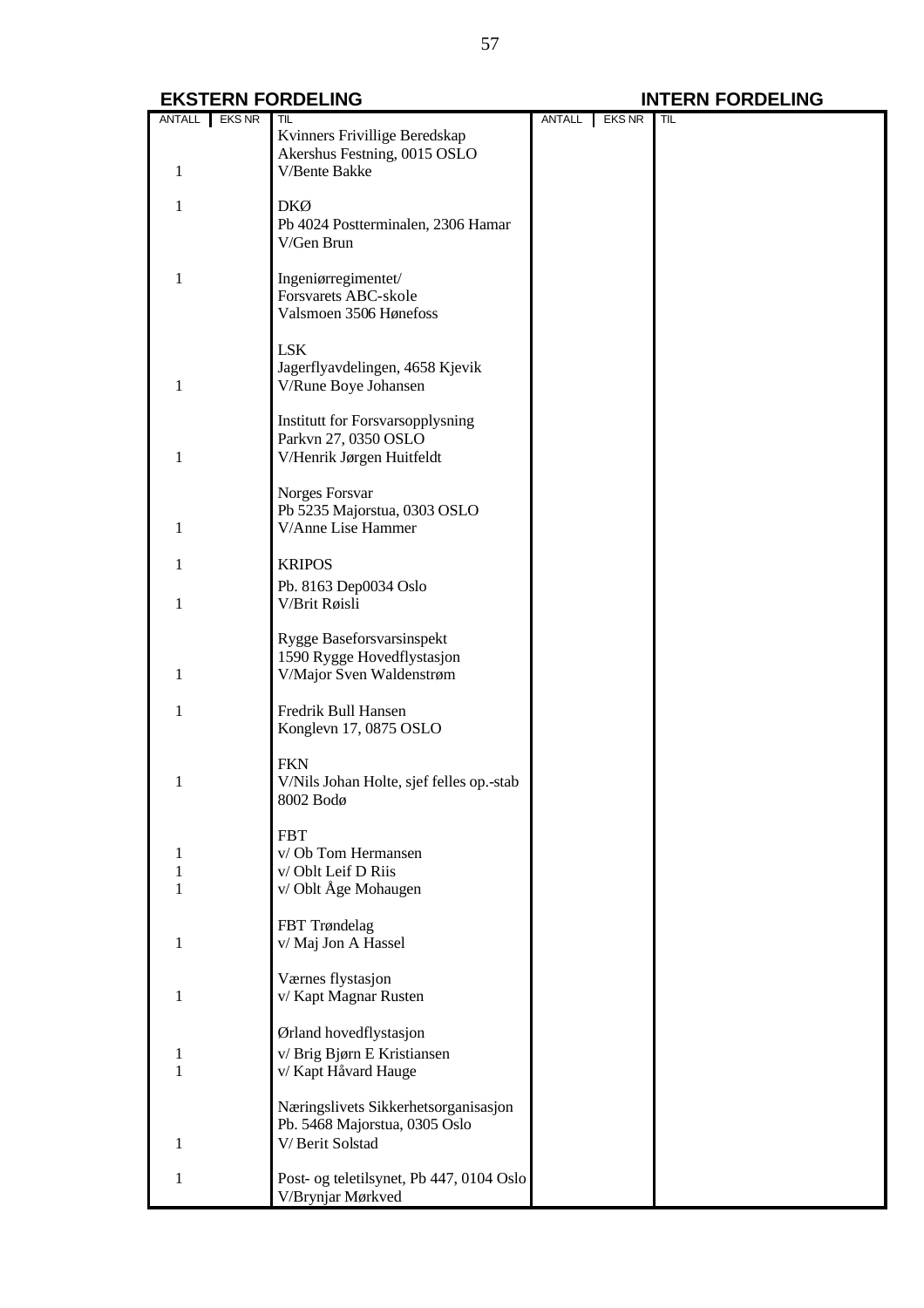| EKSTERN FORDELING | | | INTERN FORDELING | | |
|---|---|---|---|---|---|
| ANTALL | EKS NR | TIL | ANTALL | EKS NR | TIL |
| | | Kvinners Frivillige Beredskap<br>Akershus Festning, 0015 OSLO | | | |
| 1 | | V/Bente Bakke | | | |
| 1 | | DKØ<br>Pb 4024 Postterminalen, 2306 Hamar<br>V/Gen Brun | | | |
| 1 | | Ingeniørregimentet/<br>Forsvarets ABC-skole<br>Valsmoen 3506 Hønefoss | | | |
| | | LSK<br>Jagerflyavdelingen, 4658 Kjevik | | | |
| 1 | | V/Rune Boye Johansen | | | |
| | | Institutt for Forsvarsopplysning<br>Parkvn 27, 0350 OSLO | | | |
| 1 | | V/Henrik Jørgen Huitfeldt | | | |
| | | Norges Forsvar<br>Pb 5235 Majorstua, 0303 OSLO | | | |
| 1 | | V/Anne Lise Hammer | | | |
| 1 | | KRIPOS | | | |
| | | Pb. 8163 Dep0034 Oslo | | | |
| 1 | | V/Brit Røisli | | | |
| | | Rygge Baseforsvarsinspekt<br>1590 Rygge Hovedflystasjon | | | |
| 1 | | V/Major Sven Waldenstrøm | | | |
| 1 | | Fredrik Bull Hansen<br>Konglevn 17, 0875 OSLO | | | |
| | | FKN | | | |
| 1 | | V/Nils Johan Holte, sjef felles op.-stab<br>8002 Bodø | | | |
| | | FBT | | | |
| 1 | | v/ Ob Tom Hermansen | | | |
| 1 | | v/ Oblt Leif D Riis | | | |
| 1 | | v/ Oblt Åge Mohaugen | | | |
| | | FBT Trøndelag | | | |
| 1 | | v/ Maj Jon A Hassel | | | |
| | | Værnes flystasjon | | | |
| 1 | | v/ Kapt Magnar Rusten | | | |
| | | Ørland hovedflystasjon | | | |
| 1 | | v/ Brig Bjørn E Kristiansen | | | |
| 1 | | v/ Kapt Håvard Hauge | | | |
| | | Næringslivets Sikkerhetsorganisasjon<br>Pb. 5468 Majorstua, 0305 Oslo | | | |
| 1 | | V/ Berit Solstad | | | |
| 1 | | Post- og teletilsynet, Pb 447, 0104 Oslo<br>V/Brynjar Mørkved | | | |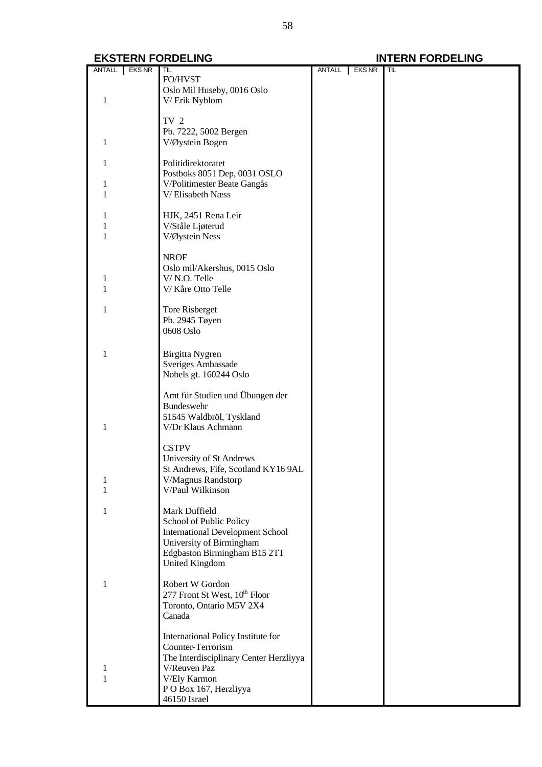**EKSTERN FORDELING** | **INTERN FORDELING**

| ANTALL | EKS NR | TIL | ANTALL | EKS NR | TIL |
|---|---|---|---|---|---|
| | | FO/HVST | | | |
| | | Oslo Mil Huseby, 0016 Oslo | | | |
| 1 | | V/ Erik Nyblom | | | |
| | | | | | |
| | | TV 2 | | | |
| | | Pb. 7222, 5002 Bergen | | | |
| 1 | | V/Øystein Bogen | | | |
| | | | | | |
| 1 | | Politidirektoratet | | | |
| | | Postboks 8051 Dep, 0031 OSLO | | | |
| 1 | | V/Politimester Beate Gangås | | | |
| 1 | | V/ Elisabeth Næss | | | |
| | | | | | |
| 1 | | HJK, 2451 Rena Leir | | | |
| 1 | | V/Ståle Ljøterud | | | |
| 1 | | V/Øystein Ness | | | |
| | | | | | |
| | | NROF | | | |
| | | Oslo mil/Akershus, 0015 Oslo | | | |
| 1 | | V/ N.O. Telle | | | |
| 1 | | V/ Kåre Otto Telle | | | |
| | | | | | |
| 1 | | Tore Risberget | | | |
| | | Pb. 2945 Tøyen | | | |
| | | 0608 Oslo | | | |
| | | | | | |
| 1 | | Birgitta Nygren | | | |
| | | Sveriges Ambassade | | | |
| | | Nobels gt. 160244 Oslo | | | |
| | | | | | |
| | | Amt für Studien und Übungen der | | | |
| | | Bundeswehr | | | |
| | | 51545 Waldbröl, Tyskland | | | |
| 1 | | V/Dr Klaus Achmann | | | |
| | | | | | |
| | | CSTPV | | | |
| | | University of St Andrews | | | |
| | | St Andrews, Fife, Scotland KY16 9AL | | | |
| 1 | | V/Magnus Randstorp | | | |
| 1 | | V/Paul Wilkinson | | | |
| | | | | | |
| 1 | | Mark Duffield | | | |
| | | School of Public Policy | | | |
| | | International Development School | | | |
| | | University of Birmingham | | | |
| | | Edgbaston Birmingham B15 2TT | | | |
| | | United Kingdom | | | |
| | | | | | |
| 1 | | Robert W Gordon | | | |
| | | 277 Front St West, 10th Floor | | | |
| | | Toronto, Ontario M5V 2X4 | | | |
| | | Canada | | | |
| | | | | | |
| | | International Policy Institute for | | | |
| | | Counter-Terrorism | | | |
| | | The Interdisciplinary Center Herzliyya | | | |
| 1 | | V/Reuven Paz | | | |
| 1 | | V/Ely Karmon | | | |
| | | P O Box 167, Herzliyya | | | |
| | | 46150 Israel | | | |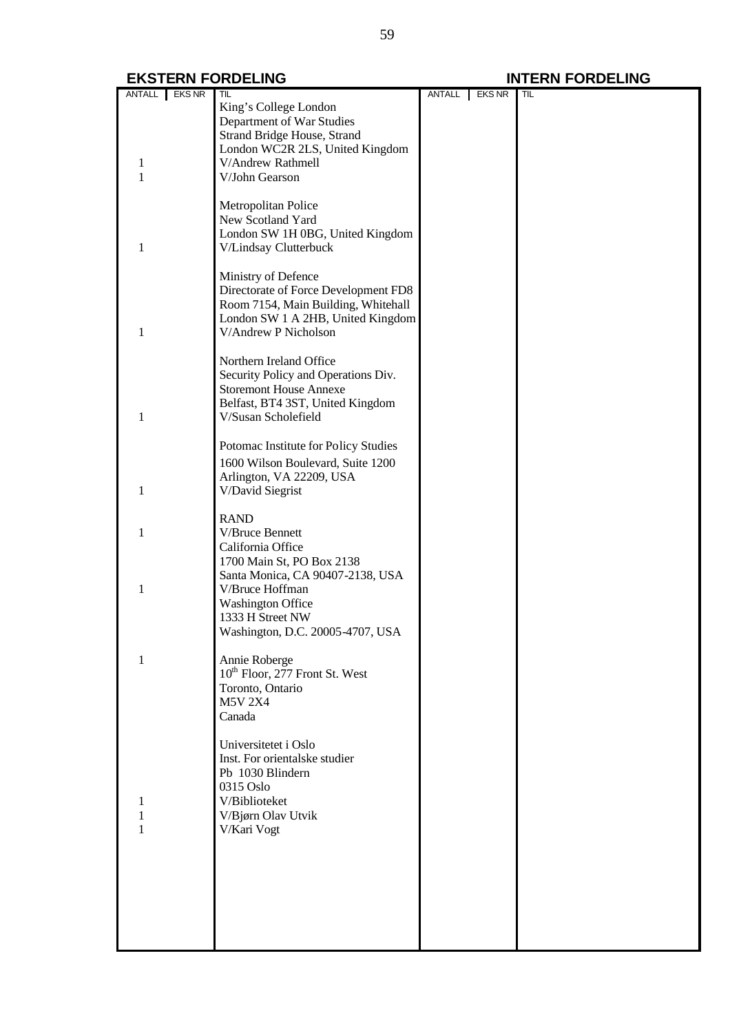## EKSTERN FORDELING

## INTERN FORDELING

| ANTALL | EKS NR | TIL | ANTALL | EKS NR | TIL |
|---|---|---|---|---|---|
| | | King's College London | | | |
| | | Department of War Studies | | | |
| | | Strand Bridge House, Strand | | | |
| | | London WC2R 2LS, United Kingdom | | | |
| 1 | | V/Andrew Rathmell | | | |
| 1 | | V/John Gearson | | | |
| | | | | | |
| | | Metropolitan Police | | | |
| | | New Scotland Yard | | | |
| | | London SW 1H 0BG, United Kingdom | | | |
| 1 | | V/Lindsay Clutterbuck | | | |
| | | | | | |
| | | Ministry of Defence | | | |
| | | Directorate of Force Development FD8 | | | |
| | | Room 7154, Main Building, Whitehall | | | |
| | | London SW 1 A 2HB, United Kingdom | | | |
| 1 | | V/Andrew P Nicholson | | | |
| | | | | | |
| | | Northern Ireland Office | | | |
| | | Security Policy and Operations Div. | | | |
| | | Storemont House Annexe | | | |
| | | Belfast, BT4 3ST, United Kingdom | | | |
| 1 | | V/Susan Scholefield | | | |
| | | | | | |
| | | Potomac Institute for Policy Studies | | | |
| | | 1600 Wilson Boulevard, Suite 1200 | | | |
| | | Arlington, VA 22209, USA | | | |
| 1 | | V/David Siegrist | | | |
| | | | | | |
| | | RAND | | | |
| 1 | | V/Bruce Bennett | | | |
| | | California Office | | | |
| | | 1700 Main St, PO Box 2138 | | | |
| | | Santa Monica, CA 90407-2138, USA | | | |
| 1 | | V/Bruce Hoffman | | | |
| | | Washington Office | | | |
| | | 1333 H Street NW | | | |
| | | Washington, D.C. 20005-4707, USA | | | |
| | | | | | |
| 1 | | Annie Roberge | | | |
| | | 10th Floor, 277 Front St. West | | | |
| | | Toronto, Ontario | | | |
| | | M5V 2X4 | | | |
| | | Canada | | | |
| | | | | | |
| | | Universitetet i Oslo | | | |
| | | Inst. For orientalske studier | | | |
| | | Pb 1030 Blindern | | | |
| | | 0315 Oslo | | | |
| 1 | | V/Biblioteket | | | |
| 1 | | V/Bjørn Olav Utvik | | | |
| 1 | | V/Kari Vogt | | | |